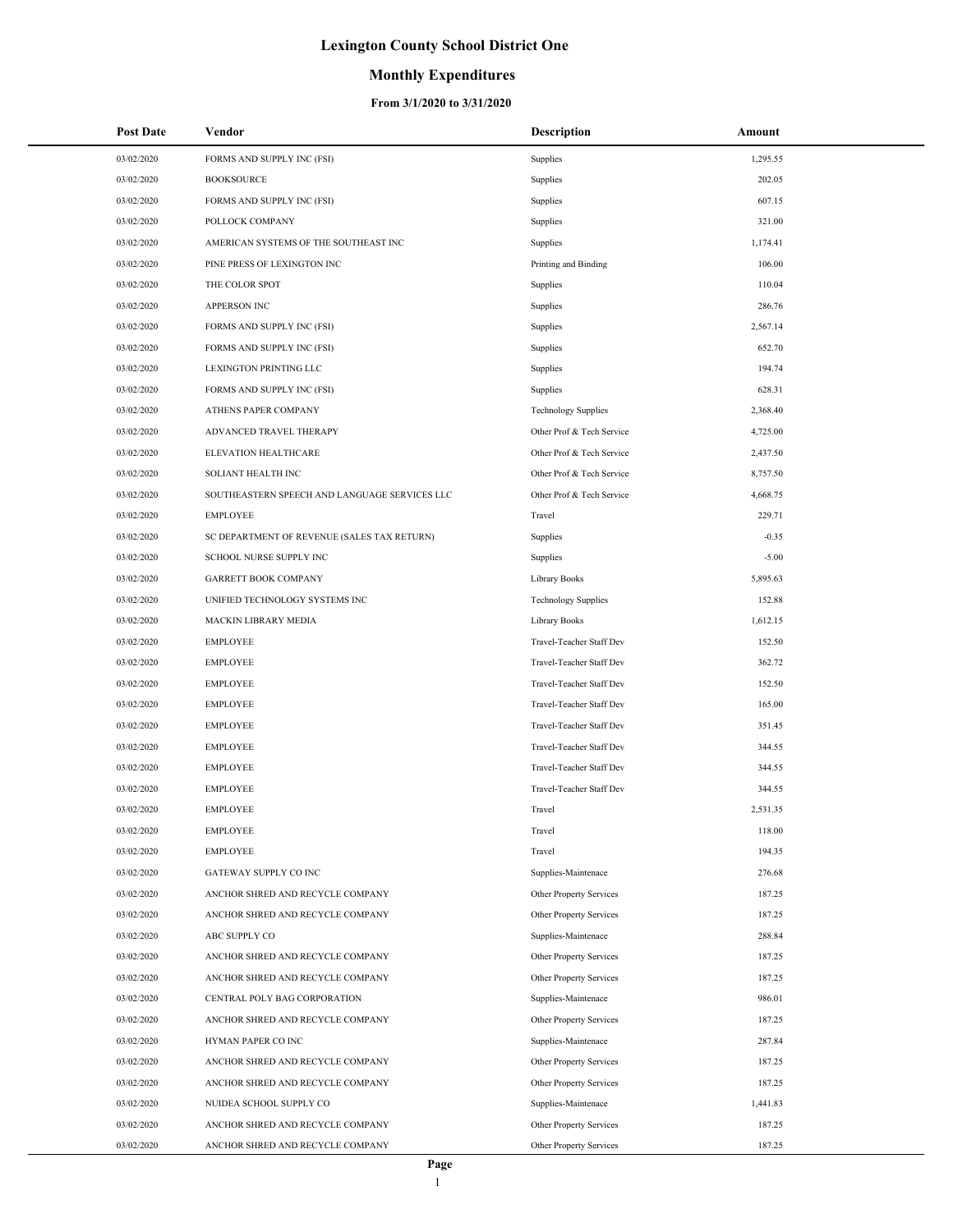# Lexington County School District One

## Monthly Expenditures

### From 3/1/2020 to 3/31/2020

| Post Date | Vendor | Description | Amount |
|---|---|---|---|
| 03/02/2020 | FORMS AND SUPPLY INC (FSI) | Supplies | 1,295.55 |
| 03/02/2020 | BOOKSOURCE | Supplies | 202.05 |
| 03/02/2020 | FORMS AND SUPPLY INC (FSI) | Supplies | 607.15 |
| 03/02/2020 | POLLOCK COMPANY | Supplies | 321.00 |
| 03/02/2020 | AMERICAN SYSTEMS OF THE SOUTHEAST INC | Supplies | 1,174.41 |
| 03/02/2020 | PINE PRESS OF LEXINGTON INC | Printing and Binding | 106.00 |
| 03/02/2020 | THE COLOR SPOT | Supplies | 110.04 |
| 03/02/2020 | APPERSON INC | Supplies | 286.76 |
| 03/02/2020 | FORMS AND SUPPLY INC (FSI) | Supplies | 2,567.14 |
| 03/02/2020 | FORMS AND SUPPLY INC (FSI) | Supplies | 652.70 |
| 03/02/2020 | LEXINGTON PRINTING LLC | Supplies | 194.74 |
| 03/02/2020 | FORMS AND SUPPLY INC (FSI) | Supplies | 628.31 |
| 03/02/2020 | ATHENS PAPER COMPANY | Technology Supplies | 2,368.40 |
| 03/02/2020 | ADVANCED TRAVEL THERAPY | Other Prof & Tech Service | 4,725.00 |
| 03/02/2020 | ELEVATION HEALTHCARE | Other Prof & Tech Service | 2,437.50 |
| 03/02/2020 | SOLIANT HEALTH INC | Other Prof & Tech Service | 8,757.50 |
| 03/02/2020 | SOUTHEASTERN SPEECH AND LANGUAGE SERVICES LLC | Other Prof & Tech Service | 4,668.75 |
| 03/02/2020 | EMPLOYEE | Travel | 229.71 |
| 03/02/2020 | SC DEPARTMENT OF REVENUE (SALES TAX RETURN) | Supplies | -0.35 |
| 03/02/2020 | SCHOOL NURSE SUPPLY INC | Supplies | -5.00 |
| 03/02/2020 | GARRETT BOOK COMPANY | Library Books | 5,895.63 |
| 03/02/2020 | UNIFIED TECHNOLOGY SYSTEMS INC | Technology Supplies | 152.88 |
| 03/02/2020 | MACKIN LIBRARY MEDIA | Library Books | 1,612.15 |
| 03/02/2020 | EMPLOYEE | Travel-Teacher Staff Dev | 152.50 |
| 03/02/2020 | EMPLOYEE | Travel-Teacher Staff Dev | 362.72 |
| 03/02/2020 | EMPLOYEE | Travel-Teacher Staff Dev | 152.50 |
| 03/02/2020 | EMPLOYEE | Travel-Teacher Staff Dev | 165.00 |
| 03/02/2020 | EMPLOYEE | Travel-Teacher Staff Dev | 351.45 |
| 03/02/2020 | EMPLOYEE | Travel-Teacher Staff Dev | 344.55 |
| 03/02/2020 | EMPLOYEE | Travel-Teacher Staff Dev | 344.55 |
| 03/02/2020 | EMPLOYEE | Travel-Teacher Staff Dev | 344.55 |
| 03/02/2020 | EMPLOYEE | Travel | 2,531.35 |
| 03/02/2020 | EMPLOYEE | Travel | 118.00 |
| 03/02/2020 | EMPLOYEE | Travel | 194.35 |
| 03/02/2020 | GATEWAY SUPPLY CO INC | Supplies-Maintenace | 276.68 |
| 03/02/2020 | ANCHOR SHRED AND RECYCLE COMPANY | Other Property Services | 187.25 |
| 03/02/2020 | ANCHOR SHRED AND RECYCLE COMPANY | Other Property Services | 187.25 |
| 03/02/2020 | ABC SUPPLY CO | Supplies-Maintenace | 288.84 |
| 03/02/2020 | ANCHOR SHRED AND RECYCLE COMPANY | Other Property Services | 187.25 |
| 03/02/2020 | ANCHOR SHRED AND RECYCLE COMPANY | Other Property Services | 187.25 |
| 03/02/2020 | CENTRAL POLY BAG CORPORATION | Supplies-Maintenace | 986.01 |
| 03/02/2020 | ANCHOR SHRED AND RECYCLE COMPANY | Other Property Services | 187.25 |
| 03/02/2020 | HYMAN PAPER CO INC | Supplies-Maintenace | 287.84 |
| 03/02/2020 | ANCHOR SHRED AND RECYCLE COMPANY | Other Property Services | 187.25 |
| 03/02/2020 | ANCHOR SHRED AND RECYCLE COMPANY | Other Property Services | 187.25 |
| 03/02/2020 | NUIDEA SCHOOL SUPPLY CO | Supplies-Maintenace | 1,441.83 |
| 03/02/2020 | ANCHOR SHRED AND RECYCLE COMPANY | Other Property Services | 187.25 |
| 03/02/2020 | ANCHOR SHRED AND RECYCLE COMPANY | Other Property Services | 187.25 |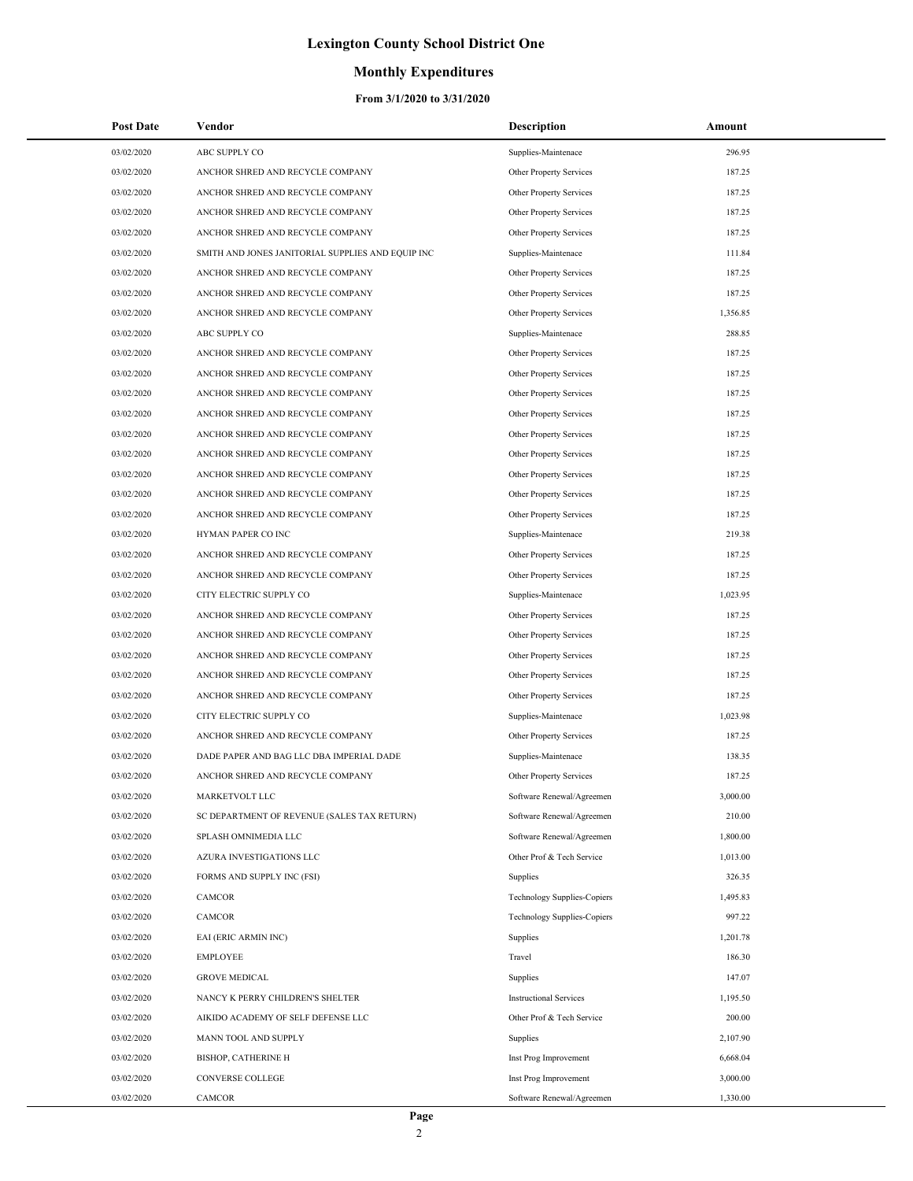# Lexington County School District One

## Monthly Expenditures

### From 3/1/2020 to 3/31/2020

| Post Date | Vendor | Description | Amount |
|---|---|---|---|
| 03/02/2020 | ABC SUPPLY CO | Supplies-Maintenace | 296.95 |
| 03/02/2020 | ANCHOR SHRED AND RECYCLE COMPANY | Other Property Services | 187.25 |
| 03/02/2020 | ANCHOR SHRED AND RECYCLE COMPANY | Other Property Services | 187.25 |
| 03/02/2020 | ANCHOR SHRED AND RECYCLE COMPANY | Other Property Services | 187.25 |
| 03/02/2020 | ANCHOR SHRED AND RECYCLE COMPANY | Other Property Services | 187.25 |
| 03/02/2020 | SMITH AND JONES JANITORIAL SUPPLIES AND EQUIP INC | Supplies-Maintenace | 111.84 |
| 03/02/2020 | ANCHOR SHRED AND RECYCLE COMPANY | Other Property Services | 187.25 |
| 03/02/2020 | ANCHOR SHRED AND RECYCLE COMPANY | Other Property Services | 187.25 |
| 03/02/2020 | ANCHOR SHRED AND RECYCLE COMPANY | Other Property Services | 1,356.85 |
| 03/02/2020 | ABC SUPPLY CO | Supplies-Maintenace | 288.85 |
| 03/02/2020 | ANCHOR SHRED AND RECYCLE COMPANY | Other Property Services | 187.25 |
| 03/02/2020 | ANCHOR SHRED AND RECYCLE COMPANY | Other Property Services | 187.25 |
| 03/02/2020 | ANCHOR SHRED AND RECYCLE COMPANY | Other Property Services | 187.25 |
| 03/02/2020 | ANCHOR SHRED AND RECYCLE COMPANY | Other Property Services | 187.25 |
| 03/02/2020 | ANCHOR SHRED AND RECYCLE COMPANY | Other Property Services | 187.25 |
| 03/02/2020 | ANCHOR SHRED AND RECYCLE COMPANY | Other Property Services | 187.25 |
| 03/02/2020 | ANCHOR SHRED AND RECYCLE COMPANY | Other Property Services | 187.25 |
| 03/02/2020 | ANCHOR SHRED AND RECYCLE COMPANY | Other Property Services | 187.25 |
| 03/02/2020 | ANCHOR SHRED AND RECYCLE COMPANY | Other Property Services | 187.25 |
| 03/02/2020 | HYMAN PAPER CO INC | Supplies-Maintenace | 219.38 |
| 03/02/2020 | ANCHOR SHRED AND RECYCLE COMPANY | Other Property Services | 187.25 |
| 03/02/2020 | ANCHOR SHRED AND RECYCLE COMPANY | Other Property Services | 187.25 |
| 03/02/2020 | CITY ELECTRIC SUPPLY CO | Supplies-Maintenace | 1,023.95 |
| 03/02/2020 | ANCHOR SHRED AND RECYCLE COMPANY | Other Property Services | 187.25 |
| 03/02/2020 | ANCHOR SHRED AND RECYCLE COMPANY | Other Property Services | 187.25 |
| 03/02/2020 | ANCHOR SHRED AND RECYCLE COMPANY | Other Property Services | 187.25 |
| 03/02/2020 | ANCHOR SHRED AND RECYCLE COMPANY | Other Property Services | 187.25 |
| 03/02/2020 | ANCHOR SHRED AND RECYCLE COMPANY | Other Property Services | 187.25 |
| 03/02/2020 | CITY ELECTRIC SUPPLY CO | Supplies-Maintenace | 1,023.98 |
| 03/02/2020 | ANCHOR SHRED AND RECYCLE COMPANY | Other Property Services | 187.25 |
| 03/02/2020 | DADE PAPER AND BAG LLC DBA IMPERIAL DADE | Supplies-Maintenace | 138.35 |
| 03/02/2020 | ANCHOR SHRED AND RECYCLE COMPANY | Other Property Services | 187.25 |
| 03/02/2020 | MARKETVOLT LLC | Software Renewal/Agreemen | 3,000.00 |
| 03/02/2020 | SC DEPARTMENT OF REVENUE (SALES TAX RETURN) | Software Renewal/Agreemen | 210.00 |
| 03/02/2020 | SPLASH OMNIMEDIA LLC | Software Renewal/Agreemen | 1,800.00 |
| 03/02/2020 | AZURA INVESTIGATIONS LLC | Other Prof & Tech Service | 1,013.00 |
| 03/02/2020 | FORMS AND SUPPLY INC (FSI) | Supplies | 326.35 |
| 03/02/2020 | CAMCOR | Technology Supplies-Copiers | 1,495.83 |
| 03/02/2020 | CAMCOR | Technology Supplies-Copiers | 997.22 |
| 03/02/2020 | EAI (ERIC ARMIN INC) | Supplies | 1,201.78 |
| 03/02/2020 | EMPLOYEE | Travel | 186.30 |
| 03/02/2020 | GROVE MEDICAL | Supplies | 147.07 |
| 03/02/2020 | NANCY K PERRY CHILDREN'S SHELTER | Instructional Services | 1,195.50 |
| 03/02/2020 | AIKIDO ACADEMY OF SELF DEFENSE LLC | Other Prof & Tech Service | 200.00 |
| 03/02/2020 | MANN TOOL AND SUPPLY | Supplies | 2,107.90 |
| 03/02/2020 | BISHOP, CATHERINE H | Inst Prog Improvement | 6,668.04 |
| 03/02/2020 | CONVERSE COLLEGE | Inst Prog Improvement | 3,000.00 |
| 03/02/2020 | CAMCOR | Software Renewal/Agreemen | 1,330.00 |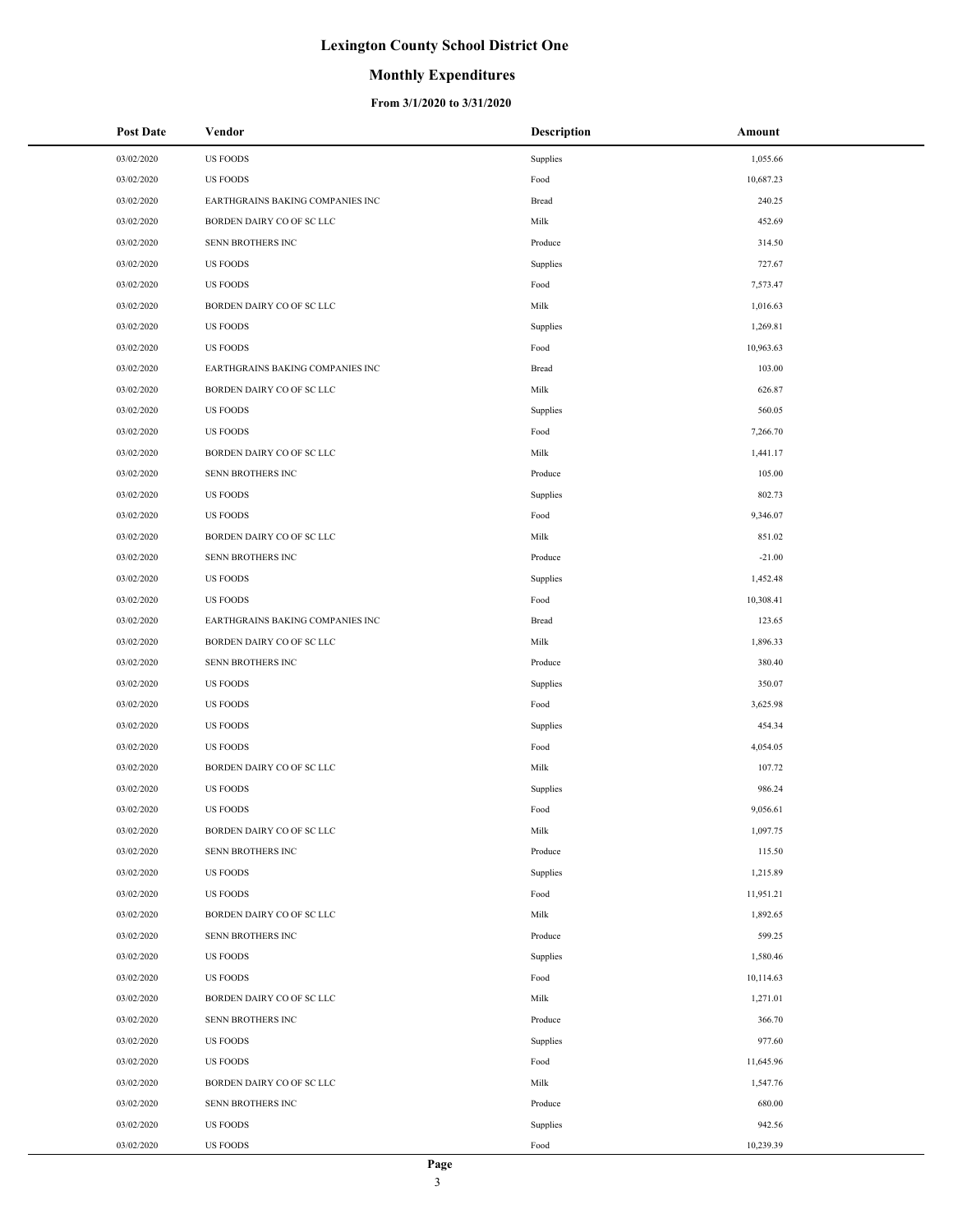# Lexington County School District One

## Monthly Expenditures

### From 3/1/2020 to 3/31/2020

| Post Date | Vendor | Description | Amount |
|---|---|---|---|
| 03/02/2020 | US FOODS | Supplies | 1,055.66 |
| 03/02/2020 | US FOODS | Food | 10,687.23 |
| 03/02/2020 | EARTHGRAINS BAKING COMPANIES INC | Bread | 240.25 |
| 03/02/2020 | BORDEN DAIRY CO OF SC LLC | Milk | 452.69 |
| 03/02/2020 | SENN BROTHERS INC | Produce | 314.50 |
| 03/02/2020 | US FOODS | Supplies | 727.67 |
| 03/02/2020 | US FOODS | Food | 7,573.47 |
| 03/02/2020 | BORDEN DAIRY CO OF SC LLC | Milk | 1,016.63 |
| 03/02/2020 | US FOODS | Supplies | 1,269.81 |
| 03/02/2020 | US FOODS | Food | 10,963.63 |
| 03/02/2020 | EARTHGRAINS BAKING COMPANIES INC | Bread | 103.00 |
| 03/02/2020 | BORDEN DAIRY CO OF SC LLC | Milk | 626.87 |
| 03/02/2020 | US FOODS | Supplies | 560.05 |
| 03/02/2020 | US FOODS | Food | 7,266.70 |
| 03/02/2020 | BORDEN DAIRY CO OF SC LLC | Milk | 1,441.17 |
| 03/02/2020 | SENN BROTHERS INC | Produce | 105.00 |
| 03/02/2020 | US FOODS | Supplies | 802.73 |
| 03/02/2020 | US FOODS | Food | 9,346.07 |
| 03/02/2020 | BORDEN DAIRY CO OF SC LLC | Milk | 851.02 |
| 03/02/2020 | SENN BROTHERS INC | Produce | -21.00 |
| 03/02/2020 | US FOODS | Supplies | 1,452.48 |
| 03/02/2020 | US FOODS | Food | 10,308.41 |
| 03/02/2020 | EARTHGRAINS BAKING COMPANIES INC | Bread | 123.65 |
| 03/02/2020 | BORDEN DAIRY CO OF SC LLC | Milk | 1,896.33 |
| 03/02/2020 | SENN BROTHERS INC | Produce | 380.40 |
| 03/02/2020 | US FOODS | Supplies | 350.07 |
| 03/02/2020 | US FOODS | Food | 3,625.98 |
| 03/02/2020 | US FOODS | Supplies | 454.34 |
| 03/02/2020 | US FOODS | Food | 4,054.05 |
| 03/02/2020 | BORDEN DAIRY CO OF SC LLC | Milk | 107.72 |
| 03/02/2020 | US FOODS | Supplies | 986.24 |
| 03/02/2020 | US FOODS | Food | 9,056.61 |
| 03/02/2020 | BORDEN DAIRY CO OF SC LLC | Milk | 1,097.75 |
| 03/02/2020 | SENN BROTHERS INC | Produce | 115.50 |
| 03/02/2020 | US FOODS | Supplies | 1,215.89 |
| 03/02/2020 | US FOODS | Food | 11,951.21 |
| 03/02/2020 | BORDEN DAIRY CO OF SC LLC | Milk | 1,892.65 |
| 03/02/2020 | SENN BROTHERS INC | Produce | 599.25 |
| 03/02/2020 | US FOODS | Supplies | 1,580.46 |
| 03/02/2020 | US FOODS | Food | 10,114.63 |
| 03/02/2020 | BORDEN DAIRY CO OF SC LLC | Milk | 1,271.01 |
| 03/02/2020 | SENN BROTHERS INC | Produce | 366.70 |
| 03/02/2020 | US FOODS | Supplies | 977.60 |
| 03/02/2020 | US FOODS | Food | 11,645.96 |
| 03/02/2020 | BORDEN DAIRY CO OF SC LLC | Milk | 1,547.76 |
| 03/02/2020 | SENN BROTHERS INC | Produce | 680.00 |
| 03/02/2020 | US FOODS | Supplies | 942.56 |
| 03/02/2020 | US FOODS | Food | 10,239.39 |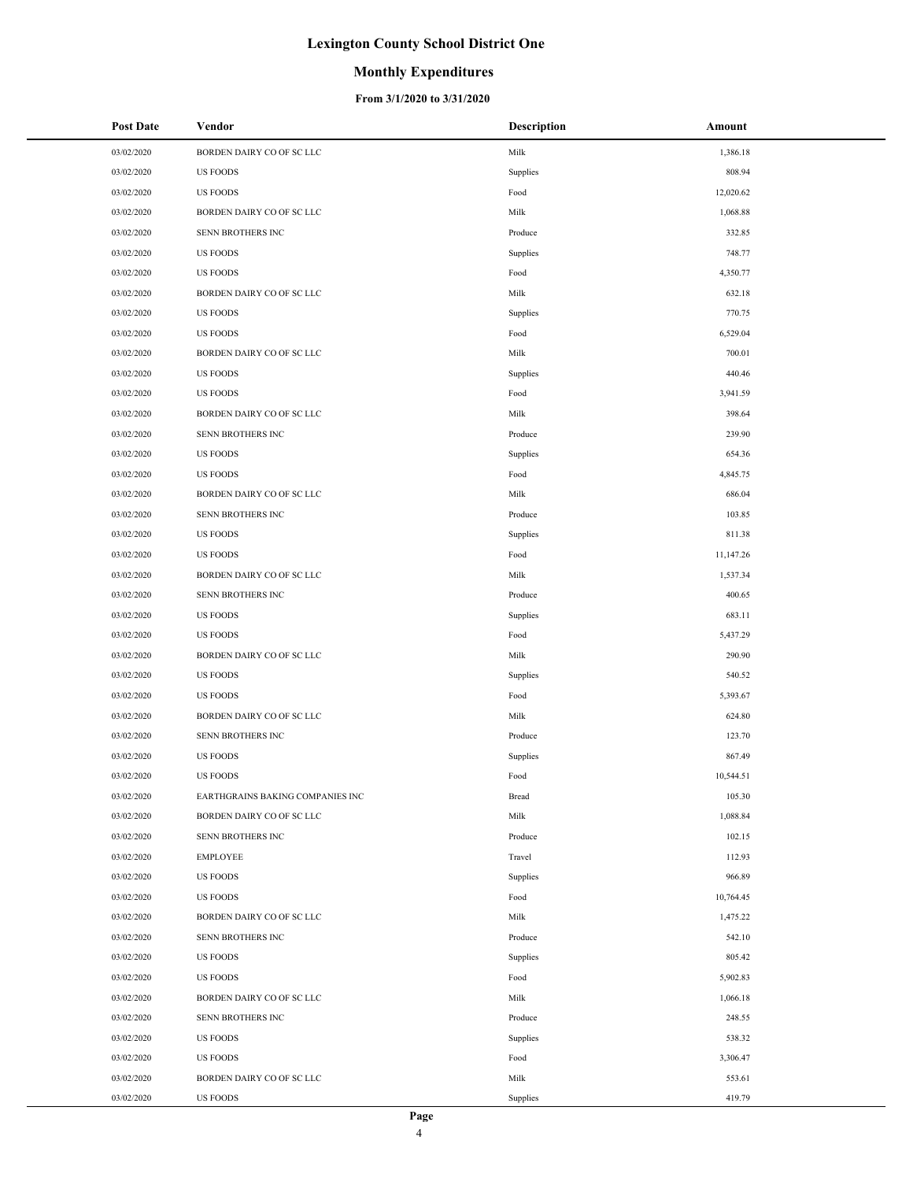# Lexington County School District One

## Monthly Expenditures

### From 3/1/2020 to 3/31/2020

| Post Date | Vendor | Description | Amount |
|---|---|---|---|
| 03/02/2020 | BORDEN DAIRY CO OF SC LLC | Milk | 1,386.18 |
| 03/02/2020 | US FOODS | Supplies | 808.94 |
| 03/02/2020 | US FOODS | Food | 12,020.62 |
| 03/02/2020 | BORDEN DAIRY CO OF SC LLC | Milk | 1,068.88 |
| 03/02/2020 | SENN BROTHERS INC | Produce | 332.85 |
| 03/02/2020 | US FOODS | Supplies | 748.77 |
| 03/02/2020 | US FOODS | Food | 4,350.77 |
| 03/02/2020 | BORDEN DAIRY CO OF SC LLC | Milk | 632.18 |
| 03/02/2020 | US FOODS | Supplies | 770.75 |
| 03/02/2020 | US FOODS | Food | 6,529.04 |
| 03/02/2020 | BORDEN DAIRY CO OF SC LLC | Milk | 700.01 |
| 03/02/2020 | US FOODS | Supplies | 440.46 |
| 03/02/2020 | US FOODS | Food | 3,941.59 |
| 03/02/2020 | BORDEN DAIRY CO OF SC LLC | Milk | 398.64 |
| 03/02/2020 | SENN BROTHERS INC | Produce | 239.90 |
| 03/02/2020 | US FOODS | Supplies | 654.36 |
| 03/02/2020 | US FOODS | Food | 4,845.75 |
| 03/02/2020 | BORDEN DAIRY CO OF SC LLC | Milk | 686.04 |
| 03/02/2020 | SENN BROTHERS INC | Produce | 103.85 |
| 03/02/2020 | US FOODS | Supplies | 811.38 |
| 03/02/2020 | US FOODS | Food | 11,147.26 |
| 03/02/2020 | BORDEN DAIRY CO OF SC LLC | Milk | 1,537.34 |
| 03/02/2020 | SENN BROTHERS INC | Produce | 400.65 |
| 03/02/2020 | US FOODS | Supplies | 683.11 |
| 03/02/2020 | US FOODS | Food | 5,437.29 |
| 03/02/2020 | BORDEN DAIRY CO OF SC LLC | Milk | 290.90 |
| 03/02/2020 | US FOODS | Supplies | 540.52 |
| 03/02/2020 | US FOODS | Food | 5,393.67 |
| 03/02/2020 | BORDEN DAIRY CO OF SC LLC | Milk | 624.80 |
| 03/02/2020 | SENN BROTHERS INC | Produce | 123.70 |
| 03/02/2020 | US FOODS | Supplies | 867.49 |
| 03/02/2020 | US FOODS | Food | 10,544.51 |
| 03/02/2020 | EARTHGRAINS BAKING COMPANIES INC | Bread | 105.30 |
| 03/02/2020 | BORDEN DAIRY CO OF SC LLC | Milk | 1,088.84 |
| 03/02/2020 | SENN BROTHERS INC | Produce | 102.15 |
| 03/02/2020 | EMPLOYEE | Travel | 112.93 |
| 03/02/2020 | US FOODS | Supplies | 966.89 |
| 03/02/2020 | US FOODS | Food | 10,764.45 |
| 03/02/2020 | BORDEN DAIRY CO OF SC LLC | Milk | 1,475.22 |
| 03/02/2020 | SENN BROTHERS INC | Produce | 542.10 |
| 03/02/2020 | US FOODS | Supplies | 805.42 |
| 03/02/2020 | US FOODS | Food | 5,902.83 |
| 03/02/2020 | BORDEN DAIRY CO OF SC LLC | Milk | 1,066.18 |
| 03/02/2020 | SENN BROTHERS INC | Produce | 248.55 |
| 03/02/2020 | US FOODS | Supplies | 538.32 |
| 03/02/2020 | US FOODS | Food | 3,306.47 |
| 03/02/2020 | BORDEN DAIRY CO OF SC LLC | Milk | 553.61 |
| 03/02/2020 | US FOODS | Supplies | 419.79 |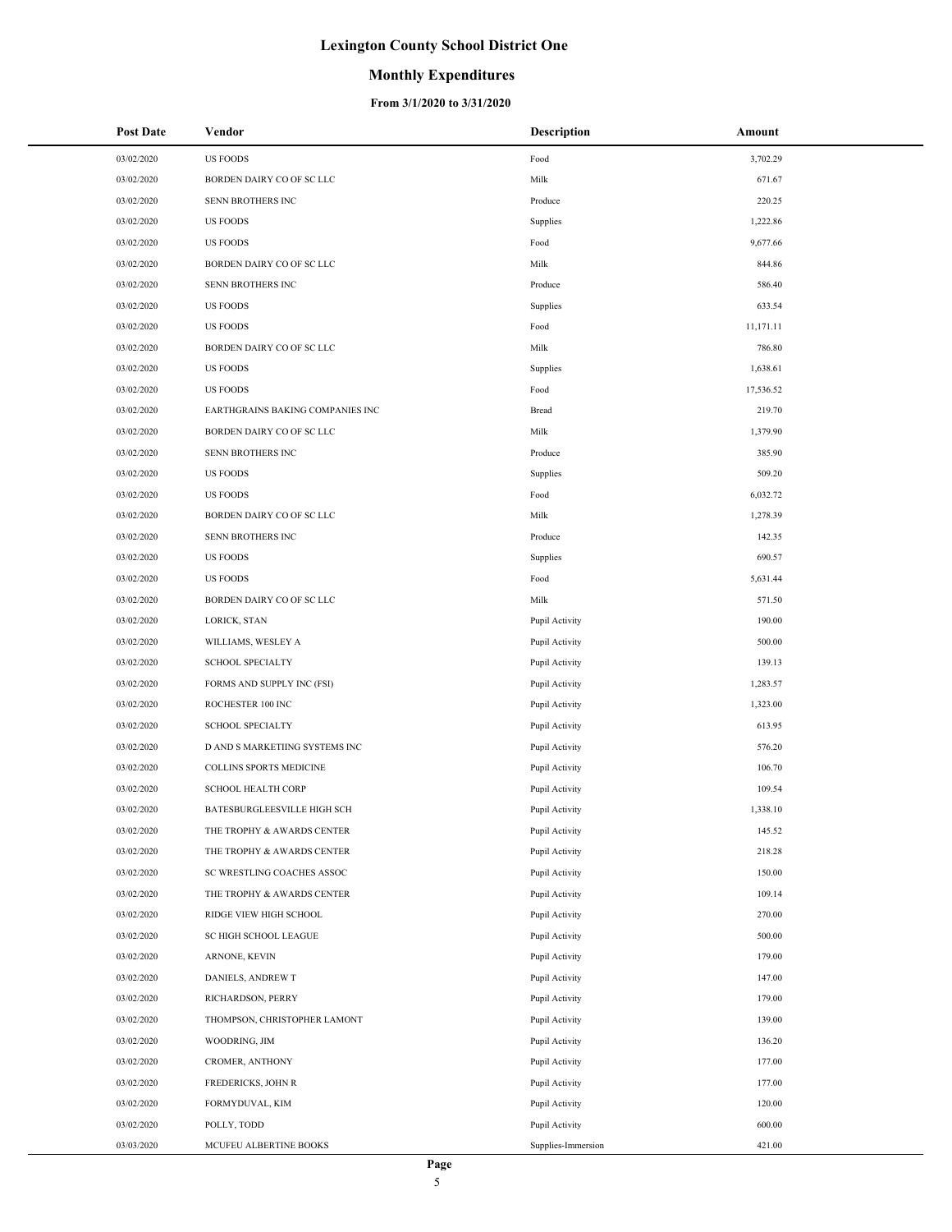# Lexington County School District One

## Monthly Expenditures

### From 3/1/2020 to 3/31/2020

| Post Date | Vendor | Description | Amount |
|---|---|---|---|
| 03/02/2020 | US FOODS | Food | 3,702.29 |
| 03/02/2020 | BORDEN DAIRY CO OF SC LLC | Milk | 671.67 |
| 03/02/2020 | SENN BROTHERS INC | Produce | 220.25 |
| 03/02/2020 | US FOODS | Supplies | 1,222.86 |
| 03/02/2020 | US FOODS | Food | 9,677.66 |
| 03/02/2020 | BORDEN DAIRY CO OF SC LLC | Milk | 844.86 |
| 03/02/2020 | SENN BROTHERS INC | Produce | 586.40 |
| 03/02/2020 | US FOODS | Supplies | 633.54 |
| 03/02/2020 | US FOODS | Food | 11,171.11 |
| 03/02/2020 | BORDEN DAIRY CO OF SC LLC | Milk | 786.80 |
| 03/02/2020 | US FOODS | Supplies | 1,638.61 |
| 03/02/2020 | US FOODS | Food | 17,536.52 |
| 03/02/2020 | EARTHGRAINS BAKING COMPANIES INC | Bread | 219.70 |
| 03/02/2020 | BORDEN DAIRY CO OF SC LLC | Milk | 1,379.90 |
| 03/02/2020 | SENN BROTHERS INC | Produce | 385.90 |
| 03/02/2020 | US FOODS | Supplies | 509.20 |
| 03/02/2020 | US FOODS | Food | 6,032.72 |
| 03/02/2020 | BORDEN DAIRY CO OF SC LLC | Milk | 1,278.39 |
| 03/02/2020 | SENN BROTHERS INC | Produce | 142.35 |
| 03/02/2020 | US FOODS | Supplies | 690.57 |
| 03/02/2020 | US FOODS | Food | 5,631.44 |
| 03/02/2020 | BORDEN DAIRY CO OF SC LLC | Milk | 571.50 |
| 03/02/2020 | LORICK, STAN | Pupil Activity | 190.00 |
| 03/02/2020 | WILLIAMS, WESLEY A | Pupil Activity | 500.00 |
| 03/02/2020 | SCHOOL SPECIALTY | Pupil Activity | 139.13 |
| 03/02/2020 | FORMS AND SUPPLY INC (FSI) | Pupil Activity | 1,283.57 |
| 03/02/2020 | ROCHESTER 100 INC | Pupil Activity | 1,323.00 |
| 03/02/2020 | SCHOOL SPECIALTY | Pupil Activity | 613.95 |
| 03/02/2020 | D AND S MARKETIING SYSTEMS INC | Pupil Activity | 576.20 |
| 03/02/2020 | COLLINS SPORTS MEDICINE | Pupil Activity | 106.70 |
| 03/02/2020 | SCHOOL HEALTH CORP | Pupil Activity | 109.54 |
| 03/02/2020 | BATESBURGLEESVILLE HIGH SCH | Pupil Activity | 1,338.10 |
| 03/02/2020 | THE TROPHY & AWARDS CENTER | Pupil Activity | 145.52 |
| 03/02/2020 | THE TROPHY & AWARDS CENTER | Pupil Activity | 218.28 |
| 03/02/2020 | SC WRESTLING COACHES ASSOC | Pupil Activity | 150.00 |
| 03/02/2020 | THE TROPHY & AWARDS CENTER | Pupil Activity | 109.14 |
| 03/02/2020 | RIDGE VIEW HIGH SCHOOL | Pupil Activity | 270.00 |
| 03/02/2020 | SC HIGH SCHOOL LEAGUE | Pupil Activity | 500.00 |
| 03/02/2020 | ARNONE, KEVIN | Pupil Activity | 179.00 |
| 03/02/2020 | DANIELS, ANDREW T | Pupil Activity | 147.00 |
| 03/02/2020 | RICHARDSON, PERRY | Pupil Activity | 179.00 |
| 03/02/2020 | THOMPSON, CHRISTOPHER LAMONT | Pupil Activity | 139.00 |
| 03/02/2020 | WOODRING, JIM | Pupil Activity | 136.20 |
| 03/02/2020 | CROMER, ANTHONY | Pupil Activity | 177.00 |
| 03/02/2020 | FREDERICKS, JOHN R | Pupil Activity | 177.00 |
| 03/02/2020 | FORMYDUVAL, KIM | Pupil Activity | 120.00 |
| 03/02/2020 | POLLY, TODD | Pupil Activity | 600.00 |
| 03/03/2020 | MCUFEU ALBERTINE BOOKS | Supplies-Immersion | 421.00 |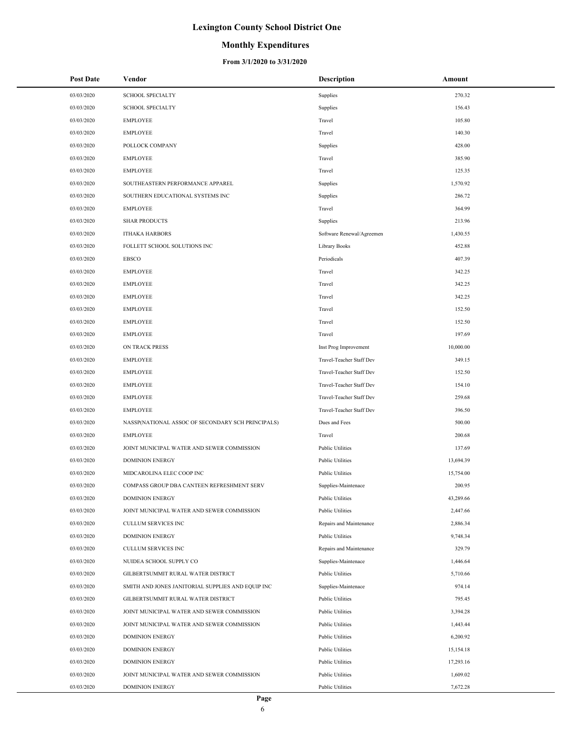# Lexington County School District One

## Monthly Expenditures

### From 3/1/2020 to 3/31/2020

| Post Date | Vendor | Description | Amount |
|---|---|---|---|
| 03/03/2020 | SCHOOL SPECIALTY | Supplies | 270.32 |
| 03/03/2020 | SCHOOL SPECIALTY | Supplies | 156.43 |
| 03/03/2020 | EMPLOYEE | Travel | 105.80 |
| 03/03/2020 | EMPLOYEE | Travel | 140.30 |
| 03/03/2020 | POLLOCK COMPANY | Supplies | 428.00 |
| 03/03/2020 | EMPLOYEE | Travel | 385.90 |
| 03/03/2020 | EMPLOYEE | Travel | 125.35 |
| 03/03/2020 | SOUTHEASTERN PERFORMANCE APPAREL | Supplies | 1,570.92 |
| 03/03/2020 | SOUTHERN EDUCATIONAL SYSTEMS INC | Supplies | 286.72 |
| 03/03/2020 | EMPLOYEE | Travel | 364.99 |
| 03/03/2020 | SHAR PRODUCTS | Supplies | 213.96 |
| 03/03/2020 | ITHAKA HARBORS | Software Renewal/Agreemen | 1,430.55 |
| 03/03/2020 | FOLLETT SCHOOL SOLUTIONS INC | Library Books | 452.88 |
| 03/03/2020 | EBSCO | Periodicals | 407.39 |
| 03/03/2020 | EMPLOYEE | Travel | 342.25 |
| 03/03/2020 | EMPLOYEE | Travel | 342.25 |
| 03/03/2020 | EMPLOYEE | Travel | 342.25 |
| 03/03/2020 | EMPLOYEE | Travel | 152.50 |
| 03/03/2020 | EMPLOYEE | Travel | 152.50 |
| 03/03/2020 | EMPLOYEE | Travel | 197.69 |
| 03/03/2020 | ON TRACK PRESS | Inst Prog Improvement | 10,000.00 |
| 03/03/2020 | EMPLOYEE | Travel-Teacher Staff Dev | 349.15 |
| 03/03/2020 | EMPLOYEE | Travel-Teacher Staff Dev | 152.50 |
| 03/03/2020 | EMPLOYEE | Travel-Teacher Staff Dev | 154.10 |
| 03/03/2020 | EMPLOYEE | Travel-Teacher Staff Dev | 259.68 |
| 03/03/2020 | EMPLOYEE | Travel-Teacher Staff Dev | 396.50 |
| 03/03/2020 | NASSP(NATIONAL ASSOC OF SECONDARY SCH PRINCIPALS) | Dues and Fees | 500.00 |
| 03/03/2020 | EMPLOYEE | Travel | 200.68 |
| 03/03/2020 | JOINT MUNICIPAL WATER AND SEWER COMMISSION | Public Utilities | 137.69 |
| 03/03/2020 | DOMINION ENERGY | Public Utilities | 13,694.39 |
| 03/03/2020 | MIDCAROLINA ELEC COOP INC | Public Utilities | 15,754.00 |
| 03/03/2020 | COMPASS GROUP DBA CANTEEN REFRESHMENT SERV | Supplies-Maintenace | 200.95 |
| 03/03/2020 | DOMINION ENERGY | Public Utilities | 43,289.66 |
| 03/03/2020 | JOINT MUNICIPAL WATER AND SEWER COMMISSION | Public Utilities | 2,447.66 |
| 03/03/2020 | CULLUM SERVICES INC | Repairs and Maintenance | 2,886.34 |
| 03/03/2020 | DOMINION ENERGY | Public Utilities | 9,748.34 |
| 03/03/2020 | CULLUM SERVICES INC | Repairs and Maintenance | 329.79 |
| 03/03/2020 | NUIDEA SCHOOL SUPPLY CO | Supplies-Maintenace | 1,446.64 |
| 03/03/2020 | GILBERTSUMMIT RURAL WATER DISTRICT | Public Utilities | 5,710.66 |
| 03/03/2020 | SMITH AND JONES JANITORIAL SUPPLIES AND EQUIP INC | Supplies-Maintenace | 974.14 |
| 03/03/2020 | GILBERTSUMMIT RURAL WATER DISTRICT | Public Utilities | 795.45 |
| 03/03/2020 | JOINT MUNICIPAL WATER AND SEWER COMMISSION | Public Utilities | 3,394.28 |
| 03/03/2020 | JOINT MUNICIPAL WATER AND SEWER COMMISSION | Public Utilities | 1,443.44 |
| 03/03/2020 | DOMINION ENERGY | Public Utilities | 6,200.92 |
| 03/03/2020 | DOMINION ENERGY | Public Utilities | 15,154.18 |
| 03/03/2020 | DOMINION ENERGY | Public Utilities | 17,293.16 |
| 03/03/2020 | JOINT MUNICIPAL WATER AND SEWER COMMISSION | Public Utilities | 1,609.02 |
| 03/03/2020 | DOMINION ENERGY | Public Utilities | 7,672.28 |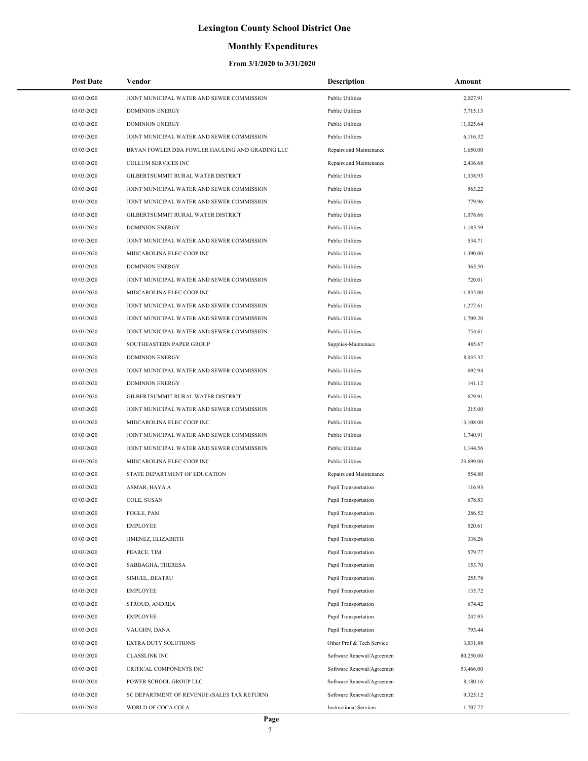# Lexington County School District One

## Monthly Expenditures

### From 3/1/2020 to 3/31/2020

| Post Date | Vendor | Description | Amount |
|---|---|---|---|
| 03/03/2020 | JOINT MUNICIPAL WATER AND SEWER COMMISSION | Public Utilities | 2,027.91 |
| 03/03/2020 | DOMINION ENERGY | Public Utilities | 7,715.13 |
| 03/03/2020 | DOMINION ENERGY | Public Utilities | 11,025.64 |
| 03/03/2020 | JOINT MUNICIPAL WATER AND SEWER COMMISSION | Public Utilities | 6,116.32 |
| 03/03/2020 | BRYAN FOWLER DBA FOWLER HAULING AND GRADING LLC | Repairs and Maintenance | 1,650.00 |
| 03/03/2020 | CULLUM SERVICES INC | Repairs and Maintenance | 2,436.68 |
| 03/03/2020 | GILBERTSUMMIT RURAL WATER DISTRICT | Public Utilities | 1,338.93 |
| 03/03/2020 | JOINT MUNICIPAL WATER AND SEWER COMMISSION | Public Utilities | 563.22 |
| 03/03/2020 | JOINT MUNICIPAL WATER AND SEWER COMMISSION | Public Utilities | 779.96 |
| 03/03/2020 | GILBERTSUMMIT RURAL WATER DISTRICT | Public Utilities | 1,078.66 |
| 03/03/2020 | DOMINION ENERGY | Public Utilities | 1,183.59 |
| 03/03/2020 | JOINT MUNICIPAL WATER AND SEWER COMMISSION | Public Utilities | 534.71 |
| 03/03/2020 | MIDCAROLINA ELEC COOP INC | Public Utilities | 1,390.00 |
| 03/03/2020 | DOMINION ENERGY | Public Utilities | 363.50 |
| 03/03/2020 | JOINT MUNICIPAL WATER AND SEWER COMMISSION | Public Utilities | 720.01 |
| 03/03/2020 | MIDCAROLINA ELEC COOP INC | Public Utilities | 11,835.00 |
| 03/03/2020 | JOINT MUNICIPAL WATER AND SEWER COMMISSION | Public Utilities | 1,277.61 |
| 03/03/2020 | JOINT MUNICIPAL WATER AND SEWER COMMISSION | Public Utilities | 1,709.20 |
| 03/03/2020 | JOINT MUNICIPAL WATER AND SEWER COMMISSION | Public Utilities | 754.61 |
| 03/03/2020 | SOUTHEASTERN PAPER GROUP | Supplies-Maintenace | 485.67 |
| 03/03/2020 | DOMINION ENERGY | Public Utilities | 8,035.32 |
| 03/03/2020 | JOINT MUNICIPAL WATER AND SEWER COMMISSION | Public Utilities | 692.94 |
| 03/03/2020 | DOMINION ENERGY | Public Utilities | 141.12 |
| 03/03/2020 | GILBERTSUMMIT RURAL WATER DISTRICT | Public Utilities | 629.91 |
| 03/03/2020 | JOINT MUNICIPAL WATER AND SEWER COMMISSION | Public Utilities | 215.00 |
| 03/03/2020 | MIDCAROLINA ELEC COOP INC | Public Utilities | 13,108.00 |
| 03/03/2020 | JOINT MUNICIPAL WATER AND SEWER COMMISSION | Public Utilities | 1,740.91 |
| 03/03/2020 | JOINT MUNICIPAL WATER AND SEWER COMMISSION | Public Utilities | 1,144.56 |
| 03/03/2020 | MIDCAROLINA ELEC COOP INC | Public Utilities | 23,699.00 |
| 03/03/2020 | STATE DEPARTMENT OF EDUCATION | Repairs and Maintenance | 554.80 |
| 03/03/2020 | ASMAR, HAYA A | Pupil Transportation | 116.93 |
| 03/03/2020 | COLE, SUSAN | Pupil Transportation | 678.83 |
| 03/03/2020 | FOGLE, PAM | Pupil Transportation | 286.52 |
| 03/03/2020 | EMPLOYEE | Pupil Transportation | 520.61 |
| 03/03/2020 | JIMENEZ, ELIZABETH | Pupil Transportation | 338.26 |
| 03/03/2020 | PEARCE, TIM | Pupil Transportation | 579.77 |
| 03/03/2020 | SABBAGHA, THERESA | Pupil Transportation | 153.70 |
| 03/03/2020 | SIMUEL, DEATRU | Pupil Transportation | 255.78 |
| 03/03/2020 | EMPLOYEE | Pupil Transportation | 135.72 |
| 03/03/2020 | STROUD, ANDREA | Pupil Transportation | 674.42 |
| 03/03/2020 | EMPLOYEE | Pupil Transportation | 247.95 |
| 03/03/2020 | VAUGHN, DANA | Pupil Transportation | 793.44 |
| 03/03/2020 | EXTRA DUTY SOLUTIONS | Other Prof & Tech Service | 3,031.88 |
| 03/03/2020 | CLASSLINK INC | Software Renewal/Agreemen | 80,250.00 |
| 03/03/2020 | CRITICAL COMPONENTS INC | Software Renewal/Agreemen | 53,466.00 |
| 03/03/2020 | POWER SCHOOL GROUP LLC | Software Renewal/Agreemen | 8,180.16 |
| 03/03/2020 | SC DEPARTMENT OF REVENUE (SALES TAX RETURN) | Software Renewal/Agreemen | 9,325.12 |
| 03/03/2020 | WORLD OF COCA COLA | Instructional Services | 1,707.72 |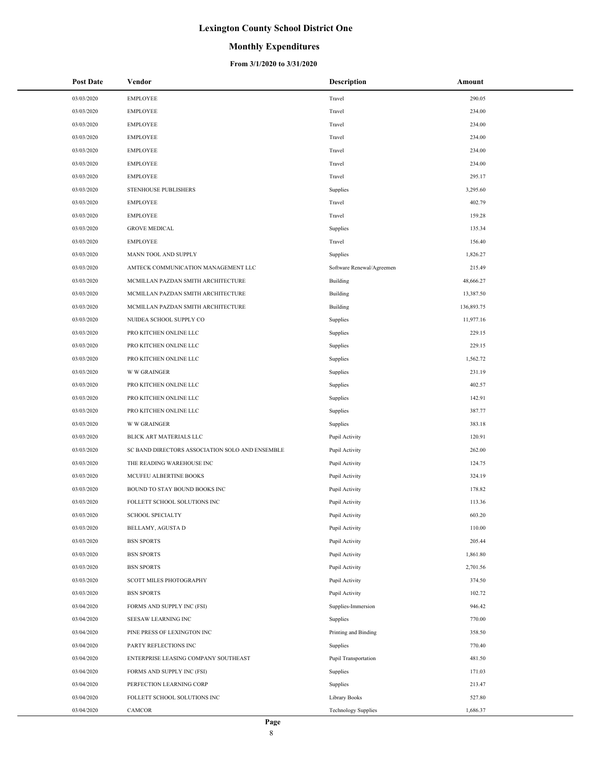# Lexington County School District One

## Monthly Expenditures

### From 3/1/2020 to 3/31/2020

| Post Date | Vendor | Description | Amount |
|---|---|---|---|
| 03/03/2020 | EMPLOYEE | Travel | 290.05 |
| 03/03/2020 | EMPLOYEE | Travel | 234.00 |
| 03/03/2020 | EMPLOYEE | Travel | 234.00 |
| 03/03/2020 | EMPLOYEE | Travel | 234.00 |
| 03/03/2020 | EMPLOYEE | Travel | 234.00 |
| 03/03/2020 | EMPLOYEE | Travel | 234.00 |
| 03/03/2020 | EMPLOYEE | Travel | 295.17 |
| 03/03/2020 | STENHOUSE PUBLISHERS | Supplies | 3,295.60 |
| 03/03/2020 | EMPLOYEE | Travel | 402.79 |
| 03/03/2020 | EMPLOYEE | Travel | 159.28 |
| 03/03/2020 | GROVE MEDICAL | Supplies | 135.34 |
| 03/03/2020 | EMPLOYEE | Travel | 156.40 |
| 03/03/2020 | MANN TOOL AND SUPPLY | Supplies | 1,826.27 |
| 03/03/2020 | AMTECK COMMUNICATION MANAGEMENT LLC | Software Renewal/Agreemen | 215.49 |
| 03/03/2020 | MCMILLAN PAZDAN SMITH ARCHITECTURE | Building | 48,666.27 |
| 03/03/2020 | MCMILLAN PAZDAN SMITH ARCHITECTURE | Building | 13,387.50 |
| 03/03/2020 | MCMILLAN PAZDAN SMITH ARCHITECTURE | Building | 136,893.75 |
| 03/03/2020 | NUIDEA SCHOOL SUPPLY CO | Supplies | 11,977.16 |
| 03/03/2020 | PRO KITCHEN ONLINE LLC | Supplies | 229.15 |
| 03/03/2020 | PRO KITCHEN ONLINE LLC | Supplies | 229.15 |
| 03/03/2020 | PRO KITCHEN ONLINE LLC | Supplies | 1,562.72 |
| 03/03/2020 | W W GRAINGER | Supplies | 231.19 |
| 03/03/2020 | PRO KITCHEN ONLINE LLC | Supplies | 402.57 |
| 03/03/2020 | PRO KITCHEN ONLINE LLC | Supplies | 142.91 |
| 03/03/2020 | PRO KITCHEN ONLINE LLC | Supplies | 387.77 |
| 03/03/2020 | W W GRAINGER | Supplies | 383.18 |
| 03/03/2020 | BLICK ART MATERIALS LLC | Pupil Activity | 120.91 |
| 03/03/2020 | SC BAND DIRECTORS ASSOCIATION SOLO AND ENSEMBLE | Pupil Activity | 262.00 |
| 03/03/2020 | THE READING WAREHOUSE INC | Pupil Activity | 124.75 |
| 03/03/2020 | MCUFEU ALBERTINE BOOKS | Pupil Activity | 324.19 |
| 03/03/2020 | BOUND TO STAY BOUND BOOKS INC | Pupil Activity | 178.82 |
| 03/03/2020 | FOLLETT SCHOOL SOLUTIONS INC | Pupil Activity | 113.36 |
| 03/03/2020 | SCHOOL SPECIALTY | Pupil Activity | 603.20 |
| 03/03/2020 | BELLAMY, AGUSTA D | Pupil Activity | 110.00 |
| 03/03/2020 | BSN SPORTS | Pupil Activity | 205.44 |
| 03/03/2020 | BSN SPORTS | Pupil Activity | 1,861.80 |
| 03/03/2020 | BSN SPORTS | Pupil Activity | 2,701.56 |
| 03/03/2020 | SCOTT MILES PHOTOGRAPHY | Pupil Activity | 374.50 |
| 03/03/2020 | BSN SPORTS | Pupil Activity | 102.72 |
| 03/04/2020 | FORMS AND SUPPLY INC (FSI) | Supplies-Immersion | 946.42 |
| 03/04/2020 | SEESAW LEARNING INC | Supplies | 770.00 |
| 03/04/2020 | PINE PRESS OF LEXINGTON INC | Printing and Binding | 358.50 |
| 03/04/2020 | PARTY REFLECTIONS INC | Supplies | 770.40 |
| 03/04/2020 | ENTERPRISE LEASING COMPANY SOUTHEAST | Pupil Transportation | 481.50 |
| 03/04/2020 | FORMS AND SUPPLY INC (FSI) | Supplies | 171.03 |
| 03/04/2020 | PERFECTION LEARNING CORP | Supplies | 213.47 |
| 03/04/2020 | FOLLETT SCHOOL SOLUTIONS INC | Library Books | 527.80 |
| 03/04/2020 | CAMCOR | Technology Supplies | 1,686.37 |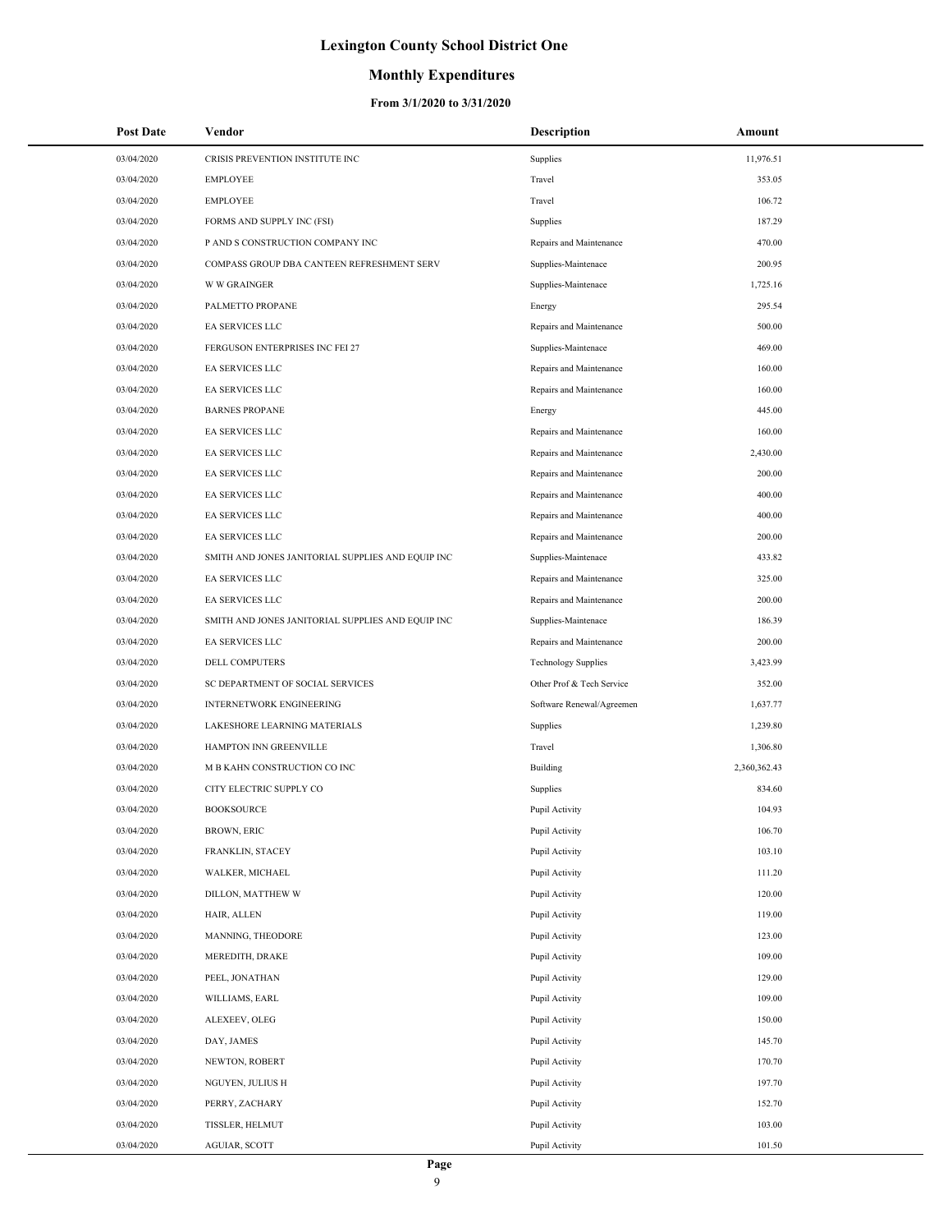# Lexington County School District One

## Monthly Expenditures

### From 3/1/2020 to 3/31/2020

| Post Date | Vendor | Description | Amount |
|---|---|---|---|
| 03/04/2020 | CRISIS PREVENTION INSTITUTE INC | Supplies | 11,976.51 |
| 03/04/2020 | EMPLOYEE | Travel | 353.05 |
| 03/04/2020 | EMPLOYEE | Travel | 106.72 |
| 03/04/2020 | FORMS AND SUPPLY INC (FSI) | Supplies | 187.29 |
| 03/04/2020 | P AND S CONSTRUCTION COMPANY INC | Repairs and Maintenance | 470.00 |
| 03/04/2020 | COMPASS GROUP DBA CANTEEN REFRESHMENT SERV | Supplies-Maintenace | 200.95 |
| 03/04/2020 | W W GRAINGER | Supplies-Maintenace | 1,725.16 |
| 03/04/2020 | PALMETTO PROPANE | Energy | 295.54 |
| 03/04/2020 | EA SERVICES LLC | Repairs and Maintenance | 500.00 |
| 03/04/2020 | FERGUSON ENTERPRISES INC FEI 27 | Supplies-Maintenace | 469.00 |
| 03/04/2020 | EA SERVICES LLC | Repairs and Maintenance | 160.00 |
| 03/04/2020 | EA SERVICES LLC | Repairs and Maintenance | 160.00 |
| 03/04/2020 | BARNES PROPANE | Energy | 445.00 |
| 03/04/2020 | EA SERVICES LLC | Repairs and Maintenance | 160.00 |
| 03/04/2020 | EA SERVICES LLC | Repairs and Maintenance | 2,430.00 |
| 03/04/2020 | EA SERVICES LLC | Repairs and Maintenance | 200.00 |
| 03/04/2020 | EA SERVICES LLC | Repairs and Maintenance | 400.00 |
| 03/04/2020 | EA SERVICES LLC | Repairs and Maintenance | 400.00 |
| 03/04/2020 | EA SERVICES LLC | Repairs and Maintenance | 200.00 |
| 03/04/2020 | SMITH AND JONES JANITORIAL SUPPLIES AND EQUIP INC | Supplies-Maintenace | 433.82 |
| 03/04/2020 | EA SERVICES LLC | Repairs and Maintenance | 325.00 |
| 03/04/2020 | EA SERVICES LLC | Repairs and Maintenance | 200.00 |
| 03/04/2020 | SMITH AND JONES JANITORIAL SUPPLIES AND EQUIP INC | Supplies-Maintenace | 186.39 |
| 03/04/2020 | EA SERVICES LLC | Repairs and Maintenance | 200.00 |
| 03/04/2020 | DELL COMPUTERS | Technology Supplies | 3,423.99 |
| 03/04/2020 | SC DEPARTMENT OF SOCIAL SERVICES | Other Prof & Tech Service | 352.00 |
| 03/04/2020 | INTERNETWORK ENGINEERING | Software Renewal/Agreemen | 1,637.77 |
| 03/04/2020 | LAKESHORE LEARNING MATERIALS | Supplies | 1,239.80 |
| 03/04/2020 | HAMPTON INN GREENVILLE | Travel | 1,306.80 |
| 03/04/2020 | M B KAHN CONSTRUCTION CO INC | Building | 2,360,362.43 |
| 03/04/2020 | CITY ELECTRIC SUPPLY CO | Supplies | 834.60 |
| 03/04/2020 | BOOKSOURCE | Pupil Activity | 104.93 |
| 03/04/2020 | BROWN, ERIC | Pupil Activity | 106.70 |
| 03/04/2020 | FRANKLIN, STACEY | Pupil Activity | 103.10 |
| 03/04/2020 | WALKER, MICHAEL | Pupil Activity | 111.20 |
| 03/04/2020 | DILLON, MATTHEW W | Pupil Activity | 120.00 |
| 03/04/2020 | HAIR, ALLEN | Pupil Activity | 119.00 |
| 03/04/2020 | MANNING, THEODORE | Pupil Activity | 123.00 |
| 03/04/2020 | MEREDITH, DRAKE | Pupil Activity | 109.00 |
| 03/04/2020 | PEEL, JONATHAN | Pupil Activity | 129.00 |
| 03/04/2020 | WILLIAMS, EARL | Pupil Activity | 109.00 |
| 03/04/2020 | ALEXEEV, OLEG | Pupil Activity | 150.00 |
| 03/04/2020 | DAY, JAMES | Pupil Activity | 145.70 |
| 03/04/2020 | NEWTON, ROBERT | Pupil Activity | 170.70 |
| 03/04/2020 | NGUYEN, JULIUS H | Pupil Activity | 197.70 |
| 03/04/2020 | PERRY, ZACHARY | Pupil Activity | 152.70 |
| 03/04/2020 | TISSLER, HELMUT | Pupil Activity | 103.00 |
| 03/04/2020 | AGUIAR, SCOTT | Pupil Activity | 101.50 |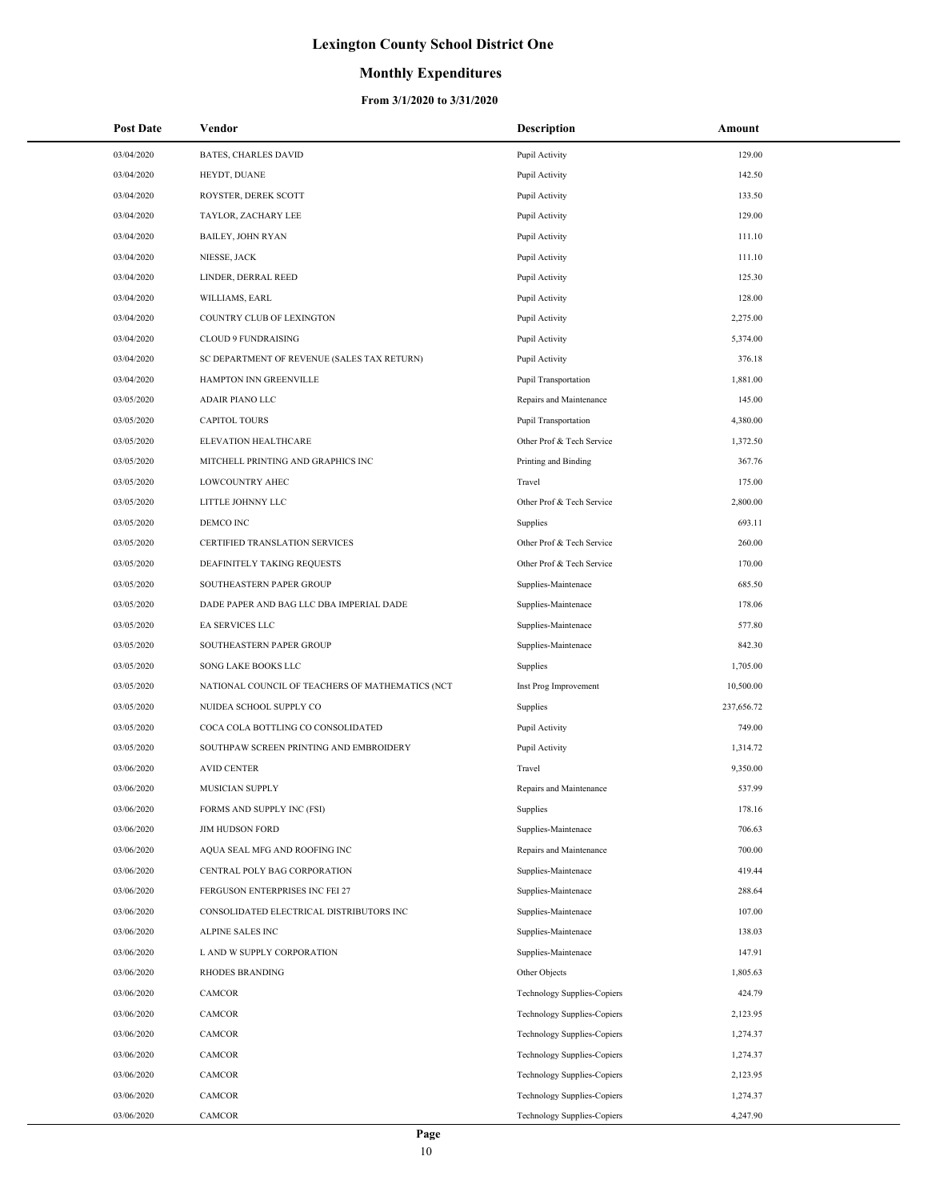# Lexington County School District One

## Monthly Expenditures

### From 3/1/2020 to 3/31/2020

| Post Date | Vendor | Description | Amount |
|---|---|---|---|
| 03/04/2020 | BATES, CHARLES DAVID | Pupil Activity | 129.00 |
| 03/04/2020 | HEYDT, DUANE | Pupil Activity | 142.50 |
| 03/04/2020 | ROYSTER, DEREK SCOTT | Pupil Activity | 133.50 |
| 03/04/2020 | TAYLOR, ZACHARY LEE | Pupil Activity | 129.00 |
| 03/04/2020 | BAILEY, JOHN RYAN | Pupil Activity | 111.10 |
| 03/04/2020 | NIESSE, JACK | Pupil Activity | 111.10 |
| 03/04/2020 | LINDER, DERRAL REED | Pupil Activity | 125.30 |
| 03/04/2020 | WILLIAMS, EARL | Pupil Activity | 128.00 |
| 03/04/2020 | COUNTRY CLUB OF LEXINGTON | Pupil Activity | 2,275.00 |
| 03/04/2020 | CLOUD 9 FUNDRAISING | Pupil Activity | 5,374.00 |
| 03/04/2020 | SC DEPARTMENT OF REVENUE (SALES TAX RETURN) | Pupil Activity | 376.18 |
| 03/04/2020 | HAMPTON INN GREENVILLE | Pupil Transportation | 1,881.00 |
| 03/05/2020 | ADAIR PIANO LLC | Repairs and Maintenance | 145.00 |
| 03/05/2020 | CAPITOL TOURS | Pupil Transportation | 4,380.00 |
| 03/05/2020 | ELEVATION HEALTHCARE | Other Prof & Tech Service | 1,372.50 |
| 03/05/2020 | MITCHELL PRINTING AND GRAPHICS INC | Printing and Binding | 367.76 |
| 03/05/2020 | LOWCOUNTRY AHEC | Travel | 175.00 |
| 03/05/2020 | LITTLE JOHNNY LLC | Other Prof & Tech Service | 2,800.00 |
| 03/05/2020 | DEMCO INC | Supplies | 693.11 |
| 03/05/2020 | CERTIFIED TRANSLATION SERVICES | Other Prof & Tech Service | 260.00 |
| 03/05/2020 | DEAFINITELY TAKING REQUESTS | Other Prof & Tech Service | 170.00 |
| 03/05/2020 | SOUTHEASTERN PAPER GROUP | Supplies-Maintenace | 685.50 |
| 03/05/2020 | DADE PAPER AND BAG LLC DBA IMPERIAL DADE | Supplies-Maintenace | 178.06 |
| 03/05/2020 | EA SERVICES LLC | Supplies-Maintenace | 577.80 |
| 03/05/2020 | SOUTHEASTERN PAPER GROUP | Supplies-Maintenace | 842.30 |
| 03/05/2020 | SONG LAKE BOOKS LLC | Supplies | 1,705.00 |
| 03/05/2020 | NATIONAL COUNCIL OF TEACHERS OF MATHEMATICS (NCT | Inst Prog Improvement | 10,500.00 |
| 03/05/2020 | NUIDEA SCHOOL SUPPLY CO | Supplies | 237,656.72 |
| 03/05/2020 | COCA COLA BOTTLING CO CONSOLIDATED | Pupil Activity | 749.00 |
| 03/05/2020 | SOUTHPAW SCREEN PRINTING AND EMBROIDERY | Pupil Activity | 1,314.72 |
| 03/06/2020 | AVID CENTER | Travel | 9,350.00 |
| 03/06/2020 | MUSICIAN SUPPLY | Repairs and Maintenance | 537.99 |
| 03/06/2020 | FORMS AND SUPPLY INC (FSI) | Supplies | 178.16 |
| 03/06/2020 | JIM HUDSON FORD | Supplies-Maintenace | 706.63 |
| 03/06/2020 | AQUA SEAL MFG AND ROOFING INC | Repairs and Maintenance | 700.00 |
| 03/06/2020 | CENTRAL POLY BAG CORPORATION | Supplies-Maintenace | 419.44 |
| 03/06/2020 | FERGUSON ENTERPRISES INC FEI 27 | Supplies-Maintenace | 288.64 |
| 03/06/2020 | CONSOLIDATED ELECTRICAL DISTRIBUTORS INC | Supplies-Maintenace | 107.00 |
| 03/06/2020 | ALPINE SALES INC | Supplies-Maintenace | 138.03 |
| 03/06/2020 | L AND W SUPPLY CORPORATION | Supplies-Maintenace | 147.91 |
| 03/06/2020 | RHODES BRANDING | Other Objects | 1,805.63 |
| 03/06/2020 | CAMCOR | Technology Supplies-Copiers | 424.79 |
| 03/06/2020 | CAMCOR | Technology Supplies-Copiers | 2,123.95 |
| 03/06/2020 | CAMCOR | Technology Supplies-Copiers | 1,274.37 |
| 03/06/2020 | CAMCOR | Technology Supplies-Copiers | 1,274.37 |
| 03/06/2020 | CAMCOR | Technology Supplies-Copiers | 2,123.95 |
| 03/06/2020 | CAMCOR | Technology Supplies-Copiers | 1,274.37 |
| 03/06/2020 | CAMCOR | Technology Supplies-Copiers | 4,247.90 |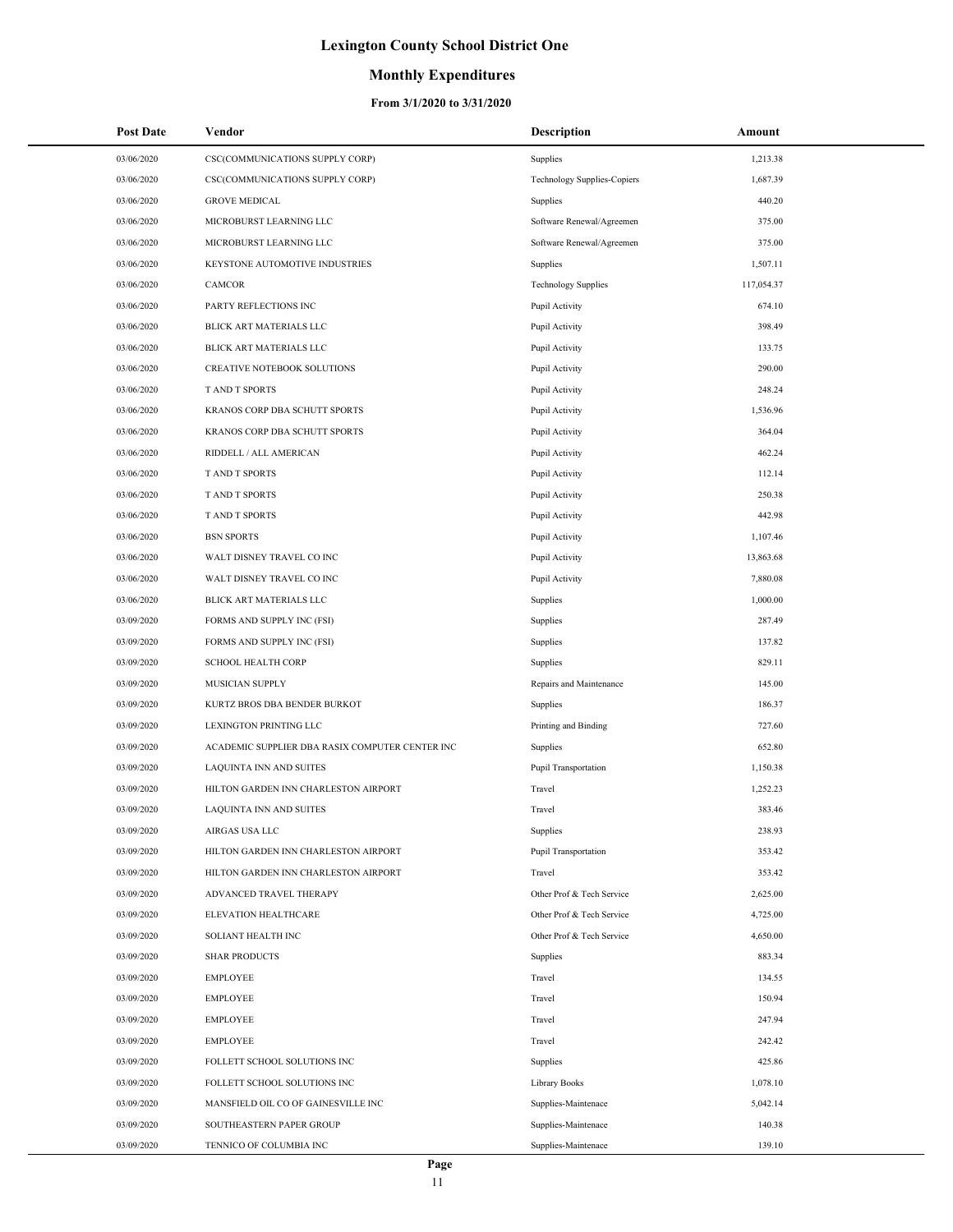# Lexington County School District One

## Monthly Expenditures

### From 3/1/2020 to 3/31/2020

| Post Date | Vendor | Description | Amount |
|---|---|---|---|
| 03/06/2020 | CSC(COMMUNICATIONS SUPPLY CORP) | Supplies | 1,213.38 |
| 03/06/2020 | CSC(COMMUNICATIONS SUPPLY CORP) | Technology Supplies-Copiers | 1,687.39 |
| 03/06/2020 | GROVE MEDICAL | Supplies | 440.20 |
| 03/06/2020 | MICROBURST LEARNING LLC | Software Renewal/Agreemen | 375.00 |
| 03/06/2020 | MICROBURST LEARNING LLC | Software Renewal/Agreemen | 375.00 |
| 03/06/2020 | KEYSTONE AUTOMOTIVE INDUSTRIES | Supplies | 1,507.11 |
| 03/06/2020 | CAMCOR | Technology Supplies | 117,054.37 |
| 03/06/2020 | PARTY REFLECTIONS INC | Pupil Activity | 674.10 |
| 03/06/2020 | BLICK ART MATERIALS LLC | Pupil Activity | 398.49 |
| 03/06/2020 | BLICK ART MATERIALS LLC | Pupil Activity | 133.75 |
| 03/06/2020 | CREATIVE NOTEBOOK SOLUTIONS | Pupil Activity | 290.00 |
| 03/06/2020 | T AND T SPORTS | Pupil Activity | 248.24 |
| 03/06/2020 | KRANOS CORP DBA SCHUTT SPORTS | Pupil Activity | 1,536.96 |
| 03/06/2020 | KRANOS CORP DBA SCHUTT SPORTS | Pupil Activity | 364.04 |
| 03/06/2020 | RIDDELL / ALL AMERICAN | Pupil Activity | 462.24 |
| 03/06/2020 | T AND T SPORTS | Pupil Activity | 112.14 |
| 03/06/2020 | T AND T SPORTS | Pupil Activity | 250.38 |
| 03/06/2020 | T AND T SPORTS | Pupil Activity | 442.98 |
| 03/06/2020 | BSN SPORTS | Pupil Activity | 1,107.46 |
| 03/06/2020 | WALT DISNEY TRAVEL CO INC | Pupil Activity | 13,863.68 |
| 03/06/2020 | WALT DISNEY TRAVEL CO INC | Pupil Activity | 7,880.08 |
| 03/06/2020 | BLICK ART MATERIALS LLC | Supplies | 1,000.00 |
| 03/09/2020 | FORMS AND SUPPLY INC (FSI) | Supplies | 287.49 |
| 03/09/2020 | FORMS AND SUPPLY INC (FSI) | Supplies | 137.82 |
| 03/09/2020 | SCHOOL HEALTH CORP | Supplies | 829.11 |
| 03/09/2020 | MUSICIAN SUPPLY | Repairs and Maintenance | 145.00 |
| 03/09/2020 | KURTZ BROS DBA BENDER BURKOT | Supplies | 186.37 |
| 03/09/2020 | LEXINGTON PRINTING LLC | Printing and Binding | 727.60 |
| 03/09/2020 | ACADEMIC SUPPLIER DBA RASIX COMPUTER CENTER INC | Supplies | 652.80 |
| 03/09/2020 | LAQUINTA INN AND SUITES | Pupil Transportation | 1,150.38 |
| 03/09/2020 | HILTON GARDEN INN CHARLESTON AIRPORT | Travel | 1,252.23 |
| 03/09/2020 | LAQUINTA INN AND SUITES | Travel | 383.46 |
| 03/09/2020 | AIRGAS USA LLC | Supplies | 238.93 |
| 03/09/2020 | HILTON GARDEN INN CHARLESTON AIRPORT | Pupil Transportation | 353.42 |
| 03/09/2020 | HILTON GARDEN INN CHARLESTON AIRPORT | Travel | 353.42 |
| 03/09/2020 | ADVANCED TRAVEL THERAPY | Other Prof & Tech Service | 2,625.00 |
| 03/09/2020 | ELEVATION HEALTHCARE | Other Prof & Tech Service | 4,725.00 |
| 03/09/2020 | SOLIANT HEALTH INC | Other Prof & Tech Service | 4,650.00 |
| 03/09/2020 | SHAR PRODUCTS | Supplies | 883.34 |
| 03/09/2020 | EMPLOYEE | Travel | 134.55 |
| 03/09/2020 | EMPLOYEE | Travel | 150.94 |
| 03/09/2020 | EMPLOYEE | Travel | 247.94 |
| 03/09/2020 | EMPLOYEE | Travel | 242.42 |
| 03/09/2020 | FOLLETT SCHOOL SOLUTIONS INC | Supplies | 425.86 |
| 03/09/2020 | FOLLETT SCHOOL SOLUTIONS INC | Library Books | 1,078.10 |
| 03/09/2020 | MANSFIELD OIL CO OF GAINESVILLE INC | Supplies-Maintenace | 5,042.14 |
| 03/09/2020 | SOUTHEASTERN PAPER GROUP | Supplies-Maintenace | 140.38 |
| 03/09/2020 | TENNICO OF COLUMBIA INC | Supplies-Maintenace | 139.10 |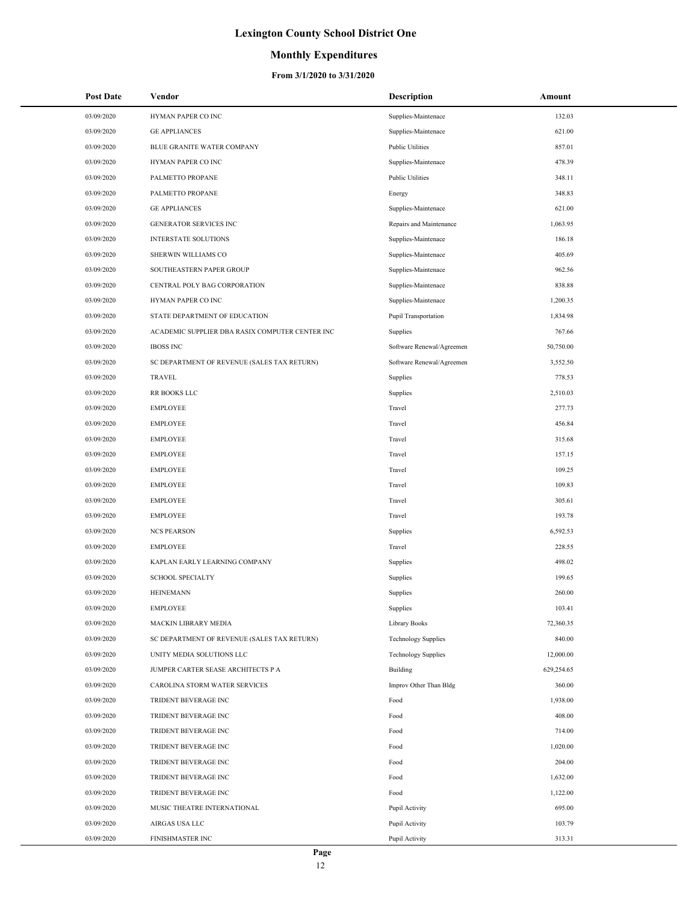# Lexington County School District One

## Monthly Expenditures

### From 3/1/2020 to 3/31/2020

| Post Date | Vendor | Description | Amount |
|---|---|---|---|
| 03/09/2020 | HYMAN PAPER CO INC | Supplies-Maintenace | 132.03 |
| 03/09/2020 | GE APPLIANCES | Supplies-Maintenace | 621.00 |
| 03/09/2020 | BLUE GRANITE WATER COMPANY | Public Utilities | 857.01 |
| 03/09/2020 | HYMAN PAPER CO INC | Supplies-Maintenace | 478.39 |
| 03/09/2020 | PALMETTO PROPANE | Public Utilities | 348.11 |
| 03/09/2020 | PALMETTO PROPANE | Energy | 348.83 |
| 03/09/2020 | GE APPLIANCES | Supplies-Maintenace | 621.00 |
| 03/09/2020 | GENERATOR SERVICES INC | Repairs and Maintenance | 1,063.95 |
| 03/09/2020 | INTERSTATE SOLUTIONS | Supplies-Maintenace | 186.18 |
| 03/09/2020 | SHERWIN WILLIAMS CO | Supplies-Maintenace | 405.69 |
| 03/09/2020 | SOUTHEASTERN PAPER GROUP | Supplies-Maintenace | 962.56 |
| 03/09/2020 | CENTRAL POLY BAG CORPORATION | Supplies-Maintenace | 838.88 |
| 03/09/2020 | HYMAN PAPER CO INC | Supplies-Maintenace | 1,200.35 |
| 03/09/2020 | STATE DEPARTMENT OF EDUCATION | Pupil Transportation | 1,834.98 |
| 03/09/2020 | ACADEMIC SUPPLIER DBA RASIX COMPUTER CENTER INC | Supplies | 767.66 |
| 03/09/2020 | IBOSS INC | Software Renewal/Agreemen | 50,750.00 |
| 03/09/2020 | SC DEPARTMENT OF REVENUE (SALES TAX RETURN) | Software Renewal/Agreemen | 3,552.50 |
| 03/09/2020 | TRAVEL | Supplies | 778.53 |
| 03/09/2020 | RR BOOKS LLC | Supplies | 2,510.03 |
| 03/09/2020 | EMPLOYEE | Travel | 277.73 |
| 03/09/2020 | EMPLOYEE | Travel | 456.84 |
| 03/09/2020 | EMPLOYEE | Travel | 315.68 |
| 03/09/2020 | EMPLOYEE | Travel | 157.15 |
| 03/09/2020 | EMPLOYEE | Travel | 109.25 |
| 03/09/2020 | EMPLOYEE | Travel | 109.83 |
| 03/09/2020 | EMPLOYEE | Travel | 305.61 |
| 03/09/2020 | EMPLOYEE | Travel | 193.78 |
| 03/09/2020 | NCS PEARSON | Supplies | 6,592.53 |
| 03/09/2020 | EMPLOYEE | Travel | 228.55 |
| 03/09/2020 | KAPLAN EARLY LEARNING COMPANY | Supplies | 498.02 |
| 03/09/2020 | SCHOOL SPECIALTY | Supplies | 199.65 |
| 03/09/2020 | HEINEMANN | Supplies | 260.00 |
| 03/09/2020 | EMPLOYEE | Supplies | 103.41 |
| 03/09/2020 | MACKIN LIBRARY MEDIA | Library Books | 72,360.35 |
| 03/09/2020 | SC DEPARTMENT OF REVENUE (SALES TAX RETURN) | Technology Supplies | 840.00 |
| 03/09/2020 | UNITY MEDIA SOLUTIONS LLC | Technology Supplies | 12,000.00 |
| 03/09/2020 | JUMPER CARTER SEASE ARCHITECTS P A | Building | 629,254.65 |
| 03/09/2020 | CAROLINA STORM WATER SERVICES | Improv Other Than Bldg | 360.00 |
| 03/09/2020 | TRIDENT BEVERAGE INC | Food | 1,938.00 |
| 03/09/2020 | TRIDENT BEVERAGE INC | Food | 408.00 |
| 03/09/2020 | TRIDENT BEVERAGE INC | Food | 714.00 |
| 03/09/2020 | TRIDENT BEVERAGE INC | Food | 1,020.00 |
| 03/09/2020 | TRIDENT BEVERAGE INC | Food | 204.00 |
| 03/09/2020 | TRIDENT BEVERAGE INC | Food | 1,632.00 |
| 03/09/2020 | TRIDENT BEVERAGE INC | Food | 1,122.00 |
| 03/09/2020 | MUSIC THEATRE INTERNATIONAL | Pupil Activity | 695.00 |
| 03/09/2020 | AIRGAS USA LLC | Pupil Activity | 103.79 |
| 03/09/2020 | FINISHMASTER INC | Pupil Activity | 313.31 |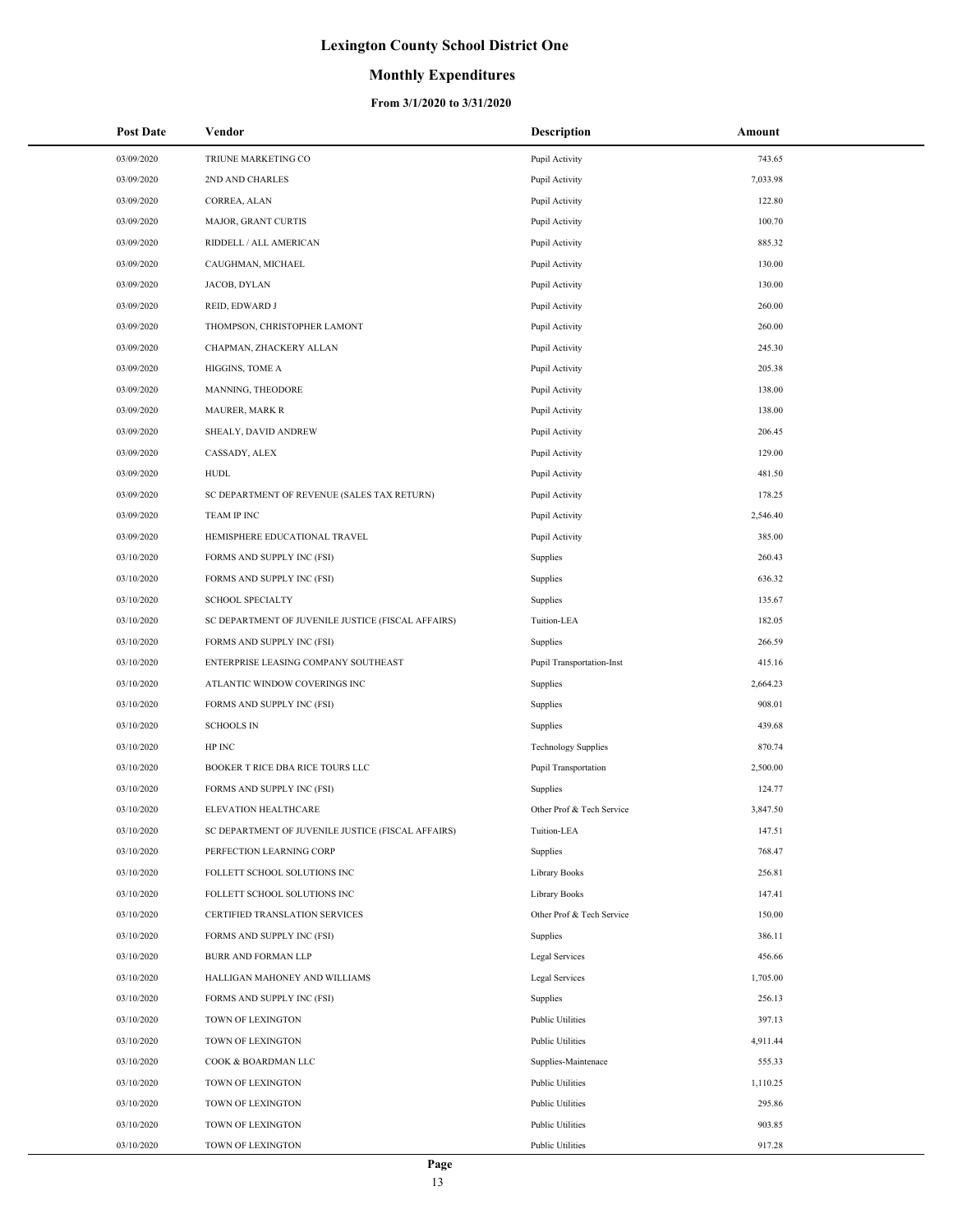# Lexington County School District One

## Monthly Expenditures

### From 3/1/2020 to 3/31/2020

| Post Date | Vendor | Description | Amount |
|---|---|---|---|
| 03/09/2020 | TRIUNE MARKETING CO | Pupil Activity | 743.65 |
| 03/09/2020 | 2ND AND CHARLES | Pupil Activity | 7,033.98 |
| 03/09/2020 | CORREA, ALAN | Pupil Activity | 122.80 |
| 03/09/2020 | MAJOR, GRANT CURTIS | Pupil Activity | 100.70 |
| 03/09/2020 | RIDDELL / ALL AMERICAN | Pupil Activity | 885.32 |
| 03/09/2020 | CAUGHMAN, MICHAEL | Pupil Activity | 130.00 |
| 03/09/2020 | JACOB, DYLAN | Pupil Activity | 130.00 |
| 03/09/2020 | REID, EDWARD J | Pupil Activity | 260.00 |
| 03/09/2020 | THOMPSON, CHRISTOPHER LAMONT | Pupil Activity | 260.00 |
| 03/09/2020 | CHAPMAN, ZHACKERY ALLAN | Pupil Activity | 245.30 |
| 03/09/2020 | HIGGINS, TOME A | Pupil Activity | 205.38 |
| 03/09/2020 | MANNING, THEODORE | Pupil Activity | 138.00 |
| 03/09/2020 | MAURER, MARK R | Pupil Activity | 138.00 |
| 03/09/2020 | SHEALY, DAVID ANDREW | Pupil Activity | 206.45 |
| 03/09/2020 | CASSADY, ALEX | Pupil Activity | 129.00 |
| 03/09/2020 | HUDL | Pupil Activity | 481.50 |
| 03/09/2020 | SC DEPARTMENT OF REVENUE (SALES TAX RETURN) | Pupil Activity | 178.25 |
| 03/09/2020 | TEAM IP INC | Pupil Activity | 2,546.40 |
| 03/09/2020 | HEMISPHERE EDUCATIONAL TRAVEL | Pupil Activity | 385.00 |
| 03/10/2020 | FORMS AND SUPPLY INC (FSI) | Supplies | 260.43 |
| 03/10/2020 | FORMS AND SUPPLY INC (FSI) | Supplies | 636.32 |
| 03/10/2020 | SCHOOL SPECIALTY | Supplies | 135.67 |
| 03/10/2020 | SC DEPARTMENT OF JUVENILE JUSTICE (FISCAL AFFAIRS) | Tuition-LEA | 182.05 |
| 03/10/2020 | FORMS AND SUPPLY INC (FSI) | Supplies | 266.59 |
| 03/10/2020 | ENTERPRISE LEASING COMPANY SOUTHEAST | Pupil Transportation-Inst | 415.16 |
| 03/10/2020 | ATLANTIC WINDOW COVERINGS INC | Supplies | 2,664.23 |
| 03/10/2020 | FORMS AND SUPPLY INC (FSI) | Supplies | 908.01 |
| 03/10/2020 | SCHOOLS IN | Supplies | 439.68 |
| 03/10/2020 | HP INC | Technology Supplies | 870.74 |
| 03/10/2020 | BOOKER T RICE DBA RICE TOURS LLC | Pupil Transportation | 2,500.00 |
| 03/10/2020 | FORMS AND SUPPLY INC (FSI) | Supplies | 124.77 |
| 03/10/2020 | ELEVATION HEALTHCARE | Other Prof & Tech Service | 3,847.50 |
| 03/10/2020 | SC DEPARTMENT OF JUVENILE JUSTICE (FISCAL AFFAIRS) | Tuition-LEA | 147.51 |
| 03/10/2020 | PERFECTION LEARNING CORP | Supplies | 768.47 |
| 03/10/2020 | FOLLETT SCHOOL SOLUTIONS INC | Library Books | 256.81 |
| 03/10/2020 | FOLLETT SCHOOL SOLUTIONS INC | Library Books | 147.41 |
| 03/10/2020 | CERTIFIED TRANSLATION SERVICES | Other Prof & Tech Service | 150.00 |
| 03/10/2020 | FORMS AND SUPPLY INC (FSI) | Supplies | 386.11 |
| 03/10/2020 | BURR AND FORMAN LLP | Legal Services | 456.66 |
| 03/10/2020 | HALLIGAN MAHONEY AND WILLIAMS | Legal Services | 1,705.00 |
| 03/10/2020 | FORMS AND SUPPLY INC (FSI) | Supplies | 256.13 |
| 03/10/2020 | TOWN OF LEXINGTON | Public Utilities | 397.13 |
| 03/10/2020 | TOWN OF LEXINGTON | Public Utilities | 4,911.44 |
| 03/10/2020 | COOK & BOARDMAN LLC | Supplies-Maintenace | 555.33 |
| 03/10/2020 | TOWN OF LEXINGTON | Public Utilities | 1,110.25 |
| 03/10/2020 | TOWN OF LEXINGTON | Public Utilities | 295.86 |
| 03/10/2020 | TOWN OF LEXINGTON | Public Utilities | 903.85 |
| 03/10/2020 | TOWN OF LEXINGTON | Public Utilities | 917.28 |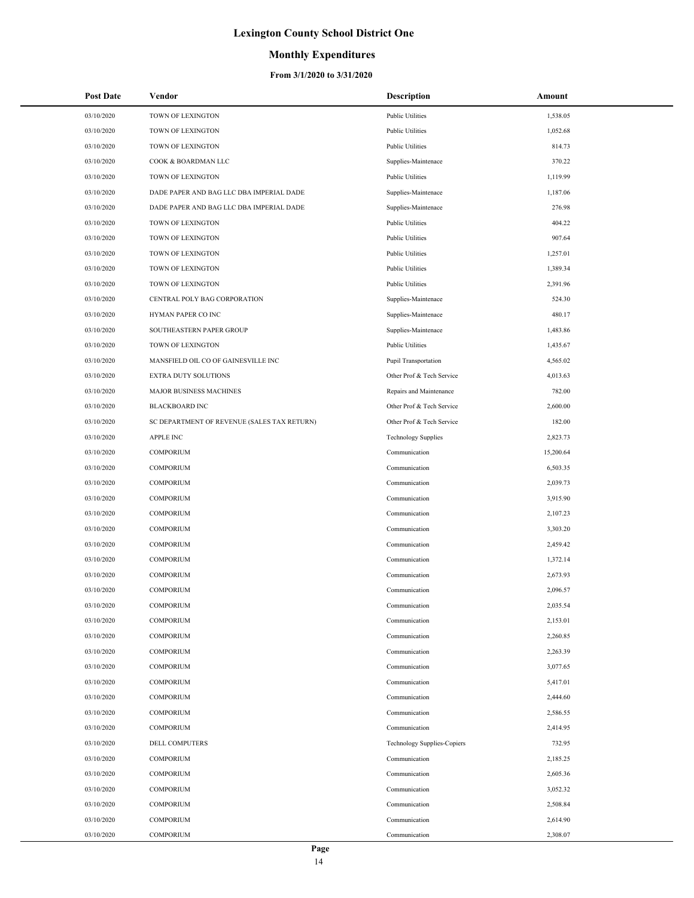# Lexington County School District One

## Monthly Expenditures

### From 3/1/2020 to 3/31/2020

| Post Date | Vendor | Description | Amount |
|---|---|---|---|
| 03/10/2020 | TOWN OF LEXINGTON | Public Utilities | 1,538.05 |
| 03/10/2020 | TOWN OF LEXINGTON | Public Utilities | 1,052.68 |
| 03/10/2020 | TOWN OF LEXINGTON | Public Utilities | 814.73 |
| 03/10/2020 | COOK & BOARDMAN LLC | Supplies-Maintenace | 370.22 |
| 03/10/2020 | TOWN OF LEXINGTON | Public Utilities | 1,119.99 |
| 03/10/2020 | DADE PAPER AND BAG LLC DBA IMPERIAL DADE | Supplies-Maintenace | 1,187.06 |
| 03/10/2020 | DADE PAPER AND BAG LLC DBA IMPERIAL DADE | Supplies-Maintenace | 276.98 |
| 03/10/2020 | TOWN OF LEXINGTON | Public Utilities | 404.22 |
| 03/10/2020 | TOWN OF LEXINGTON | Public Utilities | 907.64 |
| 03/10/2020 | TOWN OF LEXINGTON | Public Utilities | 1,257.01 |
| 03/10/2020 | TOWN OF LEXINGTON | Public Utilities | 1,389.34 |
| 03/10/2020 | TOWN OF LEXINGTON | Public Utilities | 2,391.96 |
| 03/10/2020 | CENTRAL POLY BAG CORPORATION | Supplies-Maintenace | 524.30 |
| 03/10/2020 | HYMAN PAPER CO INC | Supplies-Maintenace | 480.17 |
| 03/10/2020 | SOUTHEASTERN PAPER GROUP | Supplies-Maintenace | 1,483.86 |
| 03/10/2020 | TOWN OF LEXINGTON | Public Utilities | 1,435.67 |
| 03/10/2020 | MANSFIELD OIL CO OF GAINESVILLE INC | Pupil Transportation | 4,565.02 |
| 03/10/2020 | EXTRA DUTY SOLUTIONS | Other Prof & Tech Service | 4,013.63 |
| 03/10/2020 | MAJOR BUSINESS MACHINES | Repairs and Maintenance | 782.00 |
| 03/10/2020 | BLACKBOARD INC | Other Prof & Tech Service | 2,600.00 |
| 03/10/2020 | SC DEPARTMENT OF REVENUE (SALES TAX RETURN) | Other Prof & Tech Service | 182.00 |
| 03/10/2020 | APPLE INC | Technology Supplies | 2,823.73 |
| 03/10/2020 | COMPORIUM | Communication | 15,200.64 |
| 03/10/2020 | COMPORIUM | Communication | 6,503.35 |
| 03/10/2020 | COMPORIUM | Communication | 2,039.73 |
| 03/10/2020 | COMPORIUM | Communication | 3,915.90 |
| 03/10/2020 | COMPORIUM | Communication | 2,107.23 |
| 03/10/2020 | COMPORIUM | Communication | 3,303.20 |
| 03/10/2020 | COMPORIUM | Communication | 2,459.42 |
| 03/10/2020 | COMPORIUM | Communication | 1,372.14 |
| 03/10/2020 | COMPORIUM | Communication | 2,673.93 |
| 03/10/2020 | COMPORIUM | Communication | 2,096.57 |
| 03/10/2020 | COMPORIUM | Communication | 2,035.54 |
| 03/10/2020 | COMPORIUM | Communication | 2,153.01 |
| 03/10/2020 | COMPORIUM | Communication | 2,260.85 |
| 03/10/2020 | COMPORIUM | Communication | 2,263.39 |
| 03/10/2020 | COMPORIUM | Communication | 3,077.65 |
| 03/10/2020 | COMPORIUM | Communication | 5,417.01 |
| 03/10/2020 | COMPORIUM | Communication | 2,444.60 |
| 03/10/2020 | COMPORIUM | Communication | 2,586.55 |
| 03/10/2020 | COMPORIUM | Communication | 2,414.95 |
| 03/10/2020 | DELL COMPUTERS | Technology Supplies-Copiers | 732.95 |
| 03/10/2020 | COMPORIUM | Communication | 2,185.25 |
| 03/10/2020 | COMPORIUM | Communication | 2,605.36 |
| 03/10/2020 | COMPORIUM | Communication | 3,052.32 |
| 03/10/2020 | COMPORIUM | Communication | 2,508.84 |
| 03/10/2020 | COMPORIUM | Communication | 2,614.90 |
| 03/10/2020 | COMPORIUM | Communication | 2,308.07 |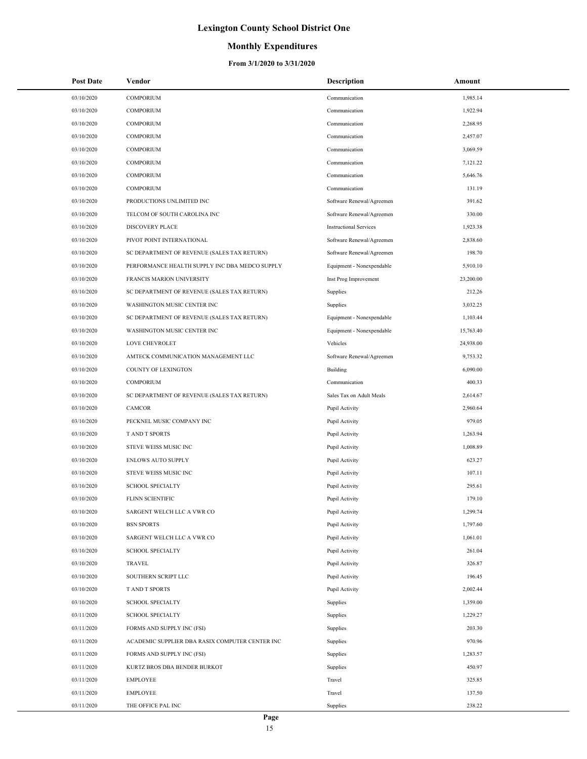# Lexington County School District One

## Monthly Expenditures

### From 3/1/2020 to 3/31/2020

| Post Date | Vendor | Description | Amount |
|---|---|---|---|
| 03/10/2020 | COMPORIUM | Communication | 1,985.14 |
| 03/10/2020 | COMPORIUM | Communication | 1,922.94 |
| 03/10/2020 | COMPORIUM | Communication | 2,268.95 |
| 03/10/2020 | COMPORIUM | Communication | 2,457.07 |
| 03/10/2020 | COMPORIUM | Communication | 3,069.59 |
| 03/10/2020 | COMPORIUM | Communication | 7,121.22 |
| 03/10/2020 | COMPORIUM | Communication | 5,646.76 |
| 03/10/2020 | COMPORIUM | Communication | 131.19 |
| 03/10/2020 | PRODUCTIONS UNLIMITED INC | Software Renewal/Agreemen | 391.62 |
| 03/10/2020 | TELCOM OF SOUTH CAROLINA INC | Software Renewal/Agreemen | 330.00 |
| 03/10/2020 | DISCOVERY PLACE | Instructional Services | 1,923.38 |
| 03/10/2020 | PIVOT POINT INTERNATIONAL | Software Renewal/Agreemen | 2,838.60 |
| 03/10/2020 | SC DEPARTMENT OF REVENUE (SALES TAX RETURN) | Software Renewal/Agreemen | 198.70 |
| 03/10/2020 | PERFORMANCE HEALTH SUPPLY INC DBA MEDCO SUPPLY | Equipment - Nonexpendable | 5,910.10 |
| 03/10/2020 | FRANCIS MARION UNIVERSITY | Inst Prog Improvement | 23,200.00 |
| 03/10/2020 | SC DEPARTMENT OF REVENUE (SALES TAX RETURN) | Supplies | 212.26 |
| 03/10/2020 | WASHINGTON MUSIC CENTER INC | Supplies | 3,032.25 |
| 03/10/2020 | SC DEPARTMENT OF REVENUE (SALES TAX RETURN) | Equipment - Nonexpendable | 1,103.44 |
| 03/10/2020 | WASHINGTON MUSIC CENTER INC | Equipment - Nonexpendable | 15,763.40 |
| 03/10/2020 | LOVE CHEVROLET | Vehicles | 24,938.00 |
| 03/10/2020 | AMTECK COMMUNICATION MANAGEMENT LLC | Software Renewal/Agreemen | 9,753.32 |
| 03/10/2020 | COUNTY OF LEXINGTON | Building | 6,090.00 |
| 03/10/2020 | COMPORIUM | Communication | 400.33 |
| 03/10/2020 | SC DEPARTMENT OF REVENUE (SALES TAX RETURN) | Sales Tax on Adult Meals | 2,614.67 |
| 03/10/2020 | CAMCOR | Pupil Activity | 2,960.64 |
| 03/10/2020 | PECKNEL MUSIC COMPANY INC | Pupil Activity | 979.05 |
| 03/10/2020 | T AND T SPORTS | Pupil Activity | 1,263.94 |
| 03/10/2020 | STEVE WEISS MUSIC INC | Pupil Activity | 1,008.89 |
| 03/10/2020 | ENLOWS AUTO SUPPLY | Pupil Activity | 623.27 |
| 03/10/2020 | STEVE WEISS MUSIC INC | Pupil Activity | 107.11 |
| 03/10/2020 | SCHOOL SPECIALTY | Pupil Activity | 295.61 |
| 03/10/2020 | FLINN SCIENTIFIC | Pupil Activity | 179.10 |
| 03/10/2020 | SARGENT WELCH LLC A VWR CO | Pupil Activity | 1,299.74 |
| 03/10/2020 | BSN SPORTS | Pupil Activity | 1,797.60 |
| 03/10/2020 | SARGENT WELCH LLC A VWR CO | Pupil Activity | 1,061.01 |
| 03/10/2020 | SCHOOL SPECIALTY | Pupil Activity | 261.04 |
| 03/10/2020 | TRAVEL | Pupil Activity | 326.87 |
| 03/10/2020 | SOUTHERN SCRIPT LLC | Pupil Activity | 196.45 |
| 03/10/2020 | T AND T SPORTS | Pupil Activity | 2,002.44 |
| 03/10/2020 | SCHOOL SPECIALTY | Supplies | 1,359.00 |
| 03/11/2020 | SCHOOL SPECIALTY | Supplies | 1,229.27 |
| 03/11/2020 | FORMS AND SUPPLY INC (FSI) | Supplies | 203.30 |
| 03/11/2020 | ACADEMIC SUPPLIER DBA RASIX COMPUTER CENTER INC | Supplies | 970.96 |
| 03/11/2020 | FORMS AND SUPPLY INC (FSI) | Supplies | 1,283.57 |
| 03/11/2020 | KURTZ BROS DBA BENDER BURKOT | Supplies | 450.97 |
| 03/11/2020 | EMPLOYEE | Travel | 325.85 |
| 03/11/2020 | EMPLOYEE | Travel | 137.50 |
| 03/11/2020 | THE OFFICE PAL INC | Supplies | 238.22 |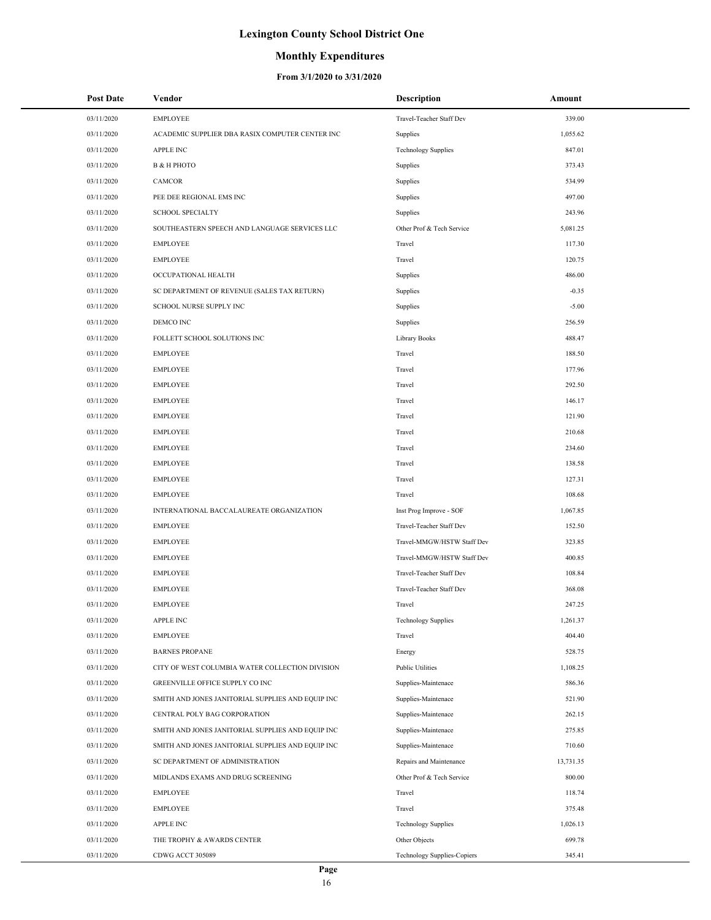# Lexington County School District One

## Monthly Expenditures

### From 3/1/2020 to 3/31/2020

| Post Date | Vendor | Description | Amount |
|---|---|---|---|
| 03/11/2020 | EMPLOYEE | Travel-Teacher Staff Dev | 339.00 |
| 03/11/2020 | ACADEMIC SUPPLIER DBA RASIX COMPUTER CENTER INC | Supplies | 1,055.62 |
| 03/11/2020 | APPLE INC | Technology Supplies | 847.01 |
| 03/11/2020 | B & H PHOTO | Supplies | 373.43 |
| 03/11/2020 | CAMCOR | Supplies | 534.99 |
| 03/11/2020 | PEE DEE REGIONAL EMS INC | Supplies | 497.00 |
| 03/11/2020 | SCHOOL SPECIALTY | Supplies | 243.96 |
| 03/11/2020 | SOUTHEASTERN SPEECH AND LANGUAGE SERVICES LLC | Other Prof & Tech Service | 5,081.25 |
| 03/11/2020 | EMPLOYEE | Travel | 117.30 |
| 03/11/2020 | EMPLOYEE | Travel | 120.75 |
| 03/11/2020 | OCCUPATIONAL HEALTH | Supplies | 486.00 |
| 03/11/2020 | SC DEPARTMENT OF REVENUE (SALES TAX RETURN) | Supplies | -0.35 |
| 03/11/2020 | SCHOOL NURSE SUPPLY INC | Supplies | -5.00 |
| 03/11/2020 | DEMCO INC | Supplies | 256.59 |
| 03/11/2020 | FOLLETT SCHOOL SOLUTIONS INC | Library Books | 488.47 |
| 03/11/2020 | EMPLOYEE | Travel | 188.50 |
| 03/11/2020 | EMPLOYEE | Travel | 177.96 |
| 03/11/2020 | EMPLOYEE | Travel | 292.50 |
| 03/11/2020 | EMPLOYEE | Travel | 146.17 |
| 03/11/2020 | EMPLOYEE | Travel | 121.90 |
| 03/11/2020 | EMPLOYEE | Travel | 210.68 |
| 03/11/2020 | EMPLOYEE | Travel | 234.60 |
| 03/11/2020 | EMPLOYEE | Travel | 138.58 |
| 03/11/2020 | EMPLOYEE | Travel | 127.31 |
| 03/11/2020 | EMPLOYEE | Travel | 108.68 |
| 03/11/2020 | INTERNATIONAL BACCALAUREATE ORGANIZATION | Inst Prog Improve - SOF | 1,067.85 |
| 03/11/2020 | EMPLOYEE | Travel-Teacher Staff Dev | 152.50 |
| 03/11/2020 | EMPLOYEE | Travel-MMGW/HSTW Staff Dev | 323.85 |
| 03/11/2020 | EMPLOYEE | Travel-MMGW/HSTW Staff Dev | 400.85 |
| 03/11/2020 | EMPLOYEE | Travel-Teacher Staff Dev | 108.84 |
| 03/11/2020 | EMPLOYEE | Travel-Teacher Staff Dev | 368.08 |
| 03/11/2020 | EMPLOYEE | Travel | 247.25 |
| 03/11/2020 | APPLE INC | Technology Supplies | 1,261.37 |
| 03/11/2020 | EMPLOYEE | Travel | 404.40 |
| 03/11/2020 | BARNES PROPANE | Energy | 528.75 |
| 03/11/2020 | CITY OF WEST COLUMBIA WATER COLLECTION DIVISION | Public Utilities | 1,108.25 |
| 03/11/2020 | GREENVILLE OFFICE SUPPLY CO INC | Supplies-Maintenace | 586.36 |
| 03/11/2020 | SMITH AND JONES JANITORIAL SUPPLIES AND EQUIP INC | Supplies-Maintenace | 521.90 |
| 03/11/2020 | CENTRAL POLY BAG CORPORATION | Supplies-Maintenace | 262.15 |
| 03/11/2020 | SMITH AND JONES JANITORIAL SUPPLIES AND EQUIP INC | Supplies-Maintenace | 275.85 |
| 03/11/2020 | SMITH AND JONES JANITORIAL SUPPLIES AND EQUIP INC | Supplies-Maintenace | 710.60 |
| 03/11/2020 | SC DEPARTMENT OF ADMINISTRATION | Repairs and Maintenance | 13,731.35 |
| 03/11/2020 | MIDLANDS EXAMS AND DRUG SCREENING | Other Prof & Tech Service | 800.00 |
| 03/11/2020 | EMPLOYEE | Travel | 118.74 |
| 03/11/2020 | EMPLOYEE | Travel | 375.48 |
| 03/11/2020 | APPLE INC | Technology Supplies | 1,026.13 |
| 03/11/2020 | THE TROPHY & AWARDS CENTER | Other Objects | 699.78 |
| 03/11/2020 | CDWG ACCT 305089 | Technology Supplies-Copiers | 345.41 |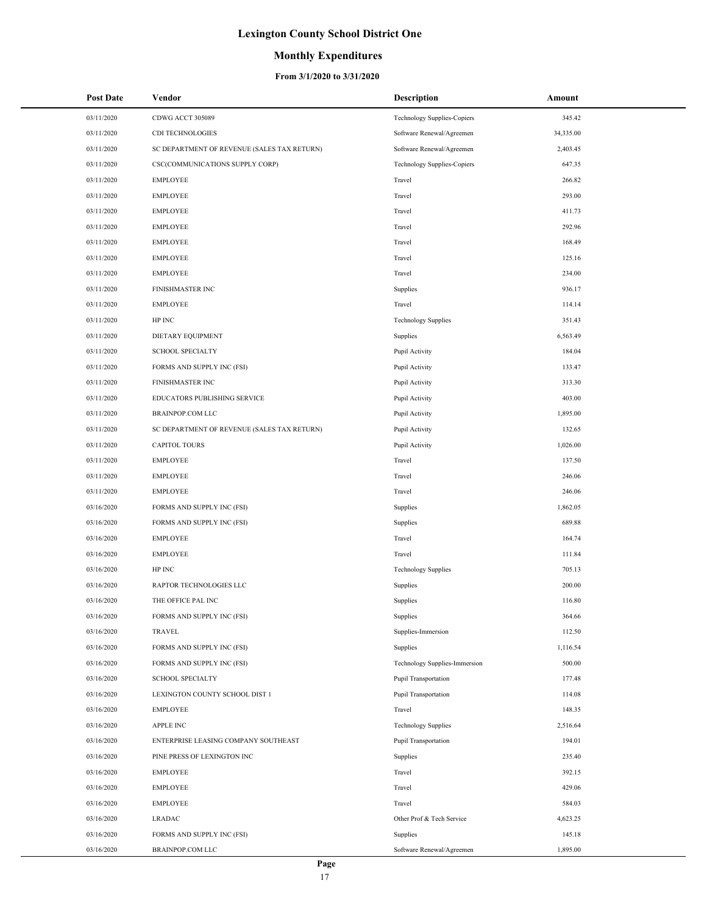# Lexington County School District One

## Monthly Expenditures

### From 3/1/2020 to 3/31/2020

| Post Date | Vendor | Description | Amount |
|---|---|---|---|
| 03/11/2020 | CDWG ACCT 305089 | Technology Supplies-Copiers | 345.42 |
| 03/11/2020 | CDI TECHNOLOGIES | Software Renewal/Agreemen | 34,335.00 |
| 03/11/2020 | SC DEPARTMENT OF REVENUE (SALES TAX RETURN) | Software Renewal/Agreemen | 2,403.45 |
| 03/11/2020 | CSC(COMMUNICATIONS SUPPLY CORP) | Technology Supplies-Copiers | 647.35 |
| 03/11/2020 | EMPLOYEE | Travel | 266.82 |
| 03/11/2020 | EMPLOYEE | Travel | 293.00 |
| 03/11/2020 | EMPLOYEE | Travel | 411.73 |
| 03/11/2020 | EMPLOYEE | Travel | 292.96 |
| 03/11/2020 | EMPLOYEE | Travel | 168.49 |
| 03/11/2020 | EMPLOYEE | Travel | 125.16 |
| 03/11/2020 | EMPLOYEE | Travel | 234.00 |
| 03/11/2020 | FINISHMASTER INC | Supplies | 936.17 |
| 03/11/2020 | EMPLOYEE | Travel | 114.14 |
| 03/11/2020 | HP INC | Technology Supplies | 351.43 |
| 03/11/2020 | DIETARY EQUIPMENT | Supplies | 6,563.49 |
| 03/11/2020 | SCHOOL SPECIALTY | Pupil Activity | 184.04 |
| 03/11/2020 | FORMS AND SUPPLY INC (FSI) | Pupil Activity | 133.47 |
| 03/11/2020 | FINISHMASTER INC | Pupil Activity | 313.30 |
| 03/11/2020 | EDUCATORS PUBLISHING SERVICE | Pupil Activity | 403.00 |
| 03/11/2020 | BRAINPOP.COM LLC | Pupil Activity | 1,895.00 |
| 03/11/2020 | SC DEPARTMENT OF REVENUE (SALES TAX RETURN) | Pupil Activity | 132.65 |
| 03/11/2020 | CAPITOL TOURS | Pupil Activity | 1,026.00 |
| 03/11/2020 | EMPLOYEE | Travel | 137.50 |
| 03/11/2020 | EMPLOYEE | Travel | 246.06 |
| 03/11/2020 | EMPLOYEE | Travel | 246.06 |
| 03/16/2020 | FORMS AND SUPPLY INC (FSI) | Supplies | 1,862.05 |
| 03/16/2020 | FORMS AND SUPPLY INC (FSI) | Supplies | 689.88 |
| 03/16/2020 | EMPLOYEE | Travel | 164.74 |
| 03/16/2020 | EMPLOYEE | Travel | 111.84 |
| 03/16/2020 | HP INC | Technology Supplies | 705.13 |
| 03/16/2020 | RAPTOR TECHNOLOGIES LLC | Supplies | 200.00 |
| 03/16/2020 | THE OFFICE PAL INC | Supplies | 116.80 |
| 03/16/2020 | FORMS AND SUPPLY INC (FSI) | Supplies | 364.66 |
| 03/16/2020 | TRAVEL | Supplies-Immersion | 112.50 |
| 03/16/2020 | FORMS AND SUPPLY INC (FSI) | Supplies | 1,116.54 |
| 03/16/2020 | FORMS AND SUPPLY INC (FSI) | Technology Supplies-Immersion | 500.00 |
| 03/16/2020 | SCHOOL SPECIALTY | Pupil Transportation | 177.48 |
| 03/16/2020 | LEXINGTON COUNTY SCHOOL DIST 1 | Pupil Transportation | 114.08 |
| 03/16/2020 | EMPLOYEE | Travel | 148.35 |
| 03/16/2020 | APPLE INC | Technology Supplies | 2,516.64 |
| 03/16/2020 | ENTERPRISE LEASING COMPANY SOUTHEAST | Pupil Transportation | 194.01 |
| 03/16/2020 | PINE PRESS OF LEXINGTON INC | Supplies | 235.40 |
| 03/16/2020 | EMPLOYEE | Travel | 392.15 |
| 03/16/2020 | EMPLOYEE | Travel | 429.06 |
| 03/16/2020 | EMPLOYEE | Travel | 584.03 |
| 03/16/2020 | LRADAC | Other Prof & Tech Service | 4,623.25 |
| 03/16/2020 | FORMS AND SUPPLY INC (FSI) | Supplies | 145.18 |
| 03/16/2020 | BRAINPOP.COM LLC | Software Renewal/Agreemen | 1,895.00 |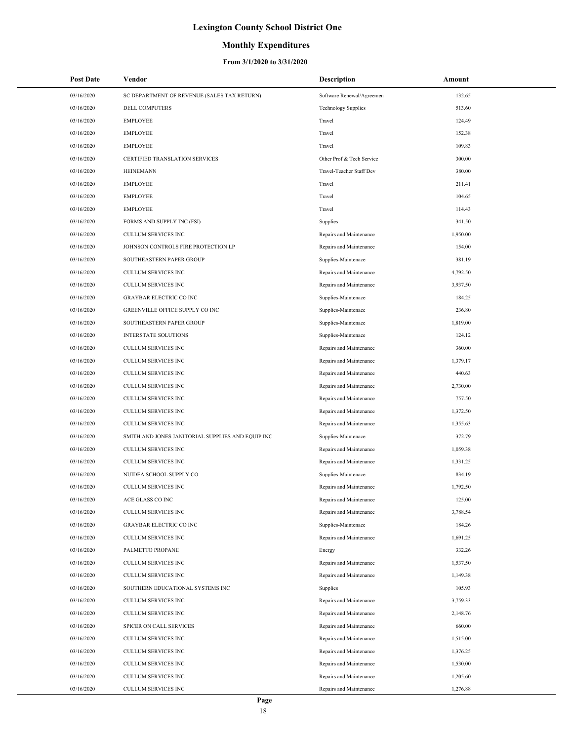# Lexington County School District One

## Monthly Expenditures

### From 3/1/2020 to 3/31/2020

| Post Date | Vendor | Description | Amount |
|---|---|---|---|
| 03/16/2020 | SC DEPARTMENT OF REVENUE (SALES TAX RETURN) | Software Renewal/Agreemen | 132.65 |
| 03/16/2020 | DELL COMPUTERS | Technology Supplies | 513.60 |
| 03/16/2020 | EMPLOYEE | Travel | 124.49 |
| 03/16/2020 | EMPLOYEE | Travel | 152.38 |
| 03/16/2020 | EMPLOYEE | Travel | 109.83 |
| 03/16/2020 | CERTIFIED TRANSLATION SERVICES | Other Prof & Tech Service | 300.00 |
| 03/16/2020 | HEINEMANN | Travel-Teacher Staff Dev | 380.00 |
| 03/16/2020 | EMPLOYEE | Travel | 211.41 |
| 03/16/2020 | EMPLOYEE | Travel | 104.65 |
| 03/16/2020 | EMPLOYEE | Travel | 114.43 |
| 03/16/2020 | FORMS AND SUPPLY INC (FSI) | Supplies | 341.50 |
| 03/16/2020 | CULLUM SERVICES INC | Repairs and Maintenance | 1,950.00 |
| 03/16/2020 | JOHNSON CONTROLS FIRE PROTECTION LP | Repairs and Maintenance | 154.00 |
| 03/16/2020 | SOUTHEASTERN PAPER GROUP | Supplies-Maintenace | 381.19 |
| 03/16/2020 | CULLUM SERVICES INC | Repairs and Maintenance | 4,792.50 |
| 03/16/2020 | CULLUM SERVICES INC | Repairs and Maintenance | 3,937.50 |
| 03/16/2020 | GRAYBAR ELECTRIC CO INC | Supplies-Maintenace | 184.25 |
| 03/16/2020 | GREENVILLE OFFICE SUPPLY CO INC | Supplies-Maintenace | 236.80 |
| 03/16/2020 | SOUTHEASTERN PAPER GROUP | Supplies-Maintenace | 1,819.00 |
| 03/16/2020 | INTERSTATE SOLUTIONS | Supplies-Maintenace | 124.12 |
| 03/16/2020 | CULLUM SERVICES INC | Repairs and Maintenance | 360.00 |
| 03/16/2020 | CULLUM SERVICES INC | Repairs and Maintenance | 1,379.17 |
| 03/16/2020 | CULLUM SERVICES INC | Repairs and Maintenance | 440.63 |
| 03/16/2020 | CULLUM SERVICES INC | Repairs and Maintenance | 2,730.00 |
| 03/16/2020 | CULLUM SERVICES INC | Repairs and Maintenance | 757.50 |
| 03/16/2020 | CULLUM SERVICES INC | Repairs and Maintenance | 1,372.50 |
| 03/16/2020 | CULLUM SERVICES INC | Repairs and Maintenance | 1,355.63 |
| 03/16/2020 | SMITH AND JONES JANITORIAL SUPPLIES AND EQUIP INC | Supplies-Maintenace | 372.79 |
| 03/16/2020 | CULLUM SERVICES INC | Repairs and Maintenance | 1,059.38 |
| 03/16/2020 | CULLUM SERVICES INC | Repairs and Maintenance | 1,331.25 |
| 03/16/2020 | NUIDEA SCHOOL SUPPLY CO | Supplies-Maintenace | 834.19 |
| 03/16/2020 | CULLUM SERVICES INC | Repairs and Maintenance | 1,792.50 |
| 03/16/2020 | ACE GLASS CO INC | Repairs and Maintenance | 125.00 |
| 03/16/2020 | CULLUM SERVICES INC | Repairs and Maintenance | 3,788.54 |
| 03/16/2020 | GRAYBAR ELECTRIC CO INC | Supplies-Maintenace | 184.26 |
| 03/16/2020 | CULLUM SERVICES INC | Repairs and Maintenance | 1,691.25 |
| 03/16/2020 | PALMETTO PROPANE | Energy | 332.26 |
| 03/16/2020 | CULLUM SERVICES INC | Repairs and Maintenance | 1,537.50 |
| 03/16/2020 | CULLUM SERVICES INC | Repairs and Maintenance | 1,149.38 |
| 03/16/2020 | SOUTHERN EDUCATIONAL SYSTEMS INC | Supplies | 105.93 |
| 03/16/2020 | CULLUM SERVICES INC | Repairs and Maintenance | 3,759.33 |
| 03/16/2020 | CULLUM SERVICES INC | Repairs and Maintenance | 2,148.76 |
| 03/16/2020 | SPICER ON CALL SERVICES | Repairs and Maintenance | 660.00 |
| 03/16/2020 | CULLUM SERVICES INC | Repairs and Maintenance | 1,515.00 |
| 03/16/2020 | CULLUM SERVICES INC | Repairs and Maintenance | 1,376.25 |
| 03/16/2020 | CULLUM SERVICES INC | Repairs and Maintenance | 1,530.00 |
| 03/16/2020 | CULLUM SERVICES INC | Repairs and Maintenance | 1,205.60 |
| 03/16/2020 | CULLUM SERVICES INC | Repairs and Maintenance | 1,276.88 |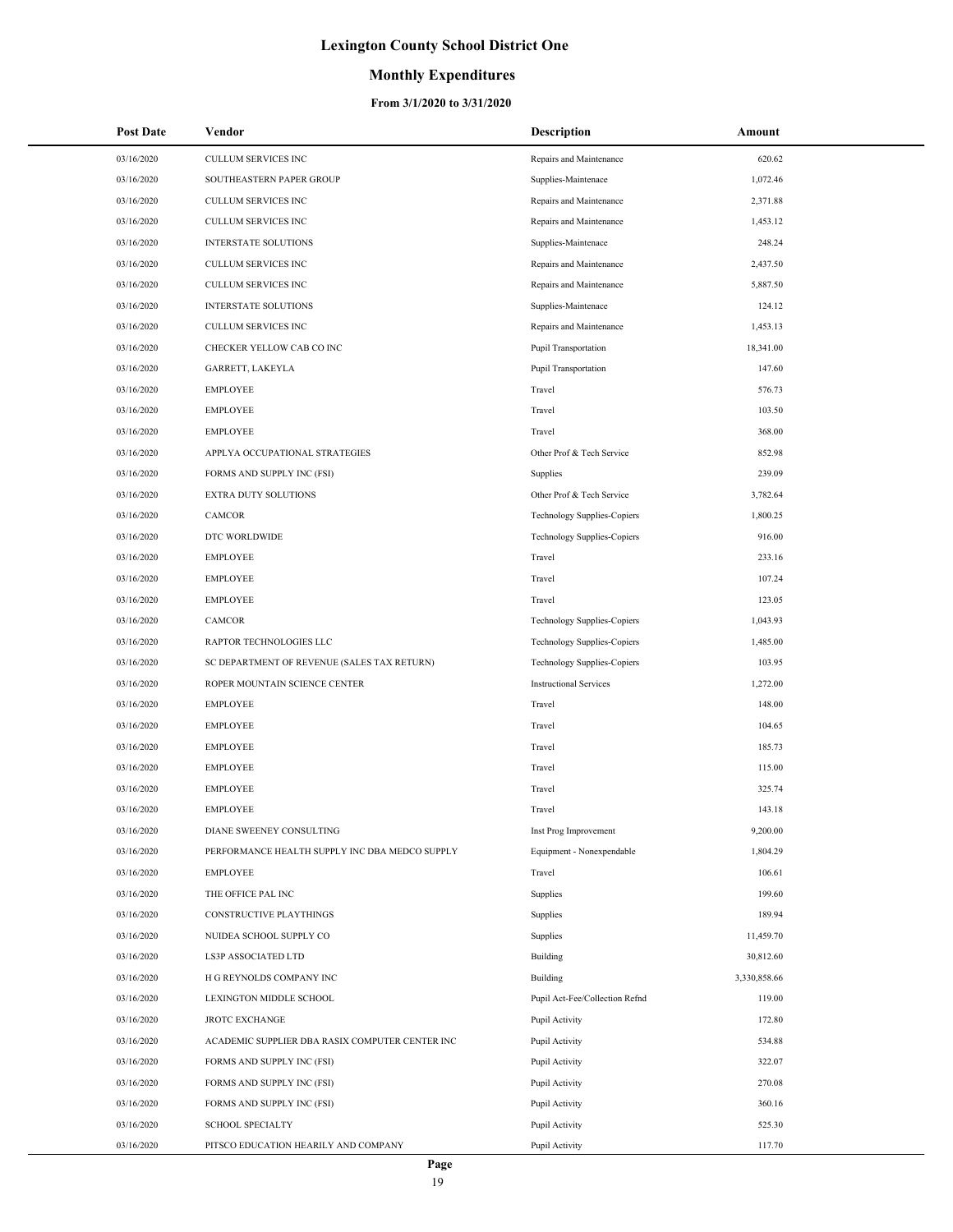# Lexington County School District One

## Monthly Expenditures

### From 3/1/2020 to 3/31/2020

| Post Date | Vendor | Description | Amount |
|---|---|---|---|
| 03/16/2020 | CULLUM SERVICES INC | Repairs and Maintenance | 620.62 |
| 03/16/2020 | SOUTHEASTERN PAPER GROUP | Supplies-Maintenace | 1,072.46 |
| 03/16/2020 | CULLUM SERVICES INC | Repairs and Maintenance | 2,371.88 |
| 03/16/2020 | CULLUM SERVICES INC | Repairs and Maintenance | 1,453.12 |
| 03/16/2020 | INTERSTATE SOLUTIONS | Supplies-Maintenace | 248.24 |
| 03/16/2020 | CULLUM SERVICES INC | Repairs and Maintenance | 2,437.50 |
| 03/16/2020 | CULLUM SERVICES INC | Repairs and Maintenance | 5,887.50 |
| 03/16/2020 | INTERSTATE SOLUTIONS | Supplies-Maintenace | 124.12 |
| 03/16/2020 | CULLUM SERVICES INC | Repairs and Maintenance | 1,453.13 |
| 03/16/2020 | CHECKER YELLOW CAB CO INC | Pupil Transportation | 18,341.00 |
| 03/16/2020 | GARRETT, LAKEYLA | Pupil Transportation | 147.60 |
| 03/16/2020 | EMPLOYEE | Travel | 576.73 |
| 03/16/2020 | EMPLOYEE | Travel | 103.50 |
| 03/16/2020 | EMPLOYEE | Travel | 368.00 |
| 03/16/2020 | APPLYA OCCUPATIONAL STRATEGIES | Other Prof & Tech Service | 852.98 |
| 03/16/2020 | FORMS AND SUPPLY INC (FSI) | Supplies | 239.09 |
| 03/16/2020 | EXTRA DUTY SOLUTIONS | Other Prof & Tech Service | 3,782.64 |
| 03/16/2020 | CAMCOR | Technology Supplies-Copiers | 1,800.25 |
| 03/16/2020 | DTC WORLDWIDE | Technology Supplies-Copiers | 916.00 |
| 03/16/2020 | EMPLOYEE | Travel | 233.16 |
| 03/16/2020 | EMPLOYEE | Travel | 107.24 |
| 03/16/2020 | EMPLOYEE | Travel | 123.05 |
| 03/16/2020 | CAMCOR | Technology Supplies-Copiers | 1,043.93 |
| 03/16/2020 | RAPTOR TECHNOLOGIES LLC | Technology Supplies-Copiers | 1,485.00 |
| 03/16/2020 | SC DEPARTMENT OF REVENUE (SALES TAX RETURN) | Technology Supplies-Copiers | 103.95 |
| 03/16/2020 | ROPER MOUNTAIN SCIENCE CENTER | Instructional Services | 1,272.00 |
| 03/16/2020 | EMPLOYEE | Travel | 148.00 |
| 03/16/2020 | EMPLOYEE | Travel | 104.65 |
| 03/16/2020 | EMPLOYEE | Travel | 185.73 |
| 03/16/2020 | EMPLOYEE | Travel | 115.00 |
| 03/16/2020 | EMPLOYEE | Travel | 325.74 |
| 03/16/2020 | EMPLOYEE | Travel | 143.18 |
| 03/16/2020 | DIANE SWEENEY CONSULTING | Inst Prog Improvement | 9,200.00 |
| 03/16/2020 | PERFORMANCE HEALTH SUPPLY INC DBA MEDCO SUPPLY | Equipment - Nonexpendable | 1,804.29 |
| 03/16/2020 | EMPLOYEE | Travel | 106.61 |
| 03/16/2020 | THE OFFICE PAL INC | Supplies | 199.60 |
| 03/16/2020 | CONSTRUCTIVE PLAYTHINGS | Supplies | 189.94 |
| 03/16/2020 | NUIDEA SCHOOL SUPPLY CO | Supplies | 11,459.70 |
| 03/16/2020 | LS3P ASSOCIATED LTD | Building | 30,812.60 |
| 03/16/2020 | H G REYNOLDS COMPANY INC | Building | 3,330,858.66 |
| 03/16/2020 | LEXINGTON MIDDLE SCHOOL | Pupil Act-Fee/Collection Refnd | 119.00 |
| 03/16/2020 | JROTC EXCHANGE | Pupil Activity | 172.80 |
| 03/16/2020 | ACADEMIC SUPPLIER DBA RASIX COMPUTER CENTER INC | Pupil Activity | 534.88 |
| 03/16/2020 | FORMS AND SUPPLY INC (FSI) | Pupil Activity | 322.07 |
| 03/16/2020 | FORMS AND SUPPLY INC (FSI) | Pupil Activity | 270.08 |
| 03/16/2020 | FORMS AND SUPPLY INC (FSI) | Pupil Activity | 360.16 |
| 03/16/2020 | SCHOOL SPECIALTY | Pupil Activity | 525.30 |
| 03/16/2020 | PITSCO EDUCATION HEARILY AND COMPANY | Pupil Activity | 117.70 |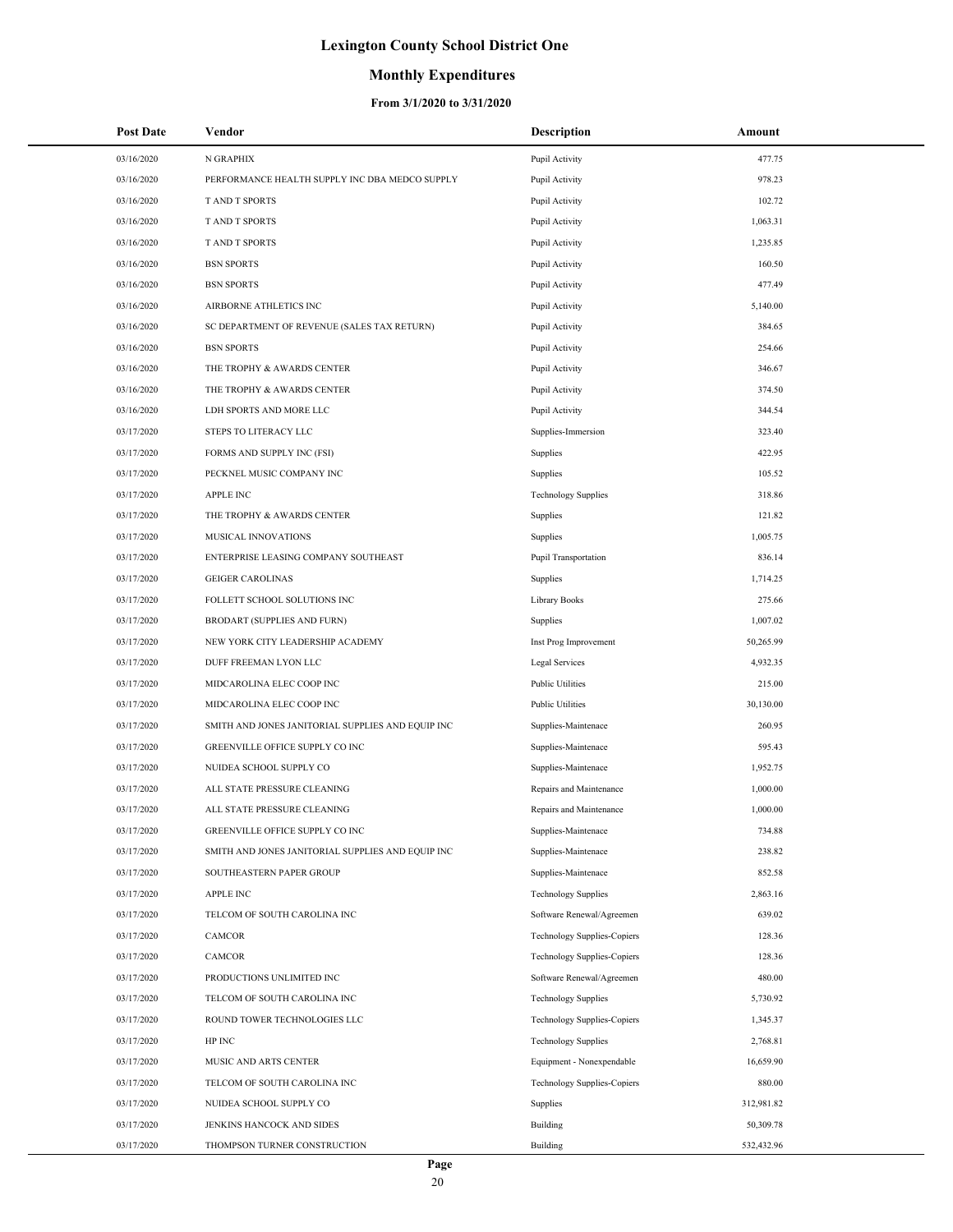# Lexington County School District One

## Monthly Expenditures

### From 3/1/2020 to 3/31/2020

| Post Date | Vendor | Description | Amount |
|---|---|---|---|
| 03/16/2020 | N GRAPHIX | Pupil Activity | 477.75 |
| 03/16/2020 | PERFORMANCE HEALTH SUPPLY INC DBA MEDCO SUPPLY | Pupil Activity | 978.23 |
| 03/16/2020 | T AND T SPORTS | Pupil Activity | 102.72 |
| 03/16/2020 | T AND T SPORTS | Pupil Activity | 1,063.31 |
| 03/16/2020 | T AND T SPORTS | Pupil Activity | 1,235.85 |
| 03/16/2020 | BSN SPORTS | Pupil Activity | 160.50 |
| 03/16/2020 | BSN SPORTS | Pupil Activity | 477.49 |
| 03/16/2020 | AIRBORNE ATHLETICS INC | Pupil Activity | 5,140.00 |
| 03/16/2020 | SC DEPARTMENT OF REVENUE (SALES TAX RETURN) | Pupil Activity | 384.65 |
| 03/16/2020 | BSN SPORTS | Pupil Activity | 254.66 |
| 03/16/2020 | THE TROPHY & AWARDS CENTER | Pupil Activity | 346.67 |
| 03/16/2020 | THE TROPHY & AWARDS CENTER | Pupil Activity | 374.50 |
| 03/16/2020 | LDH SPORTS AND MORE LLC | Pupil Activity | 344.54 |
| 03/17/2020 | STEPS TO LITERACY LLC | Supplies-Immersion | 323.40 |
| 03/17/2020 | FORMS AND SUPPLY INC (FSI) | Supplies | 422.95 |
| 03/17/2020 | PECKNEL MUSIC COMPANY INC | Supplies | 105.52 |
| 03/17/2020 | APPLE INC | Technology Supplies | 318.86 |
| 03/17/2020 | THE TROPHY & AWARDS CENTER | Supplies | 121.82 |
| 03/17/2020 | MUSICAL INNOVATIONS | Supplies | 1,005.75 |
| 03/17/2020 | ENTERPRISE LEASING COMPANY SOUTHEAST | Pupil Transportation | 836.14 |
| 03/17/2020 | GEIGER CAROLINAS | Supplies | 1,714.25 |
| 03/17/2020 | FOLLETT SCHOOL SOLUTIONS INC | Library Books | 275.66 |
| 03/17/2020 | BRODART (SUPPLIES AND FURN) | Supplies | 1,007.02 |
| 03/17/2020 | NEW YORK CITY LEADERSHIP ACADEMY | Inst Prog Improvement | 50,265.99 |
| 03/17/2020 | DUFF FREEMAN LYON LLC | Legal Services | 4,932.35 |
| 03/17/2020 | MIDCAROLINA ELEC COOP INC | Public Utilities | 215.00 |
| 03/17/2020 | MIDCAROLINA ELEC COOP INC | Public Utilities | 30,130.00 |
| 03/17/2020 | SMITH AND JONES JANITORIAL SUPPLIES AND EQUIP INC | Supplies-Maintenace | 260.95 |
| 03/17/2020 | GREENVILLE OFFICE SUPPLY CO INC | Supplies-Maintenace | 595.43 |
| 03/17/2020 | NUIDEA SCHOOL SUPPLY CO | Supplies-Maintenace | 1,952.75 |
| 03/17/2020 | ALL STATE PRESSURE CLEANING | Repairs and Maintenance | 1,000.00 |
| 03/17/2020 | ALL STATE PRESSURE CLEANING | Repairs and Maintenance | 1,000.00 |
| 03/17/2020 | GREENVILLE OFFICE SUPPLY CO INC | Supplies-Maintenace | 734.88 |
| 03/17/2020 | SMITH AND JONES JANITORIAL SUPPLIES AND EQUIP INC | Supplies-Maintenace | 238.82 |
| 03/17/2020 | SOUTHEASTERN PAPER GROUP | Supplies-Maintenace | 852.58 |
| 03/17/2020 | APPLE INC | Technology Supplies | 2,863.16 |
| 03/17/2020 | TELCOM OF SOUTH CAROLINA INC | Software Renewal/Agreemen | 639.02 |
| 03/17/2020 | CAMCOR | Technology Supplies-Copiers | 128.36 |
| 03/17/2020 | CAMCOR | Technology Supplies-Copiers | 128.36 |
| 03/17/2020 | PRODUCTIONS UNLIMITED INC | Software Renewal/Agreemen | 480.00 |
| 03/17/2020 | TELCOM OF SOUTH CAROLINA INC | Technology Supplies | 5,730.92 |
| 03/17/2020 | ROUND TOWER TECHNOLOGIES LLC | Technology Supplies-Copiers | 1,345.37 |
| 03/17/2020 | HP INC | Technology Supplies | 2,768.81 |
| 03/17/2020 | MUSIC AND ARTS CENTER | Equipment - Nonexpendable | 16,659.90 |
| 03/17/2020 | TELCOM OF SOUTH CAROLINA INC | Technology Supplies-Copiers | 880.00 |
| 03/17/2020 | NUIDEA SCHOOL SUPPLY CO | Supplies | 312,981.82 |
| 03/17/2020 | JENKINS HANCOCK AND SIDES | Building | 50,309.78 |
| 03/17/2020 | THOMPSON TURNER CONSTRUCTION | Building | 532,432.96 |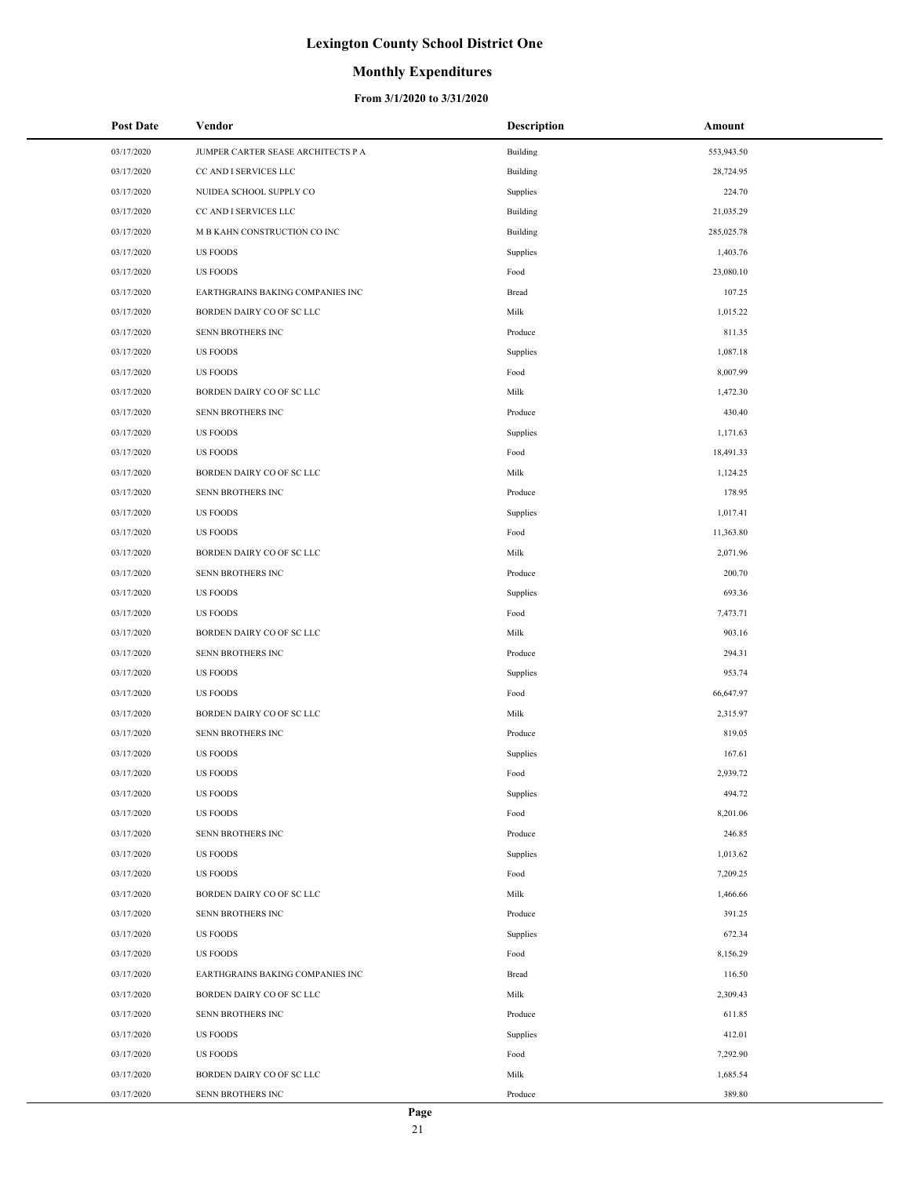# Lexington County School District One

## Monthly Expenditures

### From 3/1/2020 to 3/31/2020

| Post Date | Vendor | Description | Amount |
|---|---|---|---|
| 03/17/2020 | JUMPER CARTER SEASE ARCHITECTS P A | Building | 553,943.50 |
| 03/17/2020 | CC AND I SERVICES LLC | Building | 28,724.95 |
| 03/17/2020 | NUIDEA SCHOOL SUPPLY CO | Supplies | 224.70 |
| 03/17/2020 | CC AND I SERVICES LLC | Building | 21,035.29 |
| 03/17/2020 | M B KAHN CONSTRUCTION CO INC | Building | 285,025.78 |
| 03/17/2020 | US FOODS | Supplies | 1,403.76 |
| 03/17/2020 | US FOODS | Food | 23,080.10 |
| 03/17/2020 | EARTHGRAINS BAKING COMPANIES INC | Bread | 107.25 |
| 03/17/2020 | BORDEN DAIRY CO OF SC LLC | Milk | 1,015.22 |
| 03/17/2020 | SENN BROTHERS INC | Produce | 811.35 |
| 03/17/2020 | US FOODS | Supplies | 1,087.18 |
| 03/17/2020 | US FOODS | Food | 8,007.99 |
| 03/17/2020 | BORDEN DAIRY CO OF SC LLC | Milk | 1,472.30 |
| 03/17/2020 | SENN BROTHERS INC | Produce | 430.40 |
| 03/17/2020 | US FOODS | Supplies | 1,171.63 |
| 03/17/2020 | US FOODS | Food | 18,491.33 |
| 03/17/2020 | BORDEN DAIRY CO OF SC LLC | Milk | 1,124.25 |
| 03/17/2020 | SENN BROTHERS INC | Produce | 178.95 |
| 03/17/2020 | US FOODS | Supplies | 1,017.41 |
| 03/17/2020 | US FOODS | Food | 11,363.80 |
| 03/17/2020 | BORDEN DAIRY CO OF SC LLC | Milk | 2,071.96 |
| 03/17/2020 | SENN BROTHERS INC | Produce | 200.70 |
| 03/17/2020 | US FOODS | Supplies | 693.36 |
| 03/17/2020 | US FOODS | Food | 7,473.71 |
| 03/17/2020 | BORDEN DAIRY CO OF SC LLC | Milk | 903.16 |
| 03/17/2020 | SENN BROTHERS INC | Produce | 294.31 |
| 03/17/2020 | US FOODS | Supplies | 953.74 |
| 03/17/2020 | US FOODS | Food | 66,647.97 |
| 03/17/2020 | BORDEN DAIRY CO OF SC LLC | Milk | 2,315.97 |
| 03/17/2020 | SENN BROTHERS INC | Produce | 819.05 |
| 03/17/2020 | US FOODS | Supplies | 167.61 |
| 03/17/2020 | US FOODS | Food | 2,939.72 |
| 03/17/2020 | US FOODS | Supplies | 494.72 |
| 03/17/2020 | US FOODS | Food | 8,201.06 |
| 03/17/2020 | SENN BROTHERS INC | Produce | 246.85 |
| 03/17/2020 | US FOODS | Supplies | 1,013.62 |
| 03/17/2020 | US FOODS | Food | 7,209.25 |
| 03/17/2020 | BORDEN DAIRY CO OF SC LLC | Milk | 1,466.66 |
| 03/17/2020 | SENN BROTHERS INC | Produce | 391.25 |
| 03/17/2020 | US FOODS | Supplies | 672.34 |
| 03/17/2020 | US FOODS | Food | 8,156.29 |
| 03/17/2020 | EARTHGRAINS BAKING COMPANIES INC | Bread | 116.50 |
| 03/17/2020 | BORDEN DAIRY CO OF SC LLC | Milk | 2,309.43 |
| 03/17/2020 | SENN BROTHERS INC | Produce | 611.85 |
| 03/17/2020 | US FOODS | Supplies | 412.01 |
| 03/17/2020 | US FOODS | Food | 7,292.90 |
| 03/17/2020 | BORDEN DAIRY CO OF SC LLC | Milk | 1,685.54 |
| 03/17/2020 | SENN BROTHERS INC | Produce | 389.80 |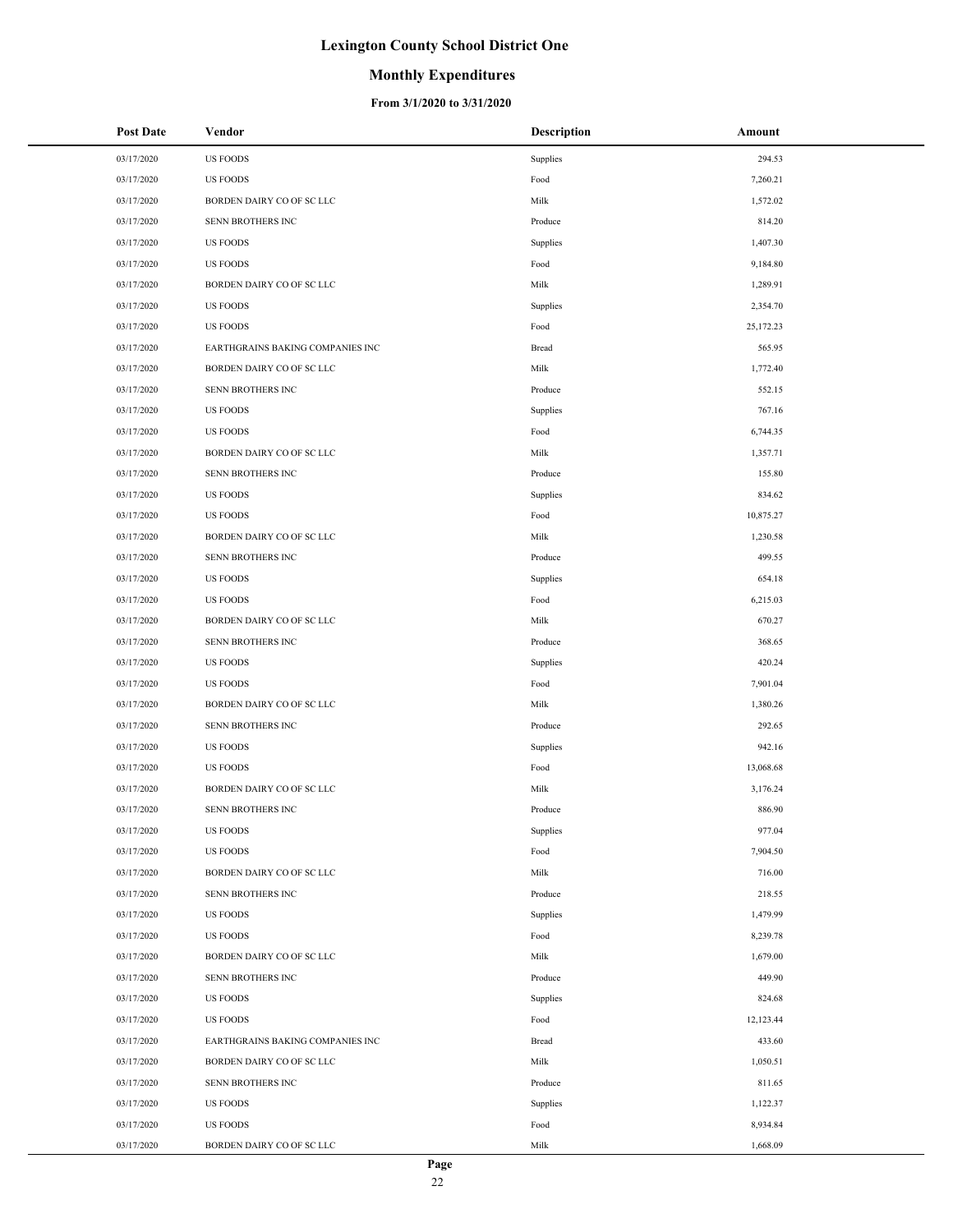# Lexington County School District One

## Monthly Expenditures

### From 3/1/2020 to 3/31/2020

| Post Date | Vendor | Description | Amount |
|---|---|---|---|
| 03/17/2020 | US FOODS | Supplies | 294.53 |
| 03/17/2020 | US FOODS | Food | 7,260.21 |
| 03/17/2020 | BORDEN DAIRY CO OF SC LLC | Milk | 1,572.02 |
| 03/17/2020 | SENN BROTHERS INC | Produce | 814.20 |
| 03/17/2020 | US FOODS | Supplies | 1,407.30 |
| 03/17/2020 | US FOODS | Food | 9,184.80 |
| 03/17/2020 | BORDEN DAIRY CO OF SC LLC | Milk | 1,289.91 |
| 03/17/2020 | US FOODS | Supplies | 2,354.70 |
| 03/17/2020 | US FOODS | Food | 25,172.23 |
| 03/17/2020 | EARTHGRAINS BAKING COMPANIES INC | Bread | 565.95 |
| 03/17/2020 | BORDEN DAIRY CO OF SC LLC | Milk | 1,772.40 |
| 03/17/2020 | SENN BROTHERS INC | Produce | 552.15 |
| 03/17/2020 | US FOODS | Supplies | 767.16 |
| 03/17/2020 | US FOODS | Food | 6,744.35 |
| 03/17/2020 | BORDEN DAIRY CO OF SC LLC | Milk | 1,357.71 |
| 03/17/2020 | SENN BROTHERS INC | Produce | 155.80 |
| 03/17/2020 | US FOODS | Supplies | 834.62 |
| 03/17/2020 | US FOODS | Food | 10,875.27 |
| 03/17/2020 | BORDEN DAIRY CO OF SC LLC | Milk | 1,230.58 |
| 03/17/2020 | SENN BROTHERS INC | Produce | 499.55 |
| 03/17/2020 | US FOODS | Supplies | 654.18 |
| 03/17/2020 | US FOODS | Food | 6,215.03 |
| 03/17/2020 | BORDEN DAIRY CO OF SC LLC | Milk | 670.27 |
| 03/17/2020 | SENN BROTHERS INC | Produce | 368.65 |
| 03/17/2020 | US FOODS | Supplies | 420.24 |
| 03/17/2020 | US FOODS | Food | 7,901.04 |
| 03/17/2020 | BORDEN DAIRY CO OF SC LLC | Milk | 1,380.26 |
| 03/17/2020 | SENN BROTHERS INC | Produce | 292.65 |
| 03/17/2020 | US FOODS | Supplies | 942.16 |
| 03/17/2020 | US FOODS | Food | 13,068.68 |
| 03/17/2020 | BORDEN DAIRY CO OF SC LLC | Milk | 3,176.24 |
| 03/17/2020 | SENN BROTHERS INC | Produce | 886.90 |
| 03/17/2020 | US FOODS | Supplies | 977.04 |
| 03/17/2020 | US FOODS | Food | 7,904.50 |
| 03/17/2020 | BORDEN DAIRY CO OF SC LLC | Milk | 716.00 |
| 03/17/2020 | SENN BROTHERS INC | Produce | 218.55 |
| 03/17/2020 | US FOODS | Supplies | 1,479.99 |
| 03/17/2020 | US FOODS | Food | 8,239.78 |
| 03/17/2020 | BORDEN DAIRY CO OF SC LLC | Milk | 1,679.00 |
| 03/17/2020 | SENN BROTHERS INC | Produce | 449.90 |
| 03/17/2020 | US FOODS | Supplies | 824.68 |
| 03/17/2020 | US FOODS | Food | 12,123.44 |
| 03/17/2020 | EARTHGRAINS BAKING COMPANIES INC | Bread | 433.60 |
| 03/17/2020 | BORDEN DAIRY CO OF SC LLC | Milk | 1,050.51 |
| 03/17/2020 | SENN BROTHERS INC | Produce | 811.65 |
| 03/17/2020 | US FOODS | Supplies | 1,122.37 |
| 03/17/2020 | US FOODS | Food | 8,934.84 |
| 03/17/2020 | BORDEN DAIRY CO OF SC LLC | Milk | 1,668.09 |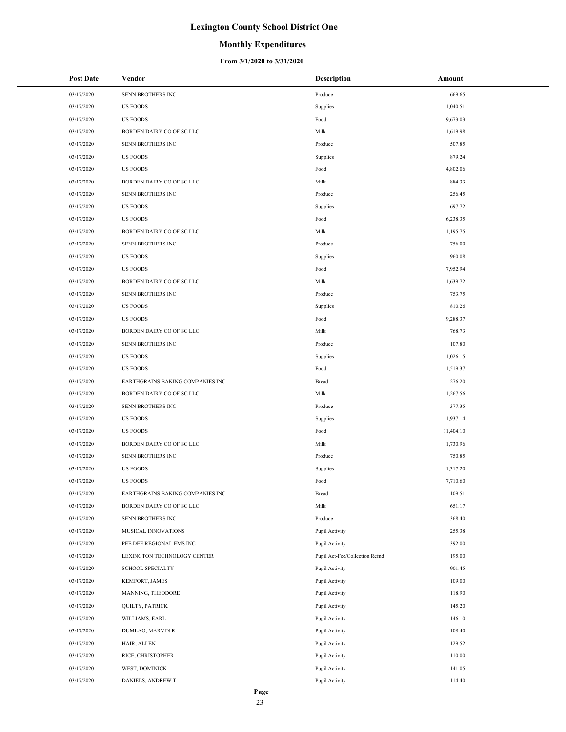# Lexington County School District One

## Monthly Expenditures

### From 3/1/2020 to 3/31/2020

| Post Date | Vendor | Description | Amount |
|---|---|---|---|
| 03/17/2020 | SENN BROTHERS INC | Produce | 669.65 |
| 03/17/2020 | US FOODS | Supplies | 1,040.51 |
| 03/17/2020 | US FOODS | Food | 9,673.03 |
| 03/17/2020 | BORDEN DAIRY CO OF SC LLC | Milk | 1,619.98 |
| 03/17/2020 | SENN BROTHERS INC | Produce | 507.85 |
| 03/17/2020 | US FOODS | Supplies | 879.24 |
| 03/17/2020 | US FOODS | Food | 4,802.06 |
| 03/17/2020 | BORDEN DAIRY CO OF SC LLC | Milk | 884.33 |
| 03/17/2020 | SENN BROTHERS INC | Produce | 256.45 |
| 03/17/2020 | US FOODS | Supplies | 697.72 |
| 03/17/2020 | US FOODS | Food | 6,238.35 |
| 03/17/2020 | BORDEN DAIRY CO OF SC LLC | Milk | 1,195.75 |
| 03/17/2020 | SENN BROTHERS INC | Produce | 756.00 |
| 03/17/2020 | US FOODS | Supplies | 960.08 |
| 03/17/2020 | US FOODS | Food | 7,952.94 |
| 03/17/2020 | BORDEN DAIRY CO OF SC LLC | Milk | 1,639.72 |
| 03/17/2020 | SENN BROTHERS INC | Produce | 753.75 |
| 03/17/2020 | US FOODS | Supplies | 810.26 |
| 03/17/2020 | US FOODS | Food | 9,288.37 |
| 03/17/2020 | BORDEN DAIRY CO OF SC LLC | Milk | 768.73 |
| 03/17/2020 | SENN BROTHERS INC | Produce | 107.80 |
| 03/17/2020 | US FOODS | Supplies | 1,026.15 |
| 03/17/2020 | US FOODS | Food | 11,519.37 |
| 03/17/2020 | EARTHGRAINS BAKING COMPANIES INC | Bread | 276.20 |
| 03/17/2020 | BORDEN DAIRY CO OF SC LLC | Milk | 1,267.56 |
| 03/17/2020 | SENN BROTHERS INC | Produce | 377.35 |
| 03/17/2020 | US FOODS | Supplies | 1,937.14 |
| 03/17/2020 | US FOODS | Food | 11,404.10 |
| 03/17/2020 | BORDEN DAIRY CO OF SC LLC | Milk | 1,730.96 |
| 03/17/2020 | SENN BROTHERS INC | Produce | 750.85 |
| 03/17/2020 | US FOODS | Supplies | 1,317.20 |
| 03/17/2020 | US FOODS | Food | 7,710.60 |
| 03/17/2020 | EARTHGRAINS BAKING COMPANIES INC | Bread | 109.51 |
| 03/17/2020 | BORDEN DAIRY CO OF SC LLC | Milk | 651.17 |
| 03/17/2020 | SENN BROTHERS INC | Produce | 368.40 |
| 03/17/2020 | MUSICAL INNOVATIONS | Pupil Activity | 255.38 |
| 03/17/2020 | PEE DEE REGIONAL EMS INC | Pupil Activity | 392.00 |
| 03/17/2020 | LEXINGTON TECHNOLOGY CENTER | Pupil Act-Fee/Collection Refnd | 195.00 |
| 03/17/2020 | SCHOOL SPECIALTY | Pupil Activity | 901.45 |
| 03/17/2020 | KEMFORT, JAMES | Pupil Activity | 109.00 |
| 03/17/2020 | MANNING, THEODORE | Pupil Activity | 118.90 |
| 03/17/2020 | QUILTY, PATRICK | Pupil Activity | 145.20 |
| 03/17/2020 | WILLIAMS, EARL | Pupil Activity | 146.10 |
| 03/17/2020 | DUMLAO, MARVIN R | Pupil Activity | 108.40 |
| 03/17/2020 | HAIR, ALLEN | Pupil Activity | 129.52 |
| 03/17/2020 | RICE, CHRISTOPHER | Pupil Activity | 110.00 |
| 03/17/2020 | WEST, DOMINICK | Pupil Activity | 141.05 |
| 03/17/2020 | DANIELS, ANDREW T | Pupil Activity | 114.40 |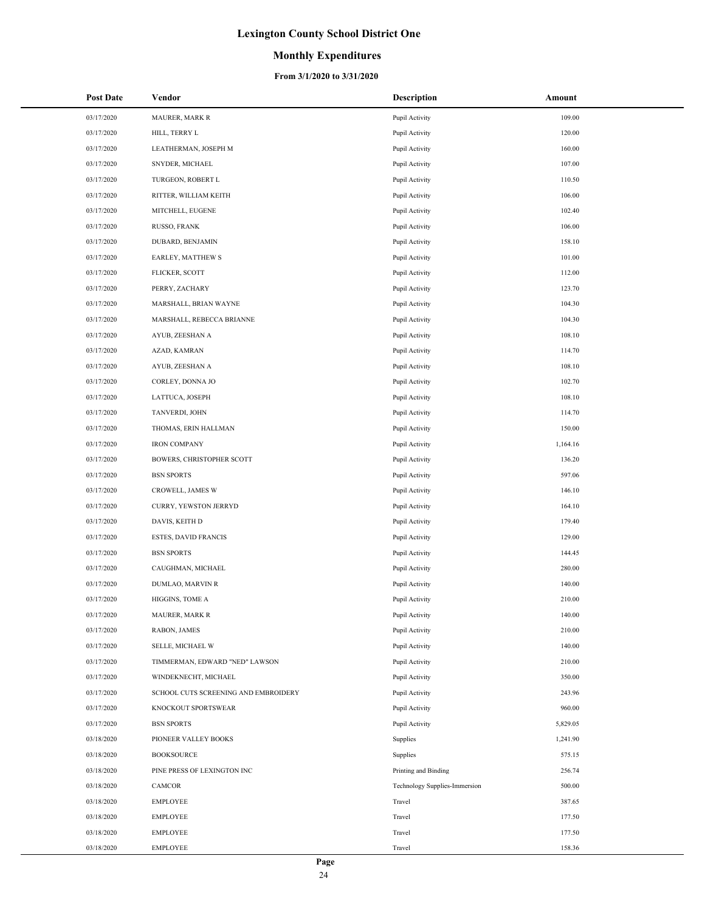# Lexington County School District One

## Monthly Expenditures

### From 3/1/2020 to 3/31/2020

| Post Date | Vendor | Description | Amount |
|---|---|---|---|
| 03/17/2020 | MAURER, MARK R | Pupil Activity | 109.00 |
| 03/17/2020 | HILL, TERRY L | Pupil Activity | 120.00 |
| 03/17/2020 | LEATHERMAN, JOSEPH M | Pupil Activity | 160.00 |
| 03/17/2020 | SNYDER, MICHAEL | Pupil Activity | 107.00 |
| 03/17/2020 | TURGEON, ROBERT L | Pupil Activity | 110.50 |
| 03/17/2020 | RITTER, WILLIAM KEITH | Pupil Activity | 106.00 |
| 03/17/2020 | MITCHELL, EUGENE | Pupil Activity | 102.40 |
| 03/17/2020 | RUSSO, FRANK | Pupil Activity | 106.00 |
| 03/17/2020 | DUBARD, BENJAMIN | Pupil Activity | 158.10 |
| 03/17/2020 | EARLEY, MATTHEW S | Pupil Activity | 101.00 |
| 03/17/2020 | FLICKER, SCOTT | Pupil Activity | 112.00 |
| 03/17/2020 | PERRY, ZACHARY | Pupil Activity | 123.70 |
| 03/17/2020 | MARSHALL, BRIAN WAYNE | Pupil Activity | 104.30 |
| 03/17/2020 | MARSHALL, REBECCA BRIANNE | Pupil Activity | 104.30 |
| 03/17/2020 | AYUB, ZEESHAN A | Pupil Activity | 108.10 |
| 03/17/2020 | AZAD, KAMRAN | Pupil Activity | 114.70 |
| 03/17/2020 | AYUB, ZEESHAN A | Pupil Activity | 108.10 |
| 03/17/2020 | CORLEY, DONNA JO | Pupil Activity | 102.70 |
| 03/17/2020 | LATTUCA, JOSEPH | Pupil Activity | 108.10 |
| 03/17/2020 | TANVERDI, JOHN | Pupil Activity | 114.70 |
| 03/17/2020 | THOMAS, ERIN HALLMAN | Pupil Activity | 150.00 |
| 03/17/2020 | IRON COMPANY | Pupil Activity | 1,164.16 |
| 03/17/2020 | BOWERS, CHRISTOPHER SCOTT | Pupil Activity | 136.20 |
| 03/17/2020 | BSN SPORTS | Pupil Activity | 597.06 |
| 03/17/2020 | CROWELL, JAMES W | Pupil Activity | 146.10 |
| 03/17/2020 | CURRY, YEWSTON JERRYD | Pupil Activity | 164.10 |
| 03/17/2020 | DAVIS, KEITH D | Pupil Activity | 179.40 |
| 03/17/2020 | ESTES, DAVID FRANCIS | Pupil Activity | 129.00 |
| 03/17/2020 | BSN SPORTS | Pupil Activity | 144.45 |
| 03/17/2020 | CAUGHMAN, MICHAEL | Pupil Activity | 280.00 |
| 03/17/2020 | DUMLAO, MARVIN R | Pupil Activity | 140.00 |
| 03/17/2020 | HIGGINS, TOME A | Pupil Activity | 210.00 |
| 03/17/2020 | MAURER, MARK R | Pupil Activity | 140.00 |
| 03/17/2020 | RABON, JAMES | Pupil Activity | 210.00 |
| 03/17/2020 | SELLE, MICHAEL W | Pupil Activity | 140.00 |
| 03/17/2020 | TIMMERMAN, EDWARD "NED" LAWSON | Pupil Activity | 210.00 |
| 03/17/2020 | WINDEKNECHT, MICHAEL | Pupil Activity | 350.00 |
| 03/17/2020 | SCHOOL CUTS SCREENING AND EMBROIDERY | Pupil Activity | 243.96 |
| 03/17/2020 | KNOCKOUT SPORTSWEAR | Pupil Activity | 960.00 |
| 03/17/2020 | BSN SPORTS | Pupil Activity | 5,829.05 |
| 03/18/2020 | PIONEER VALLEY BOOKS | Supplies | 1,241.90 |
| 03/18/2020 | BOOKSOURCE | Supplies | 575.15 |
| 03/18/2020 | PINE PRESS OF LEXINGTON INC | Printing and Binding | 256.74 |
| 03/18/2020 | CAMCOR | Technology Supplies-Immersion | 500.00 |
| 03/18/2020 | EMPLOYEE | Travel | 387.65 |
| 03/18/2020 | EMPLOYEE | Travel | 177.50 |
| 03/18/2020 | EMPLOYEE | Travel | 177.50 |
| 03/18/2020 | EMPLOYEE | Travel | 158.36 |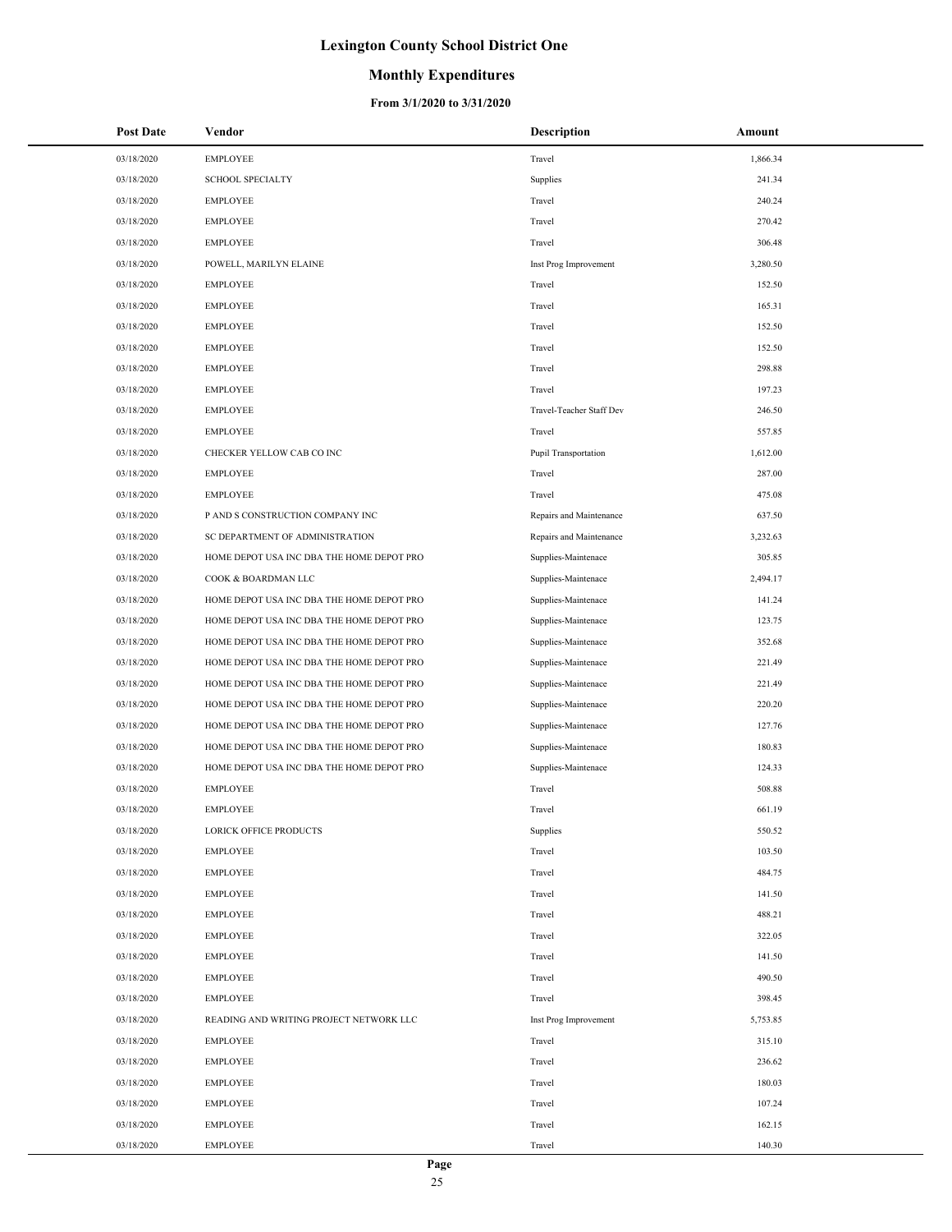# Lexington County School District One

## Monthly Expenditures

### From 3/1/2020 to 3/31/2020

| Post Date | Vendor | Description | Amount |
|---|---|---|---|
| 03/18/2020 | EMPLOYEE | Travel | 1,866.34 |
| 03/18/2020 | SCHOOL SPECIALTY | Supplies | 241.34 |
| 03/18/2020 | EMPLOYEE | Travel | 240.24 |
| 03/18/2020 | EMPLOYEE | Travel | 270.42 |
| 03/18/2020 | EMPLOYEE | Travel | 306.48 |
| 03/18/2020 | POWELL, MARILYN ELAINE | Inst Prog Improvement | 3,280.50 |
| 03/18/2020 | EMPLOYEE | Travel | 152.50 |
| 03/18/2020 | EMPLOYEE | Travel | 165.31 |
| 03/18/2020 | EMPLOYEE | Travel | 152.50 |
| 03/18/2020 | EMPLOYEE | Travel | 152.50 |
| 03/18/2020 | EMPLOYEE | Travel | 298.88 |
| 03/18/2020 | EMPLOYEE | Travel | 197.23 |
| 03/18/2020 | EMPLOYEE | Travel-Teacher Staff Dev | 246.50 |
| 03/18/2020 | EMPLOYEE | Travel | 557.85 |
| 03/18/2020 | CHECKER YELLOW CAB CO INC | Pupil Transportation | 1,612.00 |
| 03/18/2020 | EMPLOYEE | Travel | 287.00 |
| 03/18/2020 | EMPLOYEE | Travel | 475.08 |
| 03/18/2020 | P AND S CONSTRUCTION COMPANY INC | Repairs and Maintenance | 637.50 |
| 03/18/2020 | SC DEPARTMENT OF ADMINISTRATION | Repairs and Maintenance | 3,232.63 |
| 03/18/2020 | HOME DEPOT USA INC DBA THE HOME DEPOT PRO | Supplies-Maintenace | 305.85 |
| 03/18/2020 | COOK & BOARDMAN LLC | Supplies-Maintenace | 2,494.17 |
| 03/18/2020 | HOME DEPOT USA INC DBA THE HOME DEPOT PRO | Supplies-Maintenace | 141.24 |
| 03/18/2020 | HOME DEPOT USA INC DBA THE HOME DEPOT PRO | Supplies-Maintenace | 123.75 |
| 03/18/2020 | HOME DEPOT USA INC DBA THE HOME DEPOT PRO | Supplies-Maintenace | 352.68 |
| 03/18/2020 | HOME DEPOT USA INC DBA THE HOME DEPOT PRO | Supplies-Maintenace | 221.49 |
| 03/18/2020 | HOME DEPOT USA INC DBA THE HOME DEPOT PRO | Supplies-Maintenace | 221.49 |
| 03/18/2020 | HOME DEPOT USA INC DBA THE HOME DEPOT PRO | Supplies-Maintenace | 220.20 |
| 03/18/2020 | HOME DEPOT USA INC DBA THE HOME DEPOT PRO | Supplies-Maintenace | 127.76 |
| 03/18/2020 | HOME DEPOT USA INC DBA THE HOME DEPOT PRO | Supplies-Maintenace | 180.83 |
| 03/18/2020 | HOME DEPOT USA INC DBA THE HOME DEPOT PRO | Supplies-Maintenace | 124.33 |
| 03/18/2020 | EMPLOYEE | Travel | 508.88 |
| 03/18/2020 | EMPLOYEE | Travel | 661.19 |
| 03/18/2020 | LORICK OFFICE PRODUCTS | Supplies | 550.52 |
| 03/18/2020 | EMPLOYEE | Travel | 103.50 |
| 03/18/2020 | EMPLOYEE | Travel | 484.75 |
| 03/18/2020 | EMPLOYEE | Travel | 141.50 |
| 03/18/2020 | EMPLOYEE | Travel | 488.21 |
| 03/18/2020 | EMPLOYEE | Travel | 322.05 |
| 03/18/2020 | EMPLOYEE | Travel | 141.50 |
| 03/18/2020 | EMPLOYEE | Travel | 490.50 |
| 03/18/2020 | EMPLOYEE | Travel | 398.45 |
| 03/18/2020 | READING AND WRITING PROJECT NETWORK LLC | Inst Prog Improvement | 5,753.85 |
| 03/18/2020 | EMPLOYEE | Travel | 315.10 |
| 03/18/2020 | EMPLOYEE | Travel | 236.62 |
| 03/18/2020 | EMPLOYEE | Travel | 180.03 |
| 03/18/2020 | EMPLOYEE | Travel | 107.24 |
| 03/18/2020 | EMPLOYEE | Travel | 162.15 |
| 03/18/2020 | EMPLOYEE | Travel | 140.30 |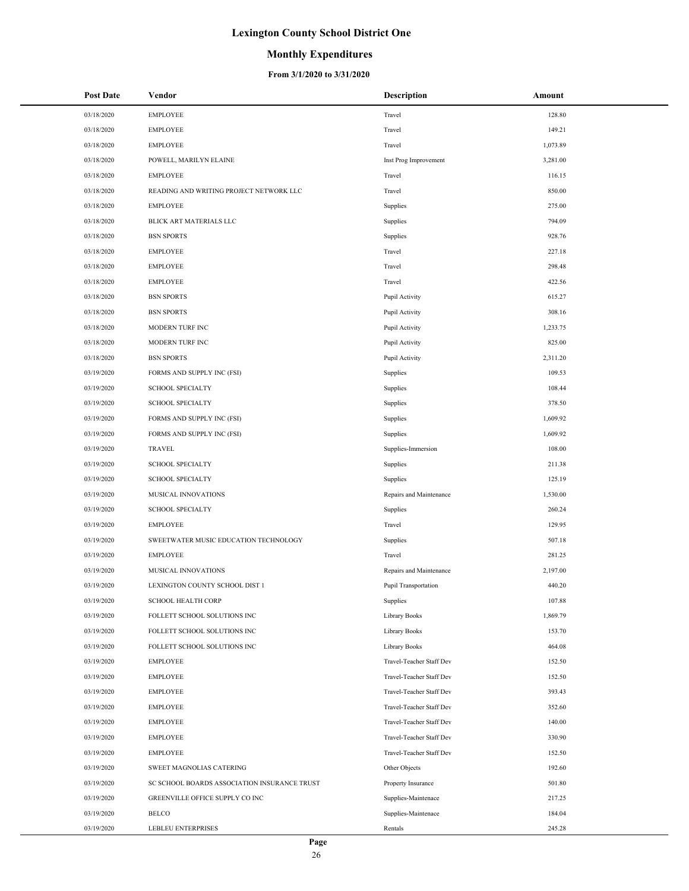# Lexington County School District One

## Monthly Expenditures

### From 3/1/2020 to 3/31/2020

| Post Date | Vendor | Description | Amount |
|---|---|---|---|
| 03/18/2020 | EMPLOYEE | Travel | 128.80 |
| 03/18/2020 | EMPLOYEE | Travel | 149.21 |
| 03/18/2020 | EMPLOYEE | Travel | 1,073.89 |
| 03/18/2020 | POWELL, MARILYN ELAINE | Inst Prog Improvement | 3,281.00 |
| 03/18/2020 | EMPLOYEE | Travel | 116.15 |
| 03/18/2020 | READING AND WRITING PROJECT NETWORK LLC | Travel | 850.00 |
| 03/18/2020 | EMPLOYEE | Supplies | 275.00 |
| 03/18/2020 | BLICK ART MATERIALS LLC | Supplies | 794.09 |
| 03/18/2020 | BSN SPORTS | Supplies | 928.76 |
| 03/18/2020 | EMPLOYEE | Travel | 227.18 |
| 03/18/2020 | EMPLOYEE | Travel | 298.48 |
| 03/18/2020 | EMPLOYEE | Travel | 422.56 |
| 03/18/2020 | BSN SPORTS | Pupil Activity | 615.27 |
| 03/18/2020 | BSN SPORTS | Pupil Activity | 308.16 |
| 03/18/2020 | MODERN TURF INC | Pupil Activity | 1,233.75 |
| 03/18/2020 | MODERN TURF INC | Pupil Activity | 825.00 |
| 03/18/2020 | BSN SPORTS | Pupil Activity | 2,311.20 |
| 03/19/2020 | FORMS AND SUPPLY INC (FSI) | Supplies | 109.53 |
| 03/19/2020 | SCHOOL SPECIALTY | Supplies | 108.44 |
| 03/19/2020 | SCHOOL SPECIALTY | Supplies | 378.50 |
| 03/19/2020 | FORMS AND SUPPLY INC (FSI) | Supplies | 1,609.92 |
| 03/19/2020 | FORMS AND SUPPLY INC (FSI) | Supplies | 1,609.92 |
| 03/19/2020 | TRAVEL | Supplies-Immersion | 108.00 |
| 03/19/2020 | SCHOOL SPECIALTY | Supplies | 211.38 |
| 03/19/2020 | SCHOOL SPECIALTY | Supplies | 125.19 |
| 03/19/2020 | MUSICAL INNOVATIONS | Repairs and Maintenance | 1,530.00 |
| 03/19/2020 | SCHOOL SPECIALTY | Supplies | 260.24 |
| 03/19/2020 | EMPLOYEE | Travel | 129.95 |
| 03/19/2020 | SWEETWATER MUSIC EDUCATION TECHNOLOGY | Supplies | 507.18 |
| 03/19/2020 | EMPLOYEE | Travel | 281.25 |
| 03/19/2020 | MUSICAL INNOVATIONS | Repairs and Maintenance | 2,197.00 |
| 03/19/2020 | LEXINGTON COUNTY SCHOOL DIST 1 | Pupil Transportation | 440.20 |
| 03/19/2020 | SCHOOL HEALTH CORP | Supplies | 107.88 |
| 03/19/2020 | FOLLETT SCHOOL SOLUTIONS INC | Library Books | 1,869.79 |
| 03/19/2020 | FOLLETT SCHOOL SOLUTIONS INC | Library Books | 153.70 |
| 03/19/2020 | FOLLETT SCHOOL SOLUTIONS INC | Library Books | 464.08 |
| 03/19/2020 | EMPLOYEE | Travel-Teacher Staff Dev | 152.50 |
| 03/19/2020 | EMPLOYEE | Travel-Teacher Staff Dev | 152.50 |
| 03/19/2020 | EMPLOYEE | Travel-Teacher Staff Dev | 393.43 |
| 03/19/2020 | EMPLOYEE | Travel-Teacher Staff Dev | 352.60 |
| 03/19/2020 | EMPLOYEE | Travel-Teacher Staff Dev | 140.00 |
| 03/19/2020 | EMPLOYEE | Travel-Teacher Staff Dev | 330.90 |
| 03/19/2020 | EMPLOYEE | Travel-Teacher Staff Dev | 152.50 |
| 03/19/2020 | SWEET MAGNOLIAS CATERING | Other Objects | 192.60 |
| 03/19/2020 | SC SCHOOL BOARDS ASSOCIATION INSURANCE TRUST | Property Insurance | 501.80 |
| 03/19/2020 | GREENVILLE OFFICE SUPPLY CO INC | Supplies-Maintenace | 217.25 |
| 03/19/2020 | BELCO | Supplies-Maintenace | 184.04 |
| 03/19/2020 | LEBLEU ENTERPRISES | Rentals | 245.28 |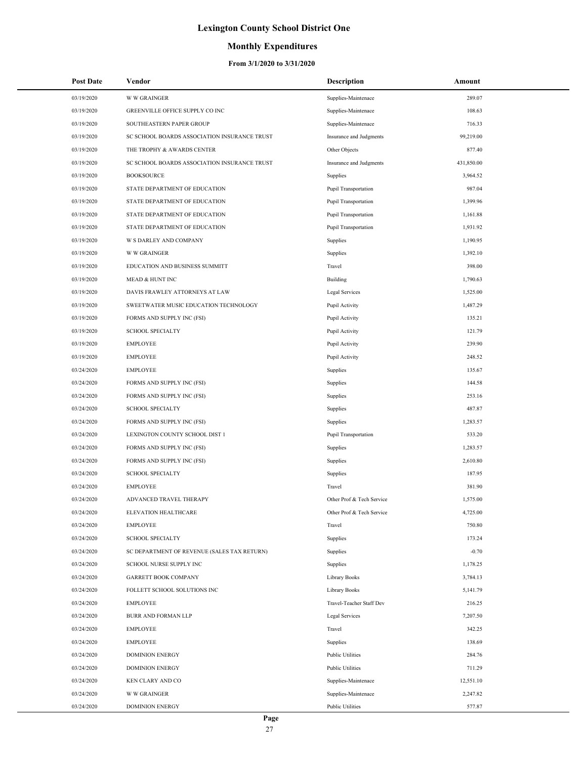# Lexington County School District One

## Monthly Expenditures

### From 3/1/2020 to 3/31/2020

| Post Date | Vendor | Description | Amount |
|---|---|---|---|
| 03/19/2020 | W W GRAINGER | Supplies-Maintenace | 289.07 |
| 03/19/2020 | GREENVILLE OFFICE SUPPLY CO INC | Supplies-Maintenace | 108.63 |
| 03/19/2020 | SOUTHEASTERN PAPER GROUP | Supplies-Maintenace | 716.33 |
| 03/19/2020 | SC SCHOOL BOARDS ASSOCIATION INSURANCE TRUST | Insurance and Judgments | 99,219.00 |
| 03/19/2020 | THE TROPHY & AWARDS CENTER | Other Objects | 877.40 |
| 03/19/2020 | SC SCHOOL BOARDS ASSOCIATION INSURANCE TRUST | Insurance and Judgments | 431,850.00 |
| 03/19/2020 | BOOKSOURCE | Supplies | 3,964.52 |
| 03/19/2020 | STATE DEPARTMENT OF EDUCATION | Pupil Transportation | 987.04 |
| 03/19/2020 | STATE DEPARTMENT OF EDUCATION | Pupil Transportation | 1,399.96 |
| 03/19/2020 | STATE DEPARTMENT OF EDUCATION | Pupil Transportation | 1,161.88 |
| 03/19/2020 | STATE DEPARTMENT OF EDUCATION | Pupil Transportation | 1,931.92 |
| 03/19/2020 | W S DARLEY AND COMPANY | Supplies | 1,190.95 |
| 03/19/2020 | W W GRAINGER | Supplies | 1,392.10 |
| 03/19/2020 | EDUCATION AND BUSINESS SUMMITT | Travel | 398.00 |
| 03/19/2020 | MEAD & HUNT INC | Building | 1,790.63 |
| 03/19/2020 | DAVIS FRAWLEY ATTORNEYS AT LAW | Legal Services | 1,525.00 |
| 03/19/2020 | SWEETWATER MUSIC EDUCATION TECHNOLOGY | Pupil Activity | 1,487.29 |
| 03/19/2020 | FORMS AND SUPPLY INC (FSI) | Pupil Activity | 135.21 |
| 03/19/2020 | SCHOOL SPECIALTY | Pupil Activity | 121.79 |
| 03/19/2020 | EMPLOYEE | Pupil Activity | 239.90 |
| 03/19/2020 | EMPLOYEE | Pupil Activity | 248.52 |
| 03/24/2020 | EMPLOYEE | Supplies | 135.67 |
| 03/24/2020 | FORMS AND SUPPLY INC (FSI) | Supplies | 144.58 |
| 03/24/2020 | FORMS AND SUPPLY INC (FSI) | Supplies | 253.16 |
| 03/24/2020 | SCHOOL SPECIALTY | Supplies | 487.87 |
| 03/24/2020 | FORMS AND SUPPLY INC (FSI) | Supplies | 1,283.57 |
| 03/24/2020 | LEXINGTON COUNTY SCHOOL DIST 1 | Pupil Transportation | 533.20 |
| 03/24/2020 | FORMS AND SUPPLY INC (FSI) | Supplies | 1,283.57 |
| 03/24/2020 | FORMS AND SUPPLY INC (FSI) | Supplies | 2,610.80 |
| 03/24/2020 | SCHOOL SPECIALTY | Supplies | 187.95 |
| 03/24/2020 | EMPLOYEE | Travel | 381.90 |
| 03/24/2020 | ADVANCED TRAVEL THERAPY | Other Prof & Tech Service | 1,575.00 |
| 03/24/2020 | ELEVATION HEALTHCARE | Other Prof & Tech Service | 4,725.00 |
| 03/24/2020 | EMPLOYEE | Travel | 750.80 |
| 03/24/2020 | SCHOOL SPECIALTY | Supplies | 173.24 |
| 03/24/2020 | SC DEPARTMENT OF REVENUE (SALES TAX RETURN) | Supplies | -0.70 |
| 03/24/2020 | SCHOOL NURSE SUPPLY INC | Supplies | 1,178.25 |
| 03/24/2020 | GARRETT BOOK COMPANY | Library Books | 3,784.13 |
| 03/24/2020 | FOLLETT SCHOOL SOLUTIONS INC | Library Books | 5,141.79 |
| 03/24/2020 | EMPLOYEE | Travel-Teacher Staff Dev | 216.25 |
| 03/24/2020 | BURR AND FORMAN LLP | Legal Services | 7,207.50 |
| 03/24/2020 | EMPLOYEE | Travel | 342.25 |
| 03/24/2020 | EMPLOYEE | Supplies | 138.69 |
| 03/24/2020 | DOMINION ENERGY | Public Utilities | 284.76 |
| 03/24/2020 | DOMINION ENERGY | Public Utilities | 711.29 |
| 03/24/2020 | KEN CLARY AND CO | Supplies-Maintenace | 12,551.10 |
| 03/24/2020 | W W GRAINGER | Supplies-Maintenace | 2,247.82 |
| 03/24/2020 | DOMINION ENERGY | Public Utilities | 577.87 |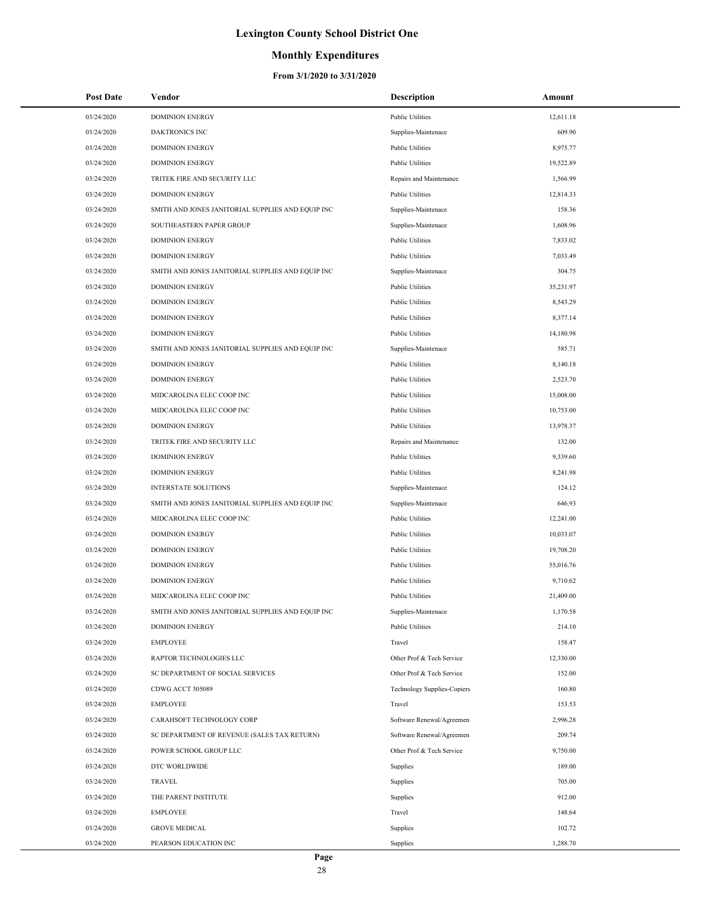# Lexington County School District One

## Monthly Expenditures

### From 3/1/2020 to 3/31/2020

| Post Date | Vendor | Description | Amount |
|---|---|---|---|
| 03/24/2020 | DOMINION ENERGY | Public Utilities | 12,611.18 |
| 03/24/2020 | DAKTRONICS INC | Supplies-Maintenace | 609.90 |
| 03/24/2020 | DOMINION ENERGY | Public Utilities | 8,975.77 |
| 03/24/2020 | DOMINION ENERGY | Public Utilities | 19,522.89 |
| 03/24/2020 | TRITEK FIRE AND SECURITY LLC | Repairs and Maintenance | 1,566.99 |
| 03/24/2020 | DOMINION ENERGY | Public Utilities | 12,814.33 |
| 03/24/2020 | SMITH AND JONES JANITORIAL SUPPLIES AND EQUIP INC | Supplies-Maintenace | 158.36 |
| 03/24/2020 | SOUTHEASTERN PAPER GROUP | Supplies-Maintenace | 1,608.96 |
| 03/24/2020 | DOMINION ENERGY | Public Utilities | 7,833.02 |
| 03/24/2020 | DOMINION ENERGY | Public Utilities | 7,033.49 |
| 03/24/2020 | SMITH AND JONES JANITORIAL SUPPLIES AND EQUIP INC | Supplies-Maintenace | 304.75 |
| 03/24/2020 | DOMINION ENERGY | Public Utilities | 35,231.97 |
| 03/24/2020 | DOMINION ENERGY | Public Utilities | 8,543.29 |
| 03/24/2020 | DOMINION ENERGY | Public Utilities | 8,377.14 |
| 03/24/2020 | DOMINION ENERGY | Public Utilities | 14,180.98 |
| 03/24/2020 | SMITH AND JONES JANITORIAL SUPPLIES AND EQUIP INC | Supplies-Maintenace | 585.71 |
| 03/24/2020 | DOMINION ENERGY | Public Utilities | 8,140.18 |
| 03/24/2020 | DOMINION ENERGY | Public Utilities | 2,523.70 |
| 03/24/2020 | MIDCAROLINA ELEC COOP INC | Public Utilities | 15,008.00 |
| 03/24/2020 | MIDCAROLINA ELEC COOP INC | Public Utilities | 10,753.00 |
| 03/24/2020 | DOMINION ENERGY | Public Utilities | 13,978.37 |
| 03/24/2020 | TRITEK FIRE AND SECURITY LLC | Repairs and Maintenance | 132.00 |
| 03/24/2020 | DOMINION ENERGY | Public Utilities | 9,339.60 |
| 03/24/2020 | DOMINION ENERGY | Public Utilities | 8,241.98 |
| 03/24/2020 | INTERSTATE SOLUTIONS | Supplies-Maintenace | 124.12 |
| 03/24/2020 | SMITH AND JONES JANITORIAL SUPPLIES AND EQUIP INC | Supplies-Maintenace | 646.93 |
| 03/24/2020 | MIDCAROLINA ELEC COOP INC | Public Utilities | 12,241.00 |
| 03/24/2020 | DOMINION ENERGY | Public Utilities | 10,033.07 |
| 03/24/2020 | DOMINION ENERGY | Public Utilities | 19,708.20 |
| 03/24/2020 | DOMINION ENERGY | Public Utilities | 55,016.76 |
| 03/24/2020 | DOMINION ENERGY | Public Utilities | 9,710.62 |
| 03/24/2020 | MIDCAROLINA ELEC COOP INC | Public Utilities | 21,409.00 |
| 03/24/2020 | SMITH AND JONES JANITORIAL SUPPLIES AND EQUIP INC | Supplies-Maintenace | 1,170.58 |
| 03/24/2020 | DOMINION ENERGY | Public Utilities | 214.10 |
| 03/24/2020 | EMPLOYEE | Travel | 158.47 |
| 03/24/2020 | RAPTOR TECHNOLOGIES LLC | Other Prof & Tech Service | 12,330.00 |
| 03/24/2020 | SC DEPARTMENT OF SOCIAL SERVICES | Other Prof & Tech Service | 152.00 |
| 03/24/2020 | CDWG ACCT 305089 | Technology Supplies-Copiers | 160.80 |
| 03/24/2020 | EMPLOYEE | Travel | 153.53 |
| 03/24/2020 | CARAHSOFT TECHNOLOGY CORP | Software Renewal/Agreemen | 2,996.28 |
| 03/24/2020 | SC DEPARTMENT OF REVENUE (SALES TAX RETURN) | Software Renewal/Agreemen | 209.74 |
| 03/24/2020 | POWER SCHOOL GROUP LLC | Other Prof & Tech Service | 9,750.00 |
| 03/24/2020 | DTC WORLDWIDE | Supplies | 189.00 |
| 03/24/2020 | TRAVEL | Supplies | 705.00 |
| 03/24/2020 | THE PARENT INSTITUTE | Supplies | 912.00 |
| 03/24/2020 | EMPLOYEE | Travel | 148.64 |
| 03/24/2020 | GROVE MEDICAL | Supplies | 102.72 |
| 03/24/2020 | PEARSON EDUCATION INC | Supplies | 1,288.70 |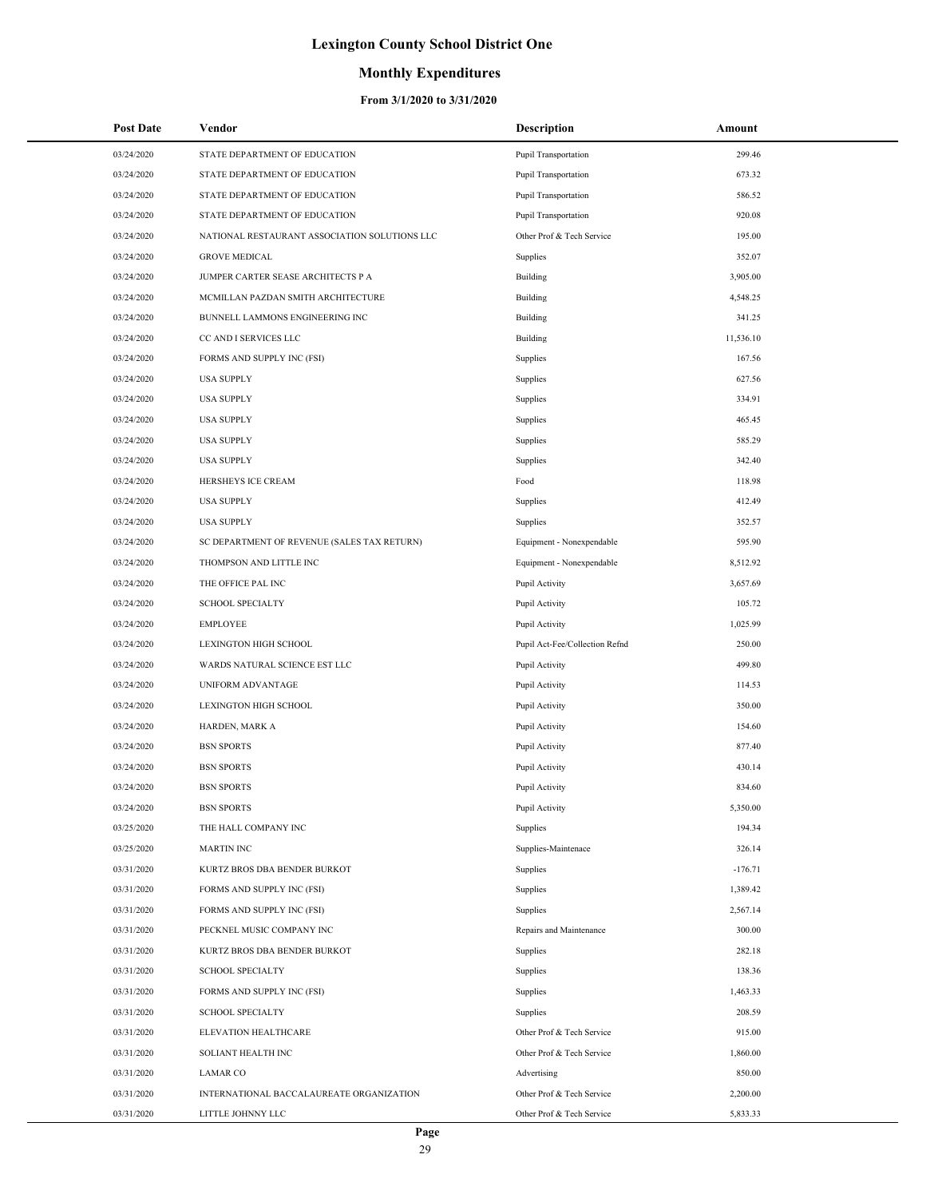# Lexington County School District One

## Monthly Expenditures

### From 3/1/2020 to 3/31/2020

| Post Date | Vendor | Description | Amount |
|---|---|---|---|
| 03/24/2020 | STATE DEPARTMENT OF EDUCATION | Pupil Transportation | 299.46 |
| 03/24/2020 | STATE DEPARTMENT OF EDUCATION | Pupil Transportation | 673.32 |
| 03/24/2020 | STATE DEPARTMENT OF EDUCATION | Pupil Transportation | 586.52 |
| 03/24/2020 | STATE DEPARTMENT OF EDUCATION | Pupil Transportation | 920.08 |
| 03/24/2020 | NATIONAL RESTAURANT ASSOCIATION SOLUTIONS LLC | Other Prof & Tech Service | 195.00 |
| 03/24/2020 | GROVE MEDICAL | Supplies | 352.07 |
| 03/24/2020 | JUMPER CARTER SEASE ARCHITECTS P A | Building | 3,905.00 |
| 03/24/2020 | MCMILLAN PAZDAN SMITH ARCHITECTURE | Building | 4,548.25 |
| 03/24/2020 | BUNNELL LAMMONS ENGINEERING INC | Building | 341.25 |
| 03/24/2020 | CC AND I SERVICES LLC | Building | 11,536.10 |
| 03/24/2020 | FORMS AND SUPPLY INC (FSI) | Supplies | 167.56 |
| 03/24/2020 | USA SUPPLY | Supplies | 627.56 |
| 03/24/2020 | USA SUPPLY | Supplies | 334.91 |
| 03/24/2020 | USA SUPPLY | Supplies | 465.45 |
| 03/24/2020 | USA SUPPLY | Supplies | 585.29 |
| 03/24/2020 | USA SUPPLY | Supplies | 342.40 |
| 03/24/2020 | HERSHEYS ICE CREAM | Food | 118.98 |
| 03/24/2020 | USA SUPPLY | Supplies | 412.49 |
| 03/24/2020 | USA SUPPLY | Supplies | 352.57 |
| 03/24/2020 | SC DEPARTMENT OF REVENUE (SALES TAX RETURN) | Equipment - Nonexpendable | 595.90 |
| 03/24/2020 | THOMPSON AND LITTLE INC | Equipment - Nonexpendable | 8,512.92 |
| 03/24/2020 | THE OFFICE PAL INC | Pupil Activity | 3,657.69 |
| 03/24/2020 | SCHOOL SPECIALTY | Pupil Activity | 105.72 |
| 03/24/2020 | EMPLOYEE | Pupil Activity | 1,025.99 |
| 03/24/2020 | LEXINGTON HIGH SCHOOL | Pupil Act-Fee/Collection Refnd | 250.00 |
| 03/24/2020 | WARDS NATURAL SCIENCE EST LLC | Pupil Activity | 499.80 |
| 03/24/2020 | UNIFORM ADVANTAGE | Pupil Activity | 114.53 |
| 03/24/2020 | LEXINGTON HIGH SCHOOL | Pupil Activity | 350.00 |
| 03/24/2020 | HARDEN, MARK A | Pupil Activity | 154.60 |
| 03/24/2020 | BSN SPORTS | Pupil Activity | 877.40 |
| 03/24/2020 | BSN SPORTS | Pupil Activity | 430.14 |
| 03/24/2020 | BSN SPORTS | Pupil Activity | 834.60 |
| 03/24/2020 | BSN SPORTS | Pupil Activity | 5,350.00 |
| 03/25/2020 | THE HALL COMPANY INC | Supplies | 194.34 |
| 03/25/2020 | MARTIN INC | Supplies-Maintenace | 326.14 |
| 03/31/2020 | KURTZ BROS DBA BENDER BURKOT | Supplies | -176.71 |
| 03/31/2020 | FORMS AND SUPPLY INC (FSI) | Supplies | 1,389.42 |
| 03/31/2020 | FORMS AND SUPPLY INC (FSI) | Supplies | 2,567.14 |
| 03/31/2020 | PECKNEL MUSIC COMPANY INC | Repairs and Maintenance | 300.00 |
| 03/31/2020 | KURTZ BROS DBA BENDER BURKOT | Supplies | 282.18 |
| 03/31/2020 | SCHOOL SPECIALTY | Supplies | 138.36 |
| 03/31/2020 | FORMS AND SUPPLY INC (FSI) | Supplies | 1,463.33 |
| 03/31/2020 | SCHOOL SPECIALTY | Supplies | 208.59 |
| 03/31/2020 | ELEVATION HEALTHCARE | Other Prof & Tech Service | 915.00 |
| 03/31/2020 | SOLIANT HEALTH INC | Other Prof & Tech Service | 1,860.00 |
| 03/31/2020 | LAMAR CO | Advertising | 850.00 |
| 03/31/2020 | INTERNATIONAL BACCALAUREATE ORGANIZATION | Other Prof & Tech Service | 2,200.00 |
| 03/31/2020 | LITTLE JOHNNY LLC | Other Prof & Tech Service | 5,833.33 |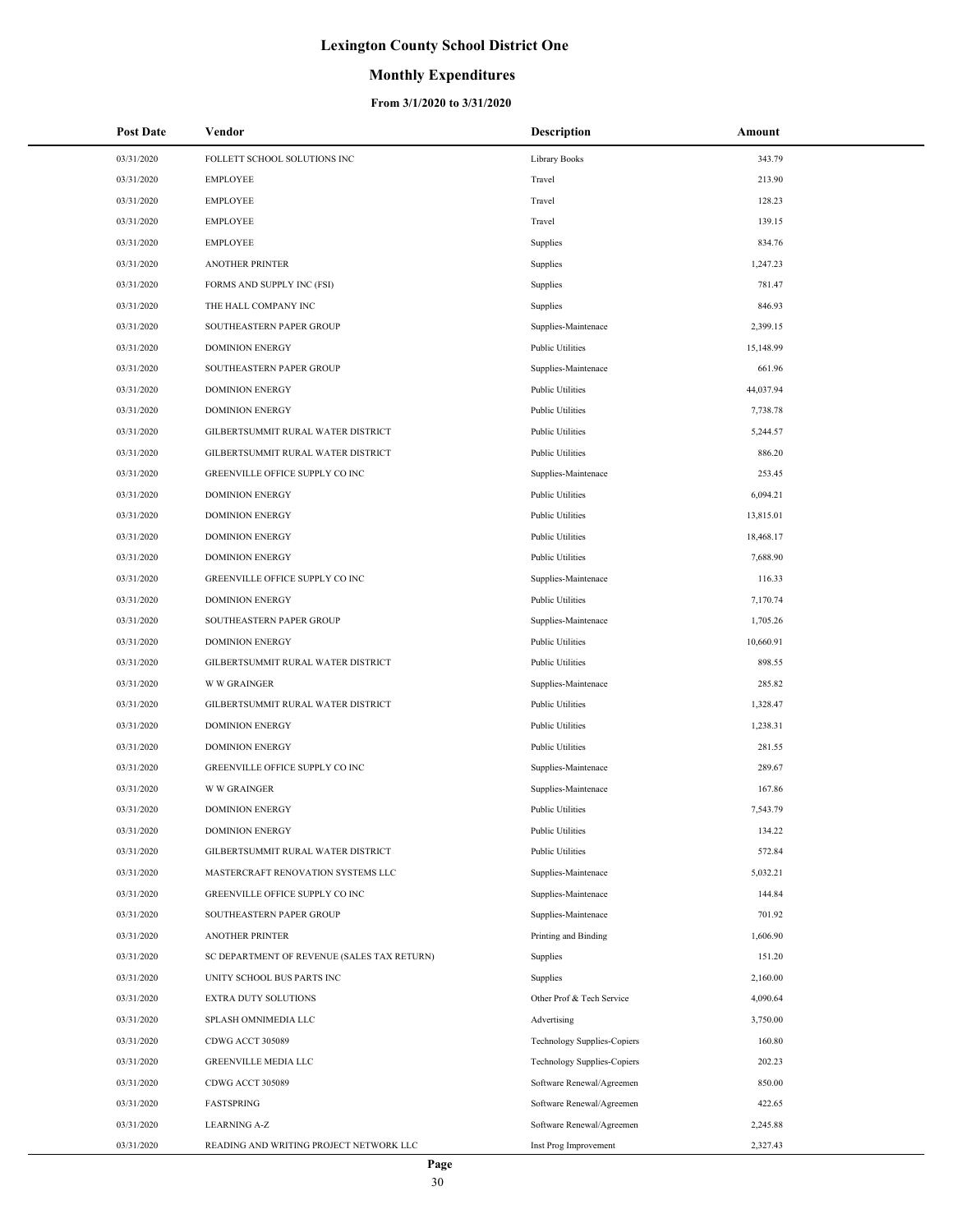# Lexington County School District One

## Monthly Expenditures

### From 3/1/2020 to 3/31/2020

| Post Date | Vendor | Description | Amount |
|---|---|---|---|
| 03/31/2020 | FOLLETT SCHOOL SOLUTIONS INC | Library Books | 343.79 |
| 03/31/2020 | EMPLOYEE | Travel | 213.90 |
| 03/31/2020 | EMPLOYEE | Travel | 128.23 |
| 03/31/2020 | EMPLOYEE | Travel | 139.15 |
| 03/31/2020 | EMPLOYEE | Supplies | 834.76 |
| 03/31/2020 | ANOTHER PRINTER | Supplies | 1,247.23 |
| 03/31/2020 | FORMS AND SUPPLY INC (FSI) | Supplies | 781.47 |
| 03/31/2020 | THE HALL COMPANY INC | Supplies | 846.93 |
| 03/31/2020 | SOUTHEASTERN PAPER GROUP | Supplies-Maintenace | 2,399.15 |
| 03/31/2020 | DOMINION ENERGY | Public Utilities | 15,148.99 |
| 03/31/2020 | SOUTHEASTERN PAPER GROUP | Supplies-Maintenace | 661.96 |
| 03/31/2020 | DOMINION ENERGY | Public Utilities | 44,037.94 |
| 03/31/2020 | DOMINION ENERGY | Public Utilities | 7,738.78 |
| 03/31/2020 | GILBERTSUMMIT RURAL WATER DISTRICT | Public Utilities | 5,244.57 |
| 03/31/2020 | GILBERTSUMMIT RURAL WATER DISTRICT | Public Utilities | 886.20 |
| 03/31/2020 | GREENVILLE OFFICE SUPPLY CO INC | Supplies-Maintenace | 253.45 |
| 03/31/2020 | DOMINION ENERGY | Public Utilities | 6,094.21 |
| 03/31/2020 | DOMINION ENERGY | Public Utilities | 13,815.01 |
| 03/31/2020 | DOMINION ENERGY | Public Utilities | 18,468.17 |
| 03/31/2020 | DOMINION ENERGY | Public Utilities | 7,688.90 |
| 03/31/2020 | GREENVILLE OFFICE SUPPLY CO INC | Supplies-Maintenace | 116.33 |
| 03/31/2020 | DOMINION ENERGY | Public Utilities | 7,170.74 |
| 03/31/2020 | SOUTHEASTERN PAPER GROUP | Supplies-Maintenace | 1,705.26 |
| 03/31/2020 | DOMINION ENERGY | Public Utilities | 10,660.91 |
| 03/31/2020 | GILBERTSUMMIT RURAL WATER DISTRICT | Public Utilities | 898.55 |
| 03/31/2020 | W W GRAINGER | Supplies-Maintenace | 285.82 |
| 03/31/2020 | GILBERTSUMMIT RURAL WATER DISTRICT | Public Utilities | 1,328.47 |
| 03/31/2020 | DOMINION ENERGY | Public Utilities | 1,238.31 |
| 03/31/2020 | DOMINION ENERGY | Public Utilities | 281.55 |
| 03/31/2020 | GREENVILLE OFFICE SUPPLY CO INC | Supplies-Maintenace | 289.67 |
| 03/31/2020 | W W GRAINGER | Supplies-Maintenace | 167.86 |
| 03/31/2020 | DOMINION ENERGY | Public Utilities | 7,543.79 |
| 03/31/2020 | DOMINION ENERGY | Public Utilities | 134.22 |
| 03/31/2020 | GILBERTSUMMIT RURAL WATER DISTRICT | Public Utilities | 572.84 |
| 03/31/2020 | MASTERCRAFT RENOVATION SYSTEMS LLC | Supplies-Maintenace | 5,032.21 |
| 03/31/2020 | GREENVILLE OFFICE SUPPLY CO INC | Supplies-Maintenace | 144.84 |
| 03/31/2020 | SOUTHEASTERN PAPER GROUP | Supplies-Maintenace | 701.92 |
| 03/31/2020 | ANOTHER PRINTER | Printing and Binding | 1,606.90 |
| 03/31/2020 | SC DEPARTMENT OF REVENUE (SALES TAX RETURN) | Supplies | 151.20 |
| 03/31/2020 | UNITY SCHOOL BUS PARTS INC | Supplies | 2,160.00 |
| 03/31/2020 | EXTRA DUTY SOLUTIONS | Other Prof & Tech Service | 4,090.64 |
| 03/31/2020 | SPLASH OMNIMEDIA LLC | Advertising | 3,750.00 |
| 03/31/2020 | CDWG ACCT 305089 | Technology Supplies-Copiers | 160.80 |
| 03/31/2020 | GREENVILLE MEDIA LLC | Technology Supplies-Copiers | 202.23 |
| 03/31/2020 | CDWG ACCT 305089 | Software Renewal/Agreemen | 850.00 |
| 03/31/2020 | FASTSPRING | Software Renewal/Agreemen | 422.65 |
| 03/31/2020 | LEARNING A-Z | Software Renewal/Agreemen | 2,245.88 |
| 03/31/2020 | READING AND WRITING PROJECT NETWORK LLC | Inst Prog Improvement | 2,327.43 |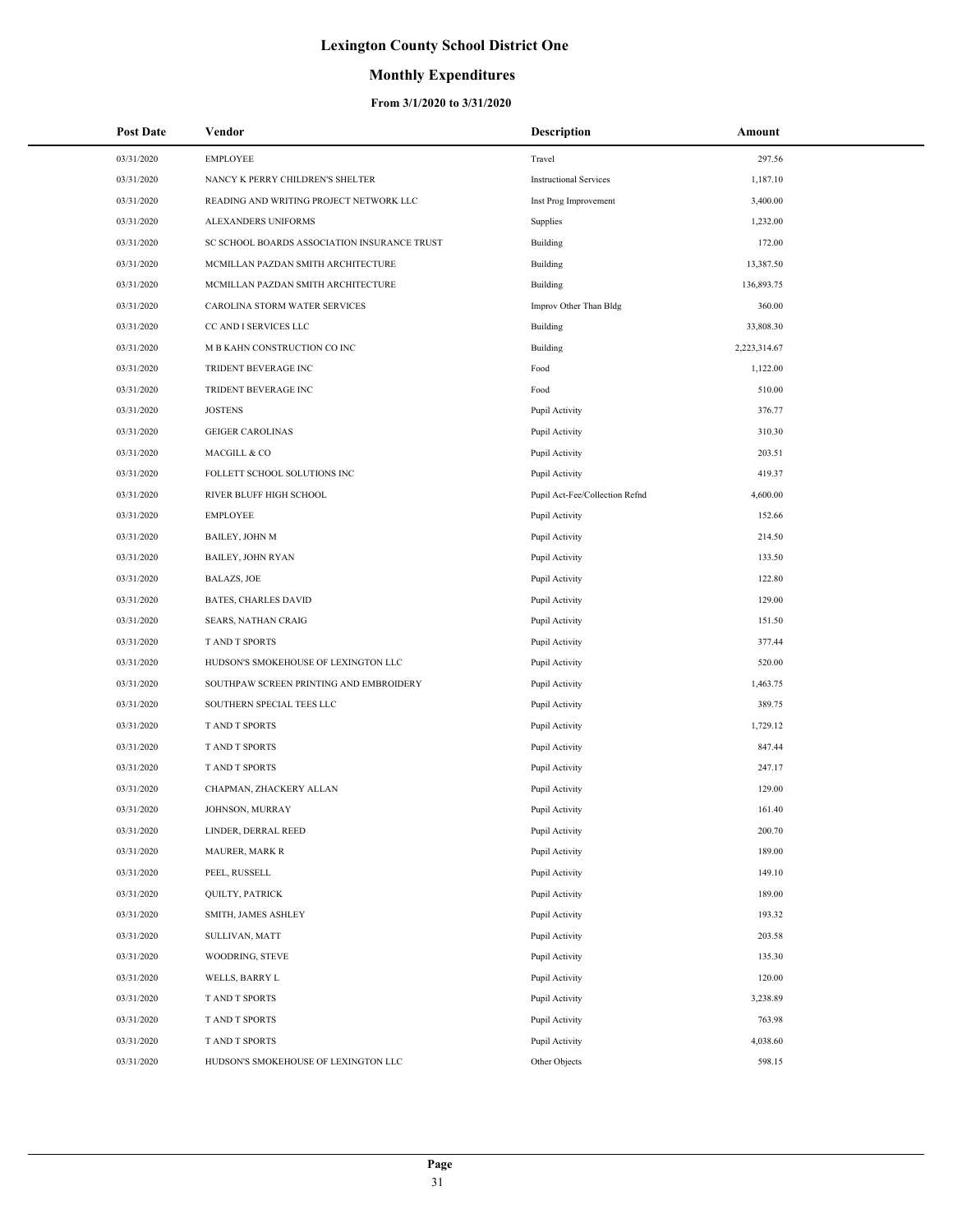# Lexington County School District One

## Monthly Expenditures

### From 3/1/2020 to 3/31/2020

| Post Date | Vendor | Description | Amount |
|---|---|---|---|
| 03/31/2020 | EMPLOYEE | Travel | 297.56 |
| 03/31/2020 | NANCY K PERRY CHILDREN'S SHELTER | Instructional Services | 1,187.10 |
| 03/31/2020 | READING AND WRITING PROJECT NETWORK LLC | Inst Prog Improvement | 3,400.00 |
| 03/31/2020 | ALEXANDERS UNIFORMS | Supplies | 1,232.00 |
| 03/31/2020 | SC SCHOOL BOARDS ASSOCIATION INSURANCE TRUST | Building | 172.00 |
| 03/31/2020 | MCMILLAN PAZDAN SMITH ARCHITECTURE | Building | 13,387.50 |
| 03/31/2020 | MCMILLAN PAZDAN SMITH ARCHITECTURE | Building | 136,893.75 |
| 03/31/2020 | CAROLINA STORM WATER SERVICES | Improv Other Than Bldg | 360.00 |
| 03/31/2020 | CC AND I SERVICES LLC | Building | 33,808.30 |
| 03/31/2020 | M B KAHN CONSTRUCTION CO INC | Building | 2,223,314.67 |
| 03/31/2020 | TRIDENT BEVERAGE INC | Food | 1,122.00 |
| 03/31/2020 | TRIDENT BEVERAGE INC | Food | 510.00 |
| 03/31/2020 | JOSTENS | Pupil Activity | 376.77 |
| 03/31/2020 | GEIGER CAROLINAS | Pupil Activity | 310.30 |
| 03/31/2020 | MACGILL & CO | Pupil Activity | 203.51 |
| 03/31/2020 | FOLLETT SCHOOL SOLUTIONS INC | Pupil Activity | 419.37 |
| 03/31/2020 | RIVER BLUFF HIGH SCHOOL | Pupil Act-Fee/Collection Refnd | 4,600.00 |
| 03/31/2020 | EMPLOYEE | Pupil Activity | 152.66 |
| 03/31/2020 | BAILEY, JOHN M | Pupil Activity | 214.50 |
| 03/31/2020 | BAILEY, JOHN RYAN | Pupil Activity | 133.50 |
| 03/31/2020 | BALAZS, JOE | Pupil Activity | 122.80 |
| 03/31/2020 | BATES, CHARLES DAVID | Pupil Activity | 129.00 |
| 03/31/2020 | SEARS, NATHAN CRAIG | Pupil Activity | 151.50 |
| 03/31/2020 | T AND T SPORTS | Pupil Activity | 377.44 |
| 03/31/2020 | HUDSON'S SMOKEHOUSE OF LEXINGTON LLC | Pupil Activity | 520.00 |
| 03/31/2020 | SOUTHPAW SCREEN PRINTING AND EMBROIDERY | Pupil Activity | 1,463.75 |
| 03/31/2020 | SOUTHERN SPECIAL TEES LLC | Pupil Activity | 389.75 |
| 03/31/2020 | T AND T SPORTS | Pupil Activity | 1,729.12 |
| 03/31/2020 | T AND T SPORTS | Pupil Activity | 847.44 |
| 03/31/2020 | T AND T SPORTS | Pupil Activity | 247.17 |
| 03/31/2020 | CHAPMAN, ZHACKERY ALLAN | Pupil Activity | 129.00 |
| 03/31/2020 | JOHNSON, MURRAY | Pupil Activity | 161.40 |
| 03/31/2020 | LINDER, DERRAL REED | Pupil Activity | 200.70 |
| 03/31/2020 | MAURER, MARK R | Pupil Activity | 189.00 |
| 03/31/2020 | PEEL, RUSSELL | Pupil Activity | 149.10 |
| 03/31/2020 | QUILTY, PATRICK | Pupil Activity | 189.00 |
| 03/31/2020 | SMITH, JAMES ASHLEY | Pupil Activity | 193.32 |
| 03/31/2020 | SULLIVAN, MATT | Pupil Activity | 203.58 |
| 03/31/2020 | WOODRING, STEVE | Pupil Activity | 135.30 |
| 03/31/2020 | WELLS, BARRY L | Pupil Activity | 120.00 |
| 03/31/2020 | T AND T SPORTS | Pupil Activity | 3,238.89 |
| 03/31/2020 | T AND T SPORTS | Pupil Activity | 763.98 |
| 03/31/2020 | T AND T SPORTS | Pupil Activity | 4,038.60 |
| 03/31/2020 | HUDSON'S SMOKEHOUSE OF LEXINGTON LLC | Other Objects | 598.15 |